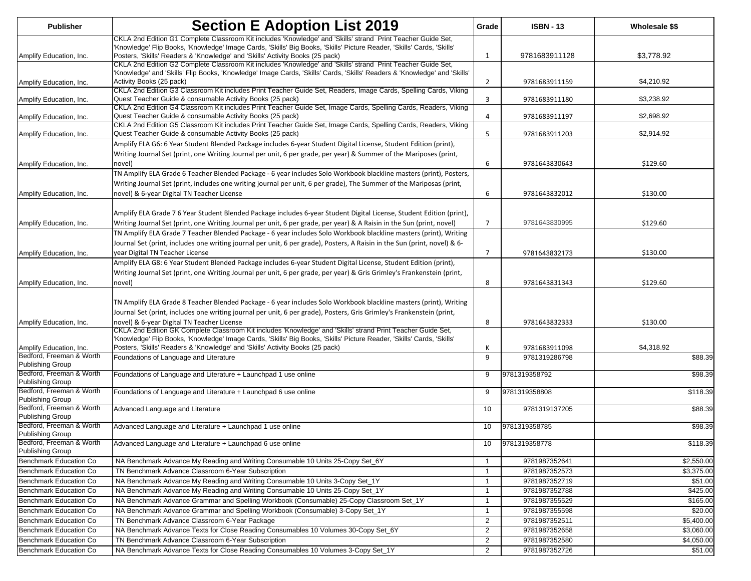| Publisher | Section E Adoption List 2019 | Grade | ISBN - 13 | Wholesale $$ |
|---|---|---|---|---|
| Amplify Education, Inc. | CKLA 2nd Edition G1 Complete Classroom Kit includes 'Knowledge' and 'Skills' strand Print Teacher Guide Set, 'Knowledge' Flip Books, 'Knowledge' Image Cards, 'Skills' Big Books, 'Skills' Picture Reader, 'Skills' Cards, 'Skills' Posters, 'Skills' Readers & 'Knowledge' and 'Skills' Activity Books (25 pack) | 1 | 9781683911128 | $3,778.92 |
| Amplify Education, Inc. | CKLA 2nd Edition G2 Complete Classroom Kit includes 'Knowledge' and 'Skills' strand Print Teacher Guide Set, 'Knowledge' and 'Skills' Flip Books, 'Knowledge' Image Cards, 'Skills' Cards, 'Skills' Readers & 'Knowledge' and 'Skills' Activity Books (25 pack) | 2 | 9781683911159 | $4,210.92 |
| Amplify Education, Inc. | CKLA 2nd Edition G3 Classroom Kit includes Print Teacher Guide Set, Readers, Image Cards, Spelling Cards, Viking Quest Teacher Guide & consumable Activity Books (25 pack) | 3 | 9781683911180 | $3,238.92 |
| Amplify Education, Inc. | CKLA 2nd Edition G4 Classroom Kit includes Print Teacher Guide Set, Image Cards, Spelling Cards, Readers, Viking Quest Teacher Guide & consumable Activity Books (25 pack) | 4 | 9781683911197 | $2,698.92 |
| Amplify Education, Inc. | CKLA 2nd Edition G5 Classroom Kit includes Print Teacher Guide Set, Image Cards, Spelling Cards, Readers, Viking Quest Teacher Guide & consumable Activity Books (25 pack) | 5 | 9781683911203 | $2,914.92 |
| Amplify Education, Inc. | Amplify ELA G6: 6 Year Student Blended Package includes 6-year Student Digital License, Student Edition (print), Writing Journal Set (print, one Writing Journal per unit, 6 per grade, per year) & Summer of the Mariposes (print, novel) | 6 | 9781643830643 | $129.60 |
| Amplify Education, Inc. | TN Amplify ELA Grade 6 Teacher Blended Package - 6 year includes Solo Workbook blackline masters (print), Posters, Writing Journal Set (print, includes one writing journal per unit, 6 per grade), The Summer of the Mariposas (print, novel) & 6-year Digital TN Teacher License | 6 | 9781643832012 | $130.00 |
| Amplify Education, Inc. | Amplify ELA Grade 7 6 Year Student Blended Package includes 6-year Student Digital License, Student Edition (print), Writing Journal Set (print, one Writing Journal per unit, 6 per grade, per year) & A Raisin in the Sun (print, novel) | 7 | 9781643830995 | $129.60 |
| Amplify Education, Inc. | TN Amplify ELA Grade 7 Teacher Blended Package - 6 year includes Solo Workbook blackline masters (print), Writing Journal Set (print, includes one writing journal per unit, 6 per grade), Posters, A Raisin in the Sun (print, novel) & 6-year Digital TN Teacher License | 7 | 9781643832173 | $130.00 |
| Amplify Education, Inc. | Amplify ELA G8: 6 Year Student Blended Package includes 6-year Student Digital License, Student Edition (print), Writing Journal Set (print, one Writing Journal per unit, 6 per grade, per year) & Gris Grimley's Frankenstein (print, novel) | 8 | 9781643831343 | $129.60 |
| Amplify Education, Inc. | TN Amplify ELA Grade 8 Teacher Blended Package - 6 year includes Solo Workbook blackline masters (print), Writing Journal Set (print, includes one writing journal per unit, 6 per grade), Posters, Gris Grimley's Frankenstein (print, novel) & 6-year Digital TN Teacher License | 8 | 9781643832333 | $130.00 |
| Amplify Education, Inc. | CKLA 2nd Edition GK Complete Classroom Kit includes 'Knowledge' and 'Skills' strand Print Teacher Guide Set, 'Knowledge' Flip Books, 'Knowledge' Image Cards, 'Skills' Big Books, 'Skills' Picture Reader, 'Skills' Cards, 'Skills' Posters, 'Skills' Readers & 'Knowledge' and 'Skills' Activity Books (25 pack) | K | 9781683911098 | $4,318.92 |
| Bedford, Freeman & Worth Publishing Group | Foundations of Language and Literature | 9 | 9781319286798 | $88.39 |
| Bedford, Freeman & Worth Publishing Group | Foundations of Language and Literature + Launchpad 1 use online | 9 | 9781319358792 | $98.39 |
| Bedford, Freeman & Worth Publishing Group | Foundations of Language and Literature + Launchpad 6 use online | 9 | 9781319358808 | $118.39 |
| Bedford, Freeman & Worth Publishing Group | Advanced Language and Literature | 10 | 9781319137205 | $88.39 |
| Bedford, Freeman & Worth Publishing Group | Advanced Language and Literature + Launchpad 1 use online | 10 | 9781319358785 | $98.39 |
| Bedford, Freeman & Worth Publishing Group | Advanced Language and Literature + Launchpad 6 use online | 10 | 9781319358778 | $118.39 |
| Benchmark Education Co | NA Benchmark Advance My Reading and Writing Consumable 10 Units 25-Copy Set_6Y | 1 | 9781987352641 | $2,550.00 |
| Benchmark Education Co | TN Benchmark Advance Classroom 6-Year Subscription | 1 | 9781987352573 | $3,375.00 |
| Benchmark Education Co | NA Benchmark Advance My Reading and Writing Consumable 10 Units 3-Copy Set_1Y | 1 | 9781987352719 | $51.00 |
| Benchmark Education Co | NA Benchmark Advance My Reading and Writing Consumable 10 Units 25-Copy Set_1Y | 1 | 9781987352788 | $425.00 |
| Benchmark Education Co | NA Benchmark Advance Grammar and Spelling Workbook (Consumable) 25-Copy Classroom Set_1Y | 1 | 9781987355529 | $165.00 |
| Benchmark Education Co | NA Benchmark Advance Grammar and Spelling Workbook (Consumable) 3-Copy Set_1Y | 1 | 9781987355598 | $20.00 |
| Benchmark Education Co | TN Benchmark Advance Classroom 6-Year Package | 2 | 9781987352511 | $5,400.00 |
| Benchmark Education Co | NA Benchmark Advance Texts for Close Reading Consumables 10 Volumes 30-Copy Set_6Y | 2 | 9781987352658 | $3,060.00 |
| Benchmark Education Co | TN Benchmark Advance Classroom 6-Year Subscription | 2 | 9781987352580 | $4,050.00 |
| Benchmark Education Co | NA Benchmark Advance Texts for Close Reading Consumables 10 Volumes 3-Copy Set_1Y | 2 | 9781987352726 | $51.00 |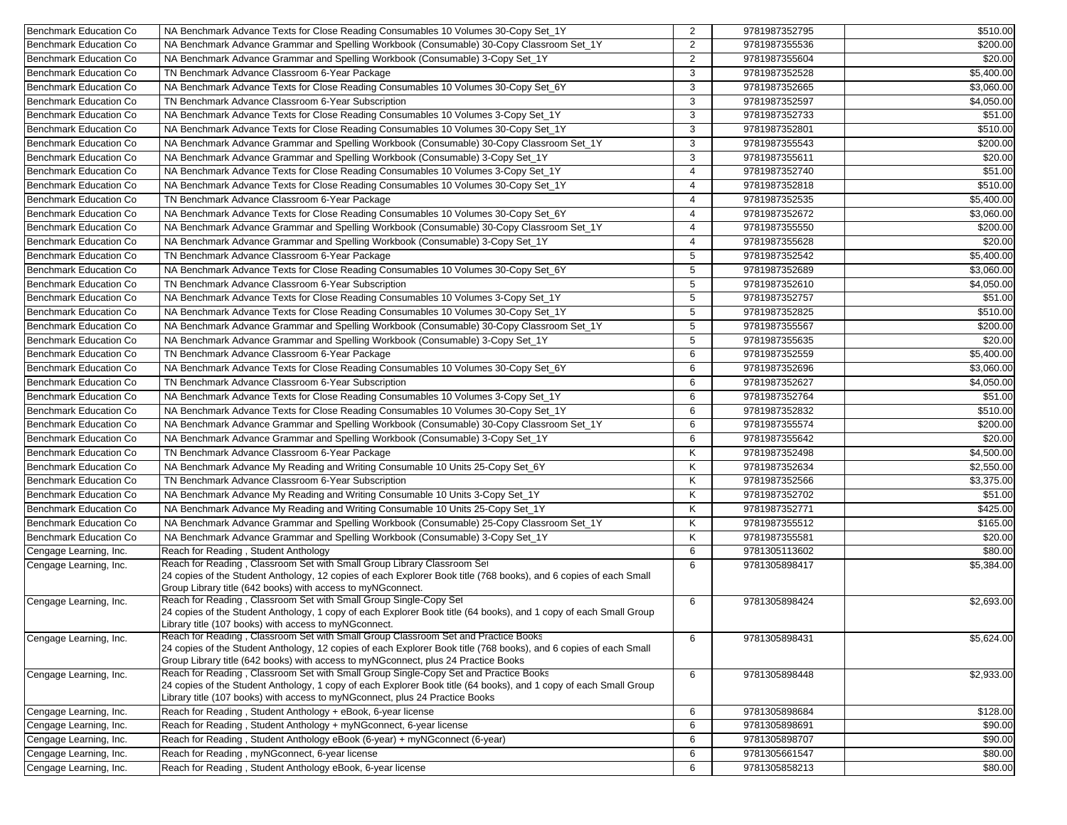| Benchmark Education Co | NA Benchmark Advance Texts for Close Reading Consumables 10 Volumes 30-Copy Set_1Y | 2 | 9781987352795 | $510.00 |
|---|---|---|---|---|
| Benchmark Education Co | NA Benchmark Advance Grammar and Spelling Workbook (Consumable) 30-Copy Classroom Set_1Y | 2 | 9781987355536 | $200.00 |
| Benchmark Education Co | NA Benchmark Advance Grammar and Spelling Workbook (Consumable) 3-Copy Set_1Y | 2 | 9781987355604 | $20.00 |
| Benchmark Education Co | TN Benchmark Advance Classroom 6-Year Package | 3 | 9781987352528 | $5,400.00 |
| Benchmark Education Co | NA Benchmark Advance Texts for Close Reading Consumables 10 Volumes 30-Copy Set_6Y | 3 | 9781987352665 | $3,060.00 |
| Benchmark Education Co | TN Benchmark Advance Classroom 6-Year Subscription | 3 | 9781987352597 | $4,050.00 |
| Benchmark Education Co | NA Benchmark Advance Texts for Close Reading Consumables 10 Volumes 3-Copy Set_1Y | 3 | 9781987352733 | $51.00 |
| Benchmark Education Co | NA Benchmark Advance Texts for Close Reading Consumables 10 Volumes 30-Copy Set_1Y | 3 | 9781987352801 | $510.00 |
| Benchmark Education Co | NA Benchmark Advance Grammar and Spelling Workbook (Consumable) 30-Copy Classroom Set_1Y | 3 | 9781987355543 | $200.00 |
| Benchmark Education Co | NA Benchmark Advance Grammar and Spelling Workbook (Consumable) 3-Copy Set_1Y | 3 | 9781987355611 | $20.00 |
| Benchmark Education Co | NA Benchmark Advance Texts for Close Reading Consumables 10 Volumes 3-Copy Set_1Y | 4 | 9781987352740 | $51.00 |
| Benchmark Education Co | NA Benchmark Advance Texts for Close Reading Consumables 10 Volumes 30-Copy Set_1Y | 4 | 9781987352818 | $510.00 |
| Benchmark Education Co | TN Benchmark Advance Classroom 6-Year Package | 4 | 9781987352535 | $5,400.00 |
| Benchmark Education Co | NA Benchmark Advance Texts for Close Reading Consumables 10 Volumes 30-Copy Set_6Y | 4 | 9781987352672 | $3,060.00 |
| Benchmark Education Co | NA Benchmark Advance Grammar and Spelling Workbook (Consumable) 30-Copy Classroom Set_1Y | 4 | 9781987355550 | $200.00 |
| Benchmark Education Co | NA Benchmark Advance Grammar and Spelling Workbook (Consumable) 3-Copy Set_1Y | 4 | 9781987355628 | $20.00 |
| Benchmark Education Co | TN Benchmark Advance Classroom 6-Year Package | 5 | 9781987352542 | $5,400.00 |
| Benchmark Education Co | NA Benchmark Advance Texts for Close Reading Consumables 10 Volumes 30-Copy Set_6Y | 5 | 9781987352689 | $3,060.00 |
| Benchmark Education Co | TN Benchmark Advance Classroom 6-Year Subscription | 5 | 9781987352610 | $4,050.00 |
| Benchmark Education Co | NA Benchmark Advance Texts for Close Reading Consumables 10 Volumes 3-Copy Set_1Y | 5 | 9781987352757 | $51.00 |
| Benchmark Education Co | NA Benchmark Advance Texts for Close Reading Consumables 10 Volumes 30-Copy Set_1Y | 5 | 9781987352825 | $510.00 |
| Benchmark Education Co | NA Benchmark Advance Grammar and Spelling Workbook (Consumable) 30-Copy Classroom Set_1Y | 5 | 9781987355567 | $200.00 |
| Benchmark Education Co | NA Benchmark Advance Grammar and Spelling Workbook (Consumable) 3-Copy Set_1Y | 5 | 9781987355635 | $20.00 |
| Benchmark Education Co | TN Benchmark Advance Classroom 6-Year Package | 6 | 9781987352559 | $5,400.00 |
| Benchmark Education Co | NA Benchmark Advance Texts for Close Reading Consumables 10 Volumes 30-Copy Set_6Y | 6 | 9781987352696 | $3,060.00 |
| Benchmark Education Co | TN Benchmark Advance Classroom 6-Year Subscription | 6 | 9781987352627 | $4,050.00 |
| Benchmark Education Co | NA Benchmark Advance Texts for Close Reading Consumables 10 Volumes 3-Copy Set_1Y | 6 | 9781987352764 | $51.00 |
| Benchmark Education Co | NA Benchmark Advance Texts for Close Reading Consumables 10 Volumes 30-Copy Set_1Y | 6 | 9781987352832 | $510.00 |
| Benchmark Education Co | NA Benchmark Advance Grammar and Spelling Workbook (Consumable) 30-Copy Classroom Set_1Y | 6 | 9781987355574 | $200.00 |
| Benchmark Education Co | NA Benchmark Advance Grammar and Spelling Workbook (Consumable) 3-Copy Set_1Y | 6 | 9781987355642 | $20.00 |
| Benchmark Education Co | TN Benchmark Advance Classroom 6-Year Package | K | 9781987352498 | $4,500.00 |
| Benchmark Education Co | NA Benchmark Advance My Reading and Writing Consumable 10 Units 25-Copy Set_6Y | K | 9781987352634 | $2,550.00 |
| Benchmark Education Co | TN Benchmark Advance Classroom 6-Year Subscription | K | 9781987352566 | $3,375.00 |
| Benchmark Education Co | NA Benchmark Advance My Reading and Writing Consumable 10 Units 3-Copy Set_1Y | K | 9781987352702 | $51.00 |
| Benchmark Education Co | NA Benchmark Advance My Reading and Writing Consumable 10 Units 25-Copy Set_1Y | K | 9781987352771 | $425.00 |
| Benchmark Education Co | NA Benchmark Advance Grammar and Spelling Workbook (Consumable) 25-Copy Classroom Set_1Y | K | 9781987355512 | $165.00 |
| Benchmark Education Co | NA Benchmark Advance Grammar and Spelling Workbook (Consumable) 3-Copy Set_1Y | K | 9781987355581 | $20.00 |
| Cengage Learning, Inc. | Reach for Reading , Student Anthology | 6 | 9781305113602 | $80.00 |
| Cengage Learning, Inc. | Reach for Reading , Classroom Set with Small Group Library Classroom Set<br>24 copies of the Student Anthology, 12 copies of each Explorer Book title (768 books), and 6 copies of each Small Group Library title (642 books) with access to myNGconnect. | 6 | 9781305898417 | $5,384.00 |
| Cengage Learning, Inc. | Reach for Reading , Classroom Set with Small Group Single-Copy Set<br>24 copies of the Student Anthology, 1 copy of each Explorer Book title (64 books), and 1 copy of each Small Group Library title (107 books) with access to myNGconnect. | 6 | 9781305898424 | $2,693.00 |
| Cengage Learning, Inc. | Reach for Reading , Classroom Set with Small Group Classroom Set and Practice Books<br>24 copies of the Student Anthology, 12 copies of each Explorer Book title (768 books), and 6 copies of each Small Group Library title (642 books) with access to myNGconnect, plus 24 Practice Books | 6 | 9781305898431 | $5,624.00 |
| Cengage Learning, Inc. | Reach for Reading , Classroom Set with Small Group Single-Copy Set and Practice Books<br>24 copies of the Student Anthology, 1 copy of each Explorer Book title (64 books), and 1 copy of each Small Group Library title (107 books) with access to myNGconnect, plus 24 Practice Books | 6 | 9781305898448 | $2,933.00 |
| Cengage Learning, Inc. | Reach for Reading , Student Anthology + eBook, 6-year license | 6 | 9781305898684 | $128.00 |
| Cengage Learning, Inc. | Reach for Reading , Student Anthology + myNGconnect, 6-year license | 6 | 9781305898691 | $90.00 |
| Cengage Learning, Inc. | Reach for Reading , Student Anthology eBook (6-year) + myNGconnect (6-year) | 6 | 9781305898707 | $90.00 |
| Cengage Learning, Inc. | Reach for Reading , myNGconnect, 6-year license | 6 | 9781305661547 | $80.00 |
| Cengage Learning, Inc. | Reach for Reading , Student Anthology eBook, 6-year license | 6 | 9781305858213 | $80.00 |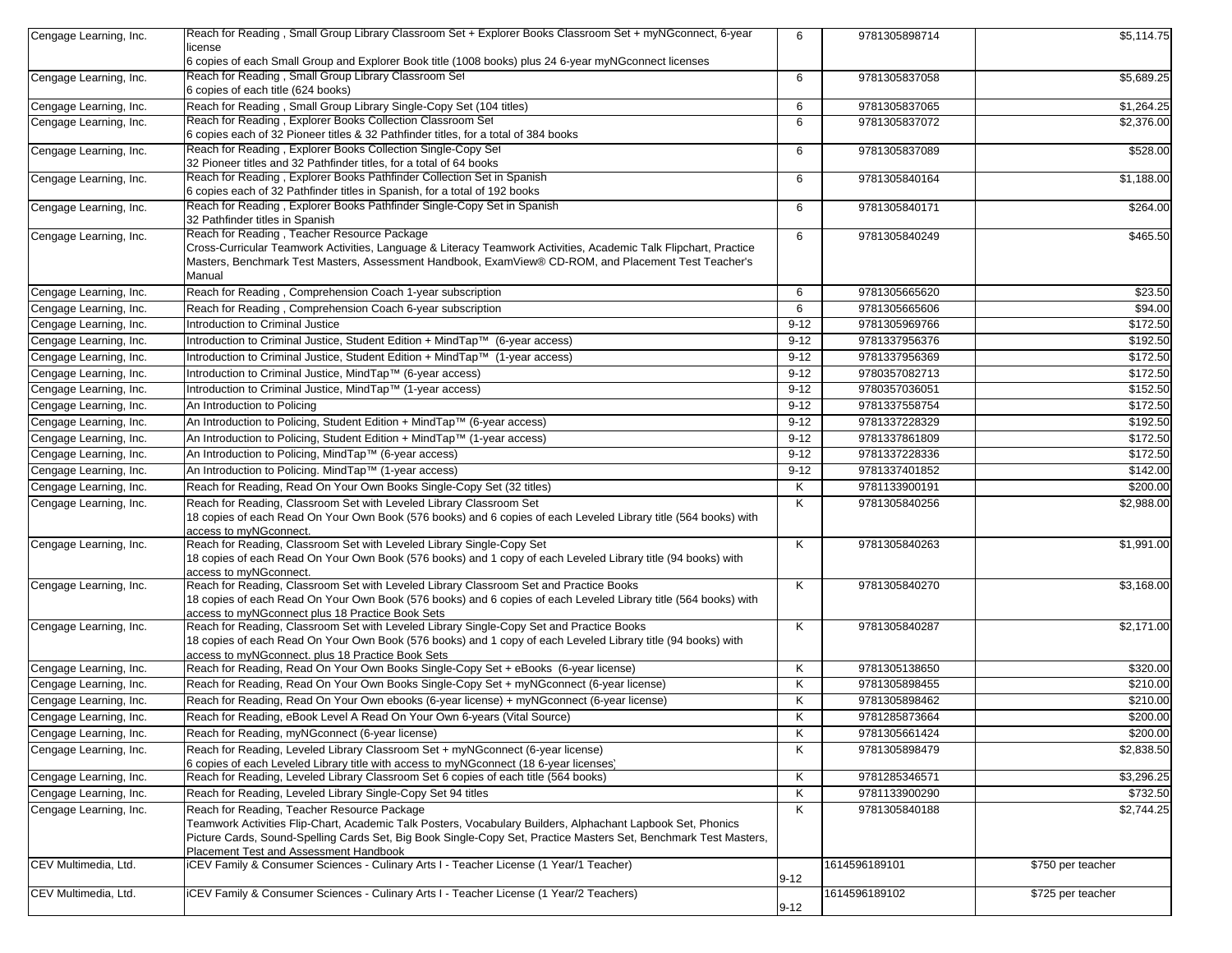| | | | | |
|---|---|---|---|---|
| Cengage Learning, Inc. | Reach for Reading , Small Group Library Classroom Set + Explorer Books Classroom Set + myNGconnect, 6-year license<br>6 copies of each Small Group and Explorer Book title (1008 books) plus 24 6-year myNGconnect licenses | 6 | 9781305898714 | $5,114.75 |
| Cengage Learning, Inc. | Reach for Reading , Small Group Library Classroom Set<br>6 copies of each title (624 books) | 6 | 9781305837058 | $5,689.25 |
| Cengage Learning, Inc. | Reach for Reading , Small Group Library Single-Copy Set (104 titles) | 6 | 9781305837065 | $1,264.25 |
| Cengage Learning, Inc. | Reach for Reading , Explorer Books Collection Classroom Set<br>6 copies each of 32 Pioneer titles & 32 Pathfinder titles, for a total of 384 books | 6 | 9781305837072 | $2,376.00 |
| Cengage Learning, Inc. | Reach for Reading , Explorer Books Collection Single-Copy Set<br>32 Pioneer titles and 32 Pathfinder titles, for a total of 64 books | 6 | 9781305837089 | $528.00 |
| Cengage Learning, Inc. | Reach for Reading , Explorer Books Pathfinder Collection Set in Spanish<br>6 copies each of 32 Pathfinder titles in Spanish, for a total of 192 books | 6 | 9781305840164 | $1,188.00 |
| Cengage Learning, Inc. | Reach for Reading , Explorer Books Pathfinder Single-Copy Set in Spanish<br>32 Pathfinder titles in Spanish | 6 | 9781305840171 | $264.00 |
| Cengage Learning, Inc. | Reach for Reading , Teacher Resource Package<br>Cross-Curricular Teamwork Activities, Language & Literacy Teamwork Activities, Academic Talk Flipchart, Practice Masters, Benchmark Test Masters, Assessment Handbook, ExamView® CD-ROM, and Placement Test Teacher's Manual | 6 | 9781305840249 | $465.50 |
| Cengage Learning, Inc. | Reach for Reading , Comprehension Coach 1-year subscription | 6 | 9781305665620 | $23.50 |
| Cengage Learning, Inc. | Reach for Reading , Comprehension Coach 6-year subscription | 6 | 9781305665606 | $94.00 |
| Cengage Learning, Inc. | Introduction to Criminal Justice | 9-12 | 9781305969766 | $172.50 |
| Cengage Learning, Inc. | Introduction to Criminal Justice, Student Edition + MindTap™ (6-year access) | 9-12 | 9781337956376 | $192.50 |
| Cengage Learning, Inc. | Introduction to Criminal Justice, Student Edition + MindTap™ (1-year access) | 9-12 | 9781337956369 | $172.50 |
| Cengage Learning, Inc. | Introduction to Criminal Justice, MindTap™ (6-year access) | 9-12 | 9780357082713 | $172.50 |
| Cengage Learning, Inc. | Introduction to Criminal Justice, MindTap™ (1-year access) | 9-12 | 9780357036051 | $152.50 |
| Cengage Learning, Inc. | An Introduction to Policing | 9-12 | 9781337558754 | $172.50 |
| Cengage Learning, Inc. | An Introduction to Policing, Student Edition + MindTap™ (6-year access) | 9-12 | 9781337228329 | $192.50 |
| Cengage Learning, Inc. | An Introduction to Policing, Student Edition + MindTap™ (1-year access) | 9-12 | 9781337861809 | $172.50 |
| Cengage Learning, Inc. | An Introduction to Policing, MindTap™ (6-year access) | 9-12 | 9781337228336 | $172.50 |
| Cengage Learning, Inc. | An Introduction to Policing. MindTap™ (1-year access) | 9-12 | 9781337401852 | $142.00 |
| Cengage Learning, Inc. | Reach for Reading, Read On Your Own Books Single-Copy Set (32 titles) | K | 9781133900191 | $200.00 |
| Cengage Learning, Inc. | Reach for Reading, Classroom Set with Leveled Library Classroom Set<br>18 copies of each Read On Your Own Book (576 books) and 6 copies of each Leveled Library title (564 books) with access to myNGconnect. | K | 9781305840256 | $2,988.00 |
| Cengage Learning, Inc. | Reach for Reading, Classroom Set with Leveled Library Single-Copy Set<br>18 copies of each Read On Your Own Book (576 books) and 1 copy of each Leveled Library title (94 books) with access to myNGconnect. | K | 9781305840263 | $1,991.00 |
| Cengage Learning, Inc. | Reach for Reading, Classroom Set with Leveled Library Classroom Set and Practice Books<br>18 copies of each Read On Your Own Book (576 books) and 6 copies of each Leveled Library title (564 books) with access to myNGconnect plus 18 Practice Book Sets | K | 9781305840270 | $3,168.00 |
| Cengage Learning, Inc. | Reach for Reading, Classroom Set with Leveled Library Single-Copy Set and Practice Books<br>18 copies of each Read On Your Own Book (576 books) and 1 copy of each Leveled Library title (94 books) with access to myNGconnect. plus 18 Practice Book Sets | K | 9781305840287 | $2,171.00 |
| Cengage Learning, Inc. | Reach for Reading, Read On Your Own Books Single-Copy Set + eBooks (6-year license) | K | 9781305138650 | $320.00 |
| Cengage Learning, Inc. | Reach for Reading, Read On Your Own Books Single-Copy Set + myNGconnect (6-year license) | K | 9781305898455 | $210.00 |
| Cengage Learning, Inc. | Reach for Reading, Read On Your Own ebooks (6-year license) + myNGconnect (6-year license) | K | 9781305898462 | $210.00 |
| Cengage Learning, Inc. | Reach for Reading, eBook Level A Read On Your Own 6-years (Vital Source) | K | 9781285873664 | $200.00 |
| Cengage Learning, Inc. | Reach for Reading, myNGconnect (6-year license) | K | 9781305661424 | $200.00 |
| Cengage Learning, Inc. | Reach for Reading, Leveled Library Classroom Set + myNGconnect (6-year license)<br>6 copies of each Leveled Library title with access to myNGconnect (18 6-year licenses) | K | 9781305898479 | $2,838.50 |
| Cengage Learning, Inc. | Reach for Reading, Leveled Library Classroom Set 6 copies of each title (564 books) | K | 9781285346571 | $3,296.25 |
| Cengage Learning, Inc. | Reach for Reading, Leveled Library Single-Copy Set 94 titles | K | 9781133900290 | $732.50 |
| Cengage Learning, Inc. | Reach for Reading, Teacher Resource Package<br>Teamwork Activities Flip-Chart, Academic Talk Posters, Vocabulary Builders, Alphachant Lapbook Set, Phonics Picture Cards, Sound-Spelling Cards Set, Big Book Single-Copy Set, Practice Masters Set, Benchmark Test Masters, Placement Test and Assessment Handbook | K | 9781305840188 | $2,744.25 |
| CEV Multimedia, Ltd. | iCEV Family & Consumer Sciences - Culinary Arts I - Teacher License (1 Year/1 Teacher) | 9-12 | 1614596189101 | $750 per teacher |
| CEV Multimedia, Ltd. | iCEV Family & Consumer Sciences - Culinary Arts I - Teacher License (1 Year/2 Teachers) | 9-12 | 1614596189102 | $725 per teacher |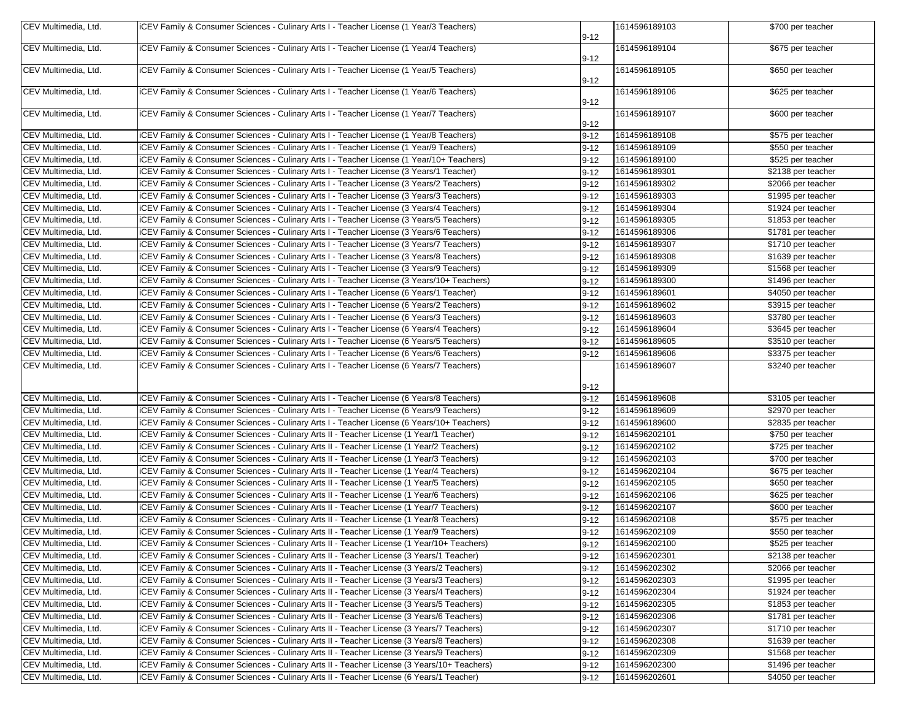| | | | | |
|---|---|---|---|---|
| CEV Multimedia, Ltd. | iCEV Family & Consumer Sciences - Culinary Arts I - Teacher License (1 Year/3 Teachers) | 9-12 | 1614596189103 | $700 per teacher |
| CEV Multimedia, Ltd. | iCEV Family & Consumer Sciences - Culinary Arts I - Teacher License (1 Year/4 Teachers) | 9-12 | 1614596189104 | $675 per teacher |
| CEV Multimedia, Ltd. | iCEV Family & Consumer Sciences - Culinary Arts I - Teacher License (1 Year/5 Teachers) | 9-12 | 1614596189105 | $650 per teacher |
| CEV Multimedia, Ltd. | iCEV Family & Consumer Sciences - Culinary Arts I - Teacher License (1 Year/6 Teachers) | 9-12 | 1614596189106 | $625 per teacher |
| CEV Multimedia, Ltd. | iCEV Family & Consumer Sciences - Culinary Arts I - Teacher License (1 Year/7 Teachers) | 9-12 | 1614596189107 | $600 per teacher |
| CEV Multimedia, Ltd. | iCEV Family & Consumer Sciences - Culinary Arts I - Teacher License (1 Year/8 Teachers) | 9-12 | 1614596189108 | $575 per teacher |
| CEV Multimedia, Ltd. | iCEV Family & Consumer Sciences - Culinary Arts I - Teacher License (1 Year/9 Teachers) | 9-12 | 1614596189109 | $550 per teacher |
| CEV Multimedia, Ltd. | iCEV Family & Consumer Sciences - Culinary Arts I - Teacher License (1 Year/10+ Teachers) | 9-12 | 1614596189100 | $525 per teacher |
| CEV Multimedia, Ltd. | iCEV Family & Consumer Sciences - Culinary Arts I - Teacher License (3 Years/1 Teacher) | 9-12 | 1614596189301 | $2138 per teacher |
| CEV Multimedia, Ltd. | iCEV Family & Consumer Sciences - Culinary Arts I - Teacher License (3 Years/2 Teachers) | 9-12 | 1614596189302 | $2066 per teacher |
| CEV Multimedia, Ltd. | iCEV Family & Consumer Sciences - Culinary Arts I - Teacher License (3 Years/3 Teachers) | 9-12 | 1614596189303 | $1995 per teacher |
| CEV Multimedia, Ltd. | iCEV Family & Consumer Sciences - Culinary Arts I - Teacher License (3 Years/4 Teachers) | 9-12 | 1614596189304 | $1924 per teacher |
| CEV Multimedia, Ltd. | iCEV Family & Consumer Sciences - Culinary Arts I - Teacher License (3 Years/5 Teachers) | 9-12 | 1614596189305 | $1853 per teacher |
| CEV Multimedia, Ltd. | iCEV Family & Consumer Sciences - Culinary Arts I - Teacher License (3 Years/6 Teachers) | 9-12 | 1614596189306 | $1781 per teacher |
| CEV Multimedia, Ltd. | iCEV Family & Consumer Sciences - Culinary Arts I - Teacher License (3 Years/7 Teachers) | 9-12 | 1614596189307 | $1710 per teacher |
| CEV Multimedia, Ltd. | iCEV Family & Consumer Sciences - Culinary Arts I - Teacher License (3 Years/8 Teachers) | 9-12 | 1614596189308 | $1639 per teacher |
| CEV Multimedia, Ltd. | iCEV Family & Consumer Sciences - Culinary Arts I - Teacher License (3 Years/9 Teachers) | 9-12 | 1614596189309 | $1568 per teacher |
| CEV Multimedia, Ltd. | iCEV Family & Consumer Sciences - Culinary Arts I - Teacher License (3 Years/10+ Teachers) | 9-12 | 1614596189300 | $1496 per teacher |
| CEV Multimedia, Ltd. | iCEV Family & Consumer Sciences - Culinary Arts I - Teacher License (6 Years/1 Teacher) | 9-12 | 1614596189601 | $4050 per teacher |
| CEV Multimedia, Ltd. | iCEV Family & Consumer Sciences - Culinary Arts I - Teacher License (6 Years/2 Teachers) | 9-12 | 1614596189602 | $3915 per teacher |
| CEV Multimedia, Ltd. | iCEV Family & Consumer Sciences - Culinary Arts I - Teacher License (6 Years/3 Teachers) | 9-12 | 1614596189603 | $3780 per teacher |
| CEV Multimedia, Ltd. | iCEV Family & Consumer Sciences - Culinary Arts I - Teacher License (6 Years/4 Teachers) | 9-12 | 1614596189604 | $3645 per teacher |
| CEV Multimedia, Ltd. | iCEV Family & Consumer Sciences - Culinary Arts I - Teacher License (6 Years/5 Teachers) | 9-12 | 1614596189605 | $3510 per teacher |
| CEV Multimedia, Ltd. | iCEV Family & Consumer Sciences - Culinary Arts I - Teacher License (6 Years/6 Teachers) | 9-12 | 1614596189606 | $3375 per teacher |
| CEV Multimedia, Ltd. | iCEV Family & Consumer Sciences - Culinary Arts I - Teacher License (6 Years/7 Teachers) | 9-12 | 1614596189607 | $3240 per teacher |
| CEV Multimedia, Ltd. | iCEV Family & Consumer Sciences - Culinary Arts I - Teacher License (6 Years/8 Teachers) | 9-12 | 1614596189608 | $3105 per teacher |
| CEV Multimedia, Ltd. | iCEV Family & Consumer Sciences - Culinary Arts I - Teacher License (6 Years/9 Teachers) | 9-12 | 1614596189609 | $2970 per teacher |
| CEV Multimedia, Ltd. | iCEV Family & Consumer Sciences - Culinary Arts I - Teacher License (6 Years/10+ Teachers) | 9-12 | 1614596189600 | $2835 per teacher |
| CEV Multimedia, Ltd. | iCEV Family & Consumer Sciences - Culinary Arts II - Teacher License (1 Year/1 Teacher) | 9-12 | 1614596202101 | $750 per teacher |
| CEV Multimedia, Ltd. | iCEV Family & Consumer Sciences - Culinary Arts II - Teacher License (1 Year/2 Teachers) | 9-12 | 1614596202102 | $725 per teacher |
| CEV Multimedia, Ltd. | iCEV Family & Consumer Sciences - Culinary Arts II - Teacher License (1 Year/3 Teachers) | 9-12 | 1614596202103 | $700 per teacher |
| CEV Multimedia, Ltd. | iCEV Family & Consumer Sciences - Culinary Arts II - Teacher License (1 Year/4 Teachers) | 9-12 | 1614596202104 | $675 per teacher |
| CEV Multimedia, Ltd. | iCEV Family & Consumer Sciences - Culinary Arts II - Teacher License (1 Year/5 Teachers) | 9-12 | 1614596202105 | $650 per teacher |
| CEV Multimedia, Ltd. | iCEV Family & Consumer Sciences - Culinary Arts II - Teacher License (1 Year/6 Teachers) | 9-12 | 1614596202106 | $625 per teacher |
| CEV Multimedia, Ltd. | iCEV Family & Consumer Sciences - Culinary Arts II - Teacher License (1 Year/7 Teachers) | 9-12 | 1614596202107 | $600 per teacher |
| CEV Multimedia, Ltd. | iCEV Family & Consumer Sciences - Culinary Arts II - Teacher License (1 Year/8 Teachers) | 9-12 | 1614596202108 | $575 per teacher |
| CEV Multimedia, Ltd. | iCEV Family & Consumer Sciences - Culinary Arts II - Teacher License (1 Year/9 Teachers) | 9-12 | 1614596202109 | $550 per teacher |
| CEV Multimedia, Ltd. | iCEV Family & Consumer Sciences - Culinary Arts II - Teacher License (1 Year/10+ Teachers) | 9-12 | 1614596202100 | $525 per teacher |
| CEV Multimedia, Ltd. | iCEV Family & Consumer Sciences - Culinary Arts II - Teacher License (3 Years/1 Teacher) | 9-12 | 1614596202301 | $2138 per teacher |
| CEV Multimedia, Ltd. | iCEV Family & Consumer Sciences - Culinary Arts II - Teacher License (3 Years/2 Teachers) | 9-12 | 1614596202302 | $2066 per teacher |
| CEV Multimedia, Ltd. | iCEV Family & Consumer Sciences - Culinary Arts II - Teacher License (3 Years/3 Teachers) | 9-12 | 1614596202303 | $1995 per teacher |
| CEV Multimedia, Ltd. | iCEV Family & Consumer Sciences - Culinary Arts II - Teacher License (3 Years/4 Teachers) | 9-12 | 1614596202304 | $1924 per teacher |
| CEV Multimedia, Ltd. | iCEV Family & Consumer Sciences - Culinary Arts II - Teacher License (3 Years/5 Teachers) | 9-12 | 1614596202305 | $1853 per teacher |
| CEV Multimedia, Ltd. | iCEV Family & Consumer Sciences - Culinary Arts II - Teacher License (3 Years/6 Teachers) | 9-12 | 1614596202306 | $1781 per teacher |
| CEV Multimedia, Ltd. | iCEV Family & Consumer Sciences - Culinary Arts II - Teacher License (3 Years/7 Teachers) | 9-12 | 1614596202307 | $1710 per teacher |
| CEV Multimedia, Ltd. | iCEV Family & Consumer Sciences - Culinary Arts II - Teacher License (3 Years/8 Teachers) | 9-12 | 1614596202308 | $1639 per teacher |
| CEV Multimedia, Ltd. | iCEV Family & Consumer Sciences - Culinary Arts II - Teacher License (3 Years/9 Teachers) | 9-12 | 1614596202309 | $1568 per teacher |
| CEV Multimedia, Ltd. | iCEV Family & Consumer Sciences - Culinary Arts II - Teacher License (3 Years/10+ Teachers) | 9-12 | 1614596202300 | $1496 per teacher |
| CEV Multimedia, Ltd. | iCEV Family & Consumer Sciences - Culinary Arts II - Teacher License (6 Years/1 Teacher) | 9-12 | 1614596202601 | $4050 per teacher |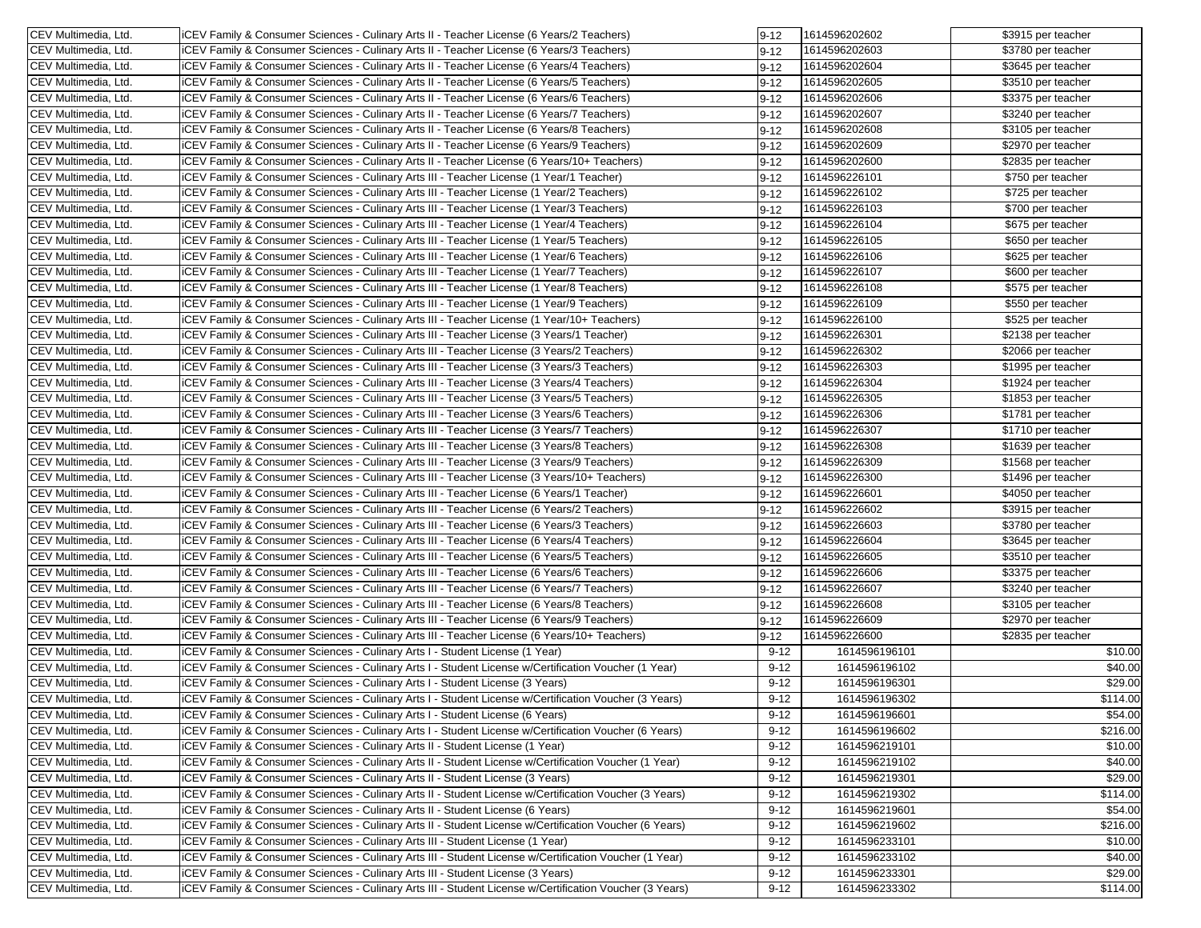| | | | | |
|---|---|---|---|---|
| CEV Multimedia, Ltd. | iCEV Family & Consumer Sciences - Culinary Arts II - Teacher License (6 Years/2 Teachers) | 9-12 | 1614596202602 | $3915 per teacher |
| CEV Multimedia, Ltd. | iCEV Family & Consumer Sciences - Culinary Arts II - Teacher License (6 Years/3 Teachers) | 9-12 | 1614596202603 | $3780 per teacher |
| CEV Multimedia, Ltd. | iCEV Family & Consumer Sciences - Culinary Arts II - Teacher License (6 Years/4 Teachers) | 9-12 | 1614596202604 | $3645 per teacher |
| CEV Multimedia, Ltd. | iCEV Family & Consumer Sciences - Culinary Arts II - Teacher License (6 Years/5 Teachers) | 9-12 | 1614596202605 | $3510 per teacher |
| CEV Multimedia, Ltd. | iCEV Family & Consumer Sciences - Culinary Arts II - Teacher License (6 Years/6 Teachers) | 9-12 | 1614596202606 | $3375 per teacher |
| CEV Multimedia, Ltd. | iCEV Family & Consumer Sciences - Culinary Arts II - Teacher License (6 Years/7 Teachers) | 9-12 | 1614596202607 | $3240 per teacher |
| CEV Multimedia, Ltd. | iCEV Family & Consumer Sciences - Culinary Arts II - Teacher License (6 Years/8 Teachers) | 9-12 | 1614596202608 | $3105 per teacher |
| CEV Multimedia, Ltd. | iCEV Family & Consumer Sciences - Culinary Arts II - Teacher License (6 Years/9 Teachers) | 9-12 | 1614596202609 | $2970 per teacher |
| CEV Multimedia, Ltd. | iCEV Family & Consumer Sciences - Culinary Arts II - Teacher License (6 Years/10+ Teachers) | 9-12 | 1614596202600 | $2835 per teacher |
| CEV Multimedia, Ltd. | iCEV Family & Consumer Sciences - Culinary Arts III - Teacher License (1 Year/1 Teacher) | 9-12 | 1614596226101 | $750 per teacher |
| CEV Multimedia, Ltd. | iCEV Family & Consumer Sciences - Culinary Arts III - Teacher License (1 Year/2 Teachers) | 9-12 | 1614596226102 | $725 per teacher |
| CEV Multimedia, Ltd. | iCEV Family & Consumer Sciences - Culinary Arts III - Teacher License (1 Year/3 Teachers) | 9-12 | 1614596226103 | $700 per teacher |
| CEV Multimedia, Ltd. | iCEV Family & Consumer Sciences - Culinary Arts III - Teacher License (1 Year/4 Teachers) | 9-12 | 1614596226104 | $675 per teacher |
| CEV Multimedia, Ltd. | iCEV Family & Consumer Sciences - Culinary Arts III - Teacher License (1 Year/5 Teachers) | 9-12 | 1614596226105 | $650 per teacher |
| CEV Multimedia, Ltd. | iCEV Family & Consumer Sciences - Culinary Arts III - Teacher License (1 Year/6 Teachers) | 9-12 | 1614596226106 | $625 per teacher |
| CEV Multimedia, Ltd. | iCEV Family & Consumer Sciences - Culinary Arts III - Teacher License (1 Year/7 Teachers) | 9-12 | 1614596226107 | $600 per teacher |
| CEV Multimedia, Ltd. | iCEV Family & Consumer Sciences - Culinary Arts III - Teacher License (1 Year/8 Teachers) | 9-12 | 1614596226108 | $575 per teacher |
| CEV Multimedia, Ltd. | iCEV Family & Consumer Sciences - Culinary Arts III - Teacher License (1 Year/9 Teachers) | 9-12 | 1614596226109 | $550 per teacher |
| CEV Multimedia, Ltd. | iCEV Family & Consumer Sciences - Culinary Arts III - Teacher License (1 Year/10+ Teachers) | 9-12 | 1614596226100 | $525 per teacher |
| CEV Multimedia, Ltd. | iCEV Family & Consumer Sciences - Culinary Arts III - Teacher License (3 Years/1 Teacher) | 9-12 | 1614596226301 | $2138 per teacher |
| CEV Multimedia, Ltd. | iCEV Family & Consumer Sciences - Culinary Arts III - Teacher License (3 Years/2 Teachers) | 9-12 | 1614596226302 | $2066 per teacher |
| CEV Multimedia, Ltd. | iCEV Family & Consumer Sciences - Culinary Arts III - Teacher License (3 Years/3 Teachers) | 9-12 | 1614596226303 | $1995 per teacher |
| CEV Multimedia, Ltd. | iCEV Family & Consumer Sciences - Culinary Arts III - Teacher License (3 Years/4 Teachers) | 9-12 | 1614596226304 | $1924 per teacher |
| CEV Multimedia, Ltd. | iCEV Family & Consumer Sciences - Culinary Arts III - Teacher License (3 Years/5 Teachers) | 9-12 | 1614596226305 | $1853 per teacher |
| CEV Multimedia, Ltd. | iCEV Family & Consumer Sciences - Culinary Arts III - Teacher License (3 Years/6 Teachers) | 9-12 | 1614596226306 | $1781 per teacher |
| CEV Multimedia, Ltd. | iCEV Family & Consumer Sciences - Culinary Arts III - Teacher License (3 Years/7 Teachers) | 9-12 | 1614596226307 | $1710 per teacher |
| CEV Multimedia, Ltd. | iCEV Family & Consumer Sciences - Culinary Arts III - Teacher License (3 Years/8 Teachers) | 9-12 | 1614596226308 | $1639 per teacher |
| CEV Multimedia, Ltd. | iCEV Family & Consumer Sciences - Culinary Arts III - Teacher License (3 Years/9 Teachers) | 9-12 | 1614596226309 | $1568 per teacher |
| CEV Multimedia, Ltd. | iCEV Family & Consumer Sciences - Culinary Arts III - Teacher License (3 Years/10+ Teachers) | 9-12 | 1614596226300 | $1496 per teacher |
| CEV Multimedia, Ltd. | iCEV Family & Consumer Sciences - Culinary Arts III - Teacher License (6 Years/1 Teacher) | 9-12 | 1614596226601 | $4050 per teacher |
| CEV Multimedia, Ltd. | iCEV Family & Consumer Sciences - Culinary Arts III - Teacher License (6 Years/2 Teachers) | 9-12 | 1614596226602 | $3915 per teacher |
| CEV Multimedia, Ltd. | iCEV Family & Consumer Sciences - Culinary Arts III - Teacher License (6 Years/3 Teachers) | 9-12 | 1614596226603 | $3780 per teacher |
| CEV Multimedia, Ltd. | iCEV Family & Consumer Sciences - Culinary Arts III - Teacher License (6 Years/4 Teachers) | 9-12 | 1614596226604 | $3645 per teacher |
| CEV Multimedia, Ltd. | iCEV Family & Consumer Sciences - Culinary Arts III - Teacher License (6 Years/5 Teachers) | 9-12 | 1614596226605 | $3510 per teacher |
| CEV Multimedia, Ltd. | iCEV Family & Consumer Sciences - Culinary Arts III - Teacher License (6 Years/6 Teachers) | 9-12 | 1614596226606 | $3375 per teacher |
| CEV Multimedia, Ltd. | iCEV Family & Consumer Sciences - Culinary Arts III - Teacher License (6 Years/7 Teachers) | 9-12 | 1614596226607 | $3240 per teacher |
| CEV Multimedia, Ltd. | iCEV Family & Consumer Sciences - Culinary Arts III - Teacher License (6 Years/8 Teachers) | 9-12 | 1614596226608 | $3105 per teacher |
| CEV Multimedia, Ltd. | iCEV Family & Consumer Sciences - Culinary Arts III - Teacher License (6 Years/9 Teachers) | 9-12 | 1614596226609 | $2970 per teacher |
| CEV Multimedia, Ltd. | iCEV Family & Consumer Sciences - Culinary Arts III - Teacher License (6 Years/10+ Teachers) | 9-12 | 1614596226600 | $2835 per teacher |
| CEV Multimedia, Ltd. | iCEV Family & Consumer Sciences - Culinary Arts I - Student License (1 Year) | 9-12 | 1614596196101 | $10.00 |
| CEV Multimedia, Ltd. | iCEV Family & Consumer Sciences - Culinary Arts I - Student License w/Certification Voucher (1 Year) | 9-12 | 1614596196102 | $40.00 |
| CEV Multimedia, Ltd. | iCEV Family & Consumer Sciences - Culinary Arts I - Student License (3 Years) | 9-12 | 1614596196301 | $29.00 |
| CEV Multimedia, Ltd. | iCEV Family & Consumer Sciences - Culinary Arts I - Student License w/Certification Voucher (3 Years) | 9-12 | 1614596196302 | $114.00 |
| CEV Multimedia, Ltd. | iCEV Family & Consumer Sciences - Culinary Arts I - Student License (6 Years) | 9-12 | 1614596196601 | $54.00 |
| CEV Multimedia, Ltd. | iCEV Family & Consumer Sciences - Culinary Arts I - Student License w/Certification Voucher (6 Years) | 9-12 | 1614596196602 | $216.00 |
| CEV Multimedia, Ltd. | iCEV Family & Consumer Sciences - Culinary Arts II - Student License (1 Year) | 9-12 | 1614596219101 | $10.00 |
| CEV Multimedia, Ltd. | iCEV Family & Consumer Sciences - Culinary Arts II - Student License w/Certification Voucher (1 Year) | 9-12 | 1614596219102 | $40.00 |
| CEV Multimedia, Ltd. | iCEV Family & Consumer Sciences - Culinary Arts II - Student License (3 Years) | 9-12 | 1614596219301 | $29.00 |
| CEV Multimedia, Ltd. | iCEV Family & Consumer Sciences - Culinary Arts II - Student License w/Certification Voucher (3 Years) | 9-12 | 1614596219302 | $114.00 |
| CEV Multimedia, Ltd. | iCEV Family & Consumer Sciences - Culinary Arts II - Student License (6 Years) | 9-12 | 1614596219601 | $54.00 |
| CEV Multimedia, Ltd. | iCEV Family & Consumer Sciences - Culinary Arts II - Student License w/Certification Voucher (6 Years) | 9-12 | 1614596219602 | $216.00 |
| CEV Multimedia, Ltd. | iCEV Family & Consumer Sciences - Culinary Arts III - Student License (1 Year) | 9-12 | 1614596233101 | $10.00 |
| CEV Multimedia, Ltd. | iCEV Family & Consumer Sciences - Culinary Arts III - Student License w/Certification Voucher (1 Year) | 9-12 | 1614596233102 | $40.00 |
| CEV Multimedia, Ltd. | iCEV Family & Consumer Sciences - Culinary Arts III - Student License (3 Years) | 9-12 | 1614596233301 | $29.00 |
| CEV Multimedia, Ltd. | iCEV Family & Consumer Sciences - Culinary Arts III - Student License w/Certification Voucher (3 Years) | 9-12 | 1614596233302 | $114.00 |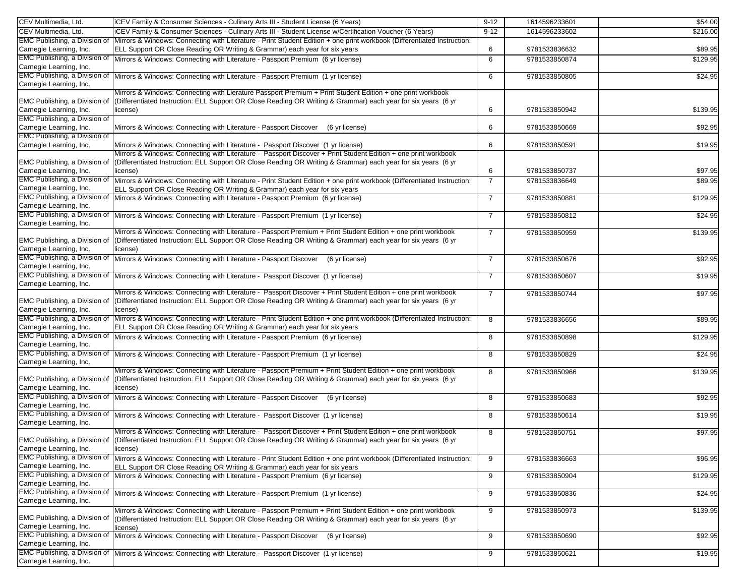| | | | | |
|---|---|---|---|---|
| CEV Multimedia, Ltd. | iCEV Family & Consumer Sciences - Culinary Arts III - Student License (6 Years) | 9-12 | 1614596233601 | $54.00 |
| CEV Multimedia, Ltd. | iCEV Family & Consumer Sciences - Culinary Arts III - Student License w/Certification Voucher (6 Years) | 9-12 | 1614596233602 | $216.00 |
| EMC Publishing, a Division of Carnegie Learning, Inc. | Mirrors & Windows: Connecting with Literature - Print Student Edition + one print workbook (Differentiated Instruction: ELL Support OR Close Reading OR Writing & Grammar) each year for six years | 6 | 9781533836632 | $89.95 |
| EMC Publishing, a Division of Carnegie Learning, Inc. | Mirrors & Windows: Connecting with Literature - Passport Premium (6 yr license) | 6 | 9781533850874 | $129.95 |
| EMC Publishing, a Division of Carnegie Learning, Inc. | Mirrors & Windows: Connecting with Literature - Passport Premium (1 yr license) | 6 | 9781533850805 | $24.95 |
| EMC Publishing, a Division of Carnegie Learning, Inc. | Mirrors & Windows: Connecting with Lierature Passport Premium + Print Student Edition + one print workbook (Differentiated Instruction: ELL Support OR Close Reading OR Writing & Grammar) each year for six years (6 yr license) | 6 | 9781533850942 | $139.95 |
| EMC Publishing, a Division of Carnegie Learning, Inc. | Mirrors & Windows: Connecting with Literature - Passport Discover (6 yr license) | 6 | 9781533850669 | $92.95 |
| EMC Publishing, a Division of Carnegie Learning, Inc. | Mirrors & Windows: Connecting with Literature - Passport Discover (1 yr license) | 6 | 9781533850591 | $19.95 |
| EMC Publishing, a Division of Carnegie Learning, Inc. | Mirrors & Windows: Connecting with Literature - Passport Discover + Print Student Edition + one print workbook (Differentiated Instruction: ELL Support OR Close Reading OR Writing & Grammar) each year for six years (6 yr license) | 6 | 9781533850737 | $97.95 |
| EMC Publishing, a Division of Carnegie Learning, Inc. | Mirrors & Windows: Connecting with Literature - Print Student Edition + one print workbook (Differentiated Instruction: ELL Support OR Close Reading OR Writing & Grammar) each year for six years | 7 | 9781533836649 | $89.95 |
| EMC Publishing, a Division of Carnegie Learning, Inc. | Mirrors & Windows: Connecting with Literature - Passport Premium (6 yr license) | 7 | 9781533850881 | $129.95 |
| EMC Publishing, a Division of Carnegie Learning, Inc. | Mirrors & Windows: Connecting with Literature - Passport Premium (1 yr license) | 7 | 9781533850812 | $24.95 |
| EMC Publishing, a Division of Carnegie Learning, Inc. | Mirrors & Windows: Connecting with Literature - Passport Premium + Print Student Edition + one print workbook (Differentiated Instruction: ELL Support OR Close Reading OR Writing & Grammar) each year for six years (6 yr license) | 7 | 9781533850959 | $139.95 |
| EMC Publishing, a Division of Carnegie Learning, Inc. | Mirrors & Windows: Connecting with Literature - Passport Discover (6 yr license) | 7 | 9781533850676 | $92.95 |
| EMC Publishing, a Division of Carnegie Learning, Inc. | Mirrors & Windows: Connecting with Literature - Passport Discover (1 yr license) | 7 | 9781533850607 | $19.95 |
| EMC Publishing, a Division of Carnegie Learning, Inc. | Mirrors & Windows: Connecting with Literature - Passport Discover + Print Student Edition + one print workbook (Differentiated Instruction: ELL Support OR Close Reading OR Writing & Grammar) each year for six years (6 yr license) | 7 | 9781533850744 | $97.95 |
| EMC Publishing, a Division of Carnegie Learning, Inc. | Mirrors & Windows: Connecting with Literature - Print Student Edition + one print workbook (Differentiated Instruction: ELL Support OR Close Reading OR Writing & Grammar) each year for six years | 8 | 9781533836656 | $89.95 |
| EMC Publishing, a Division of Carnegie Learning, Inc. | Mirrors & Windows: Connecting with Literature - Passport Premium (6 yr license) | 8 | 9781533850898 | $129.95 |
| EMC Publishing, a Division of Carnegie Learning, Inc. | Mirrors & Windows: Connecting with Literature - Passport Premium (1 yr license) | 8 | 9781533850829 | $24.95 |
| EMC Publishing, a Division of Carnegie Learning, Inc. | Mirrors & Windows: Connecting with Literature - Passport Premium + Print Student Edition + one print workbook (Differentiated Instruction: ELL Support OR Close Reading OR Writing & Grammar) each year for six years (6 yr license) | 8 | 9781533850966 | $139.95 |
| EMC Publishing, a Division of Carnegie Learning, Inc. | Mirrors & Windows: Connecting with Literature - Passport Discover (6 yr license) | 8 | 9781533850683 | $92.95 |
| EMC Publishing, a Division of Carnegie Learning, Inc. | Mirrors & Windows: Connecting with Literature - Passport Discover (1 yr license) | 8 | 9781533850614 | $19.95 |
| EMC Publishing, a Division of Carnegie Learning, Inc. | Mirrors & Windows: Connecting with Literature - Passport Discover + Print Student Edition + one print workbook (Differentiated Instruction: ELL Support OR Close Reading OR Writing & Grammar) each year for six years (6 yr license) | 8 | 9781533850751 | $97.95 |
| EMC Publishing, a Division of Carnegie Learning, Inc. | Mirrors & Windows: Connecting with Literature - Print Student Edition + one print workbook (Differentiated Instruction: ELL Support OR Close Reading OR Writing & Grammar) each year for six years | 9 | 9781533836663 | $96.95 |
| EMC Publishing, a Division of Carnegie Learning, Inc. | Mirrors & Windows: Connecting with Literature - Passport Premium (6 yr license) | 9 | 9781533850904 | $129.95 |
| EMC Publishing, a Division of Carnegie Learning, Inc. | Mirrors & Windows: Connecting with Literature - Passport Premium (1 yr license) | 9 | 9781533850836 | $24.95 |
| EMC Publishing, a Division of Carnegie Learning, Inc. | Mirrors & Windows: Connecting with Literature - Passport Premium + Print Student Edition + one print workbook (Differentiated Instruction: ELL Support OR Close Reading OR Writing & Grammar) each year for six years (6 yr license) | 9 | 9781533850973 | $139.95 |
| EMC Publishing, a Division of Carnegie Learning, Inc. | Mirrors & Windows: Connecting with Literature - Passport Discover (6 yr license) | 9 | 9781533850690 | $92.95 |
| EMC Publishing, a Division of Carnegie Learning, Inc. | Mirrors & Windows: Connecting with Literature - Passport Discover (1 yr license) | 9 | 9781533850621 | $19.95 |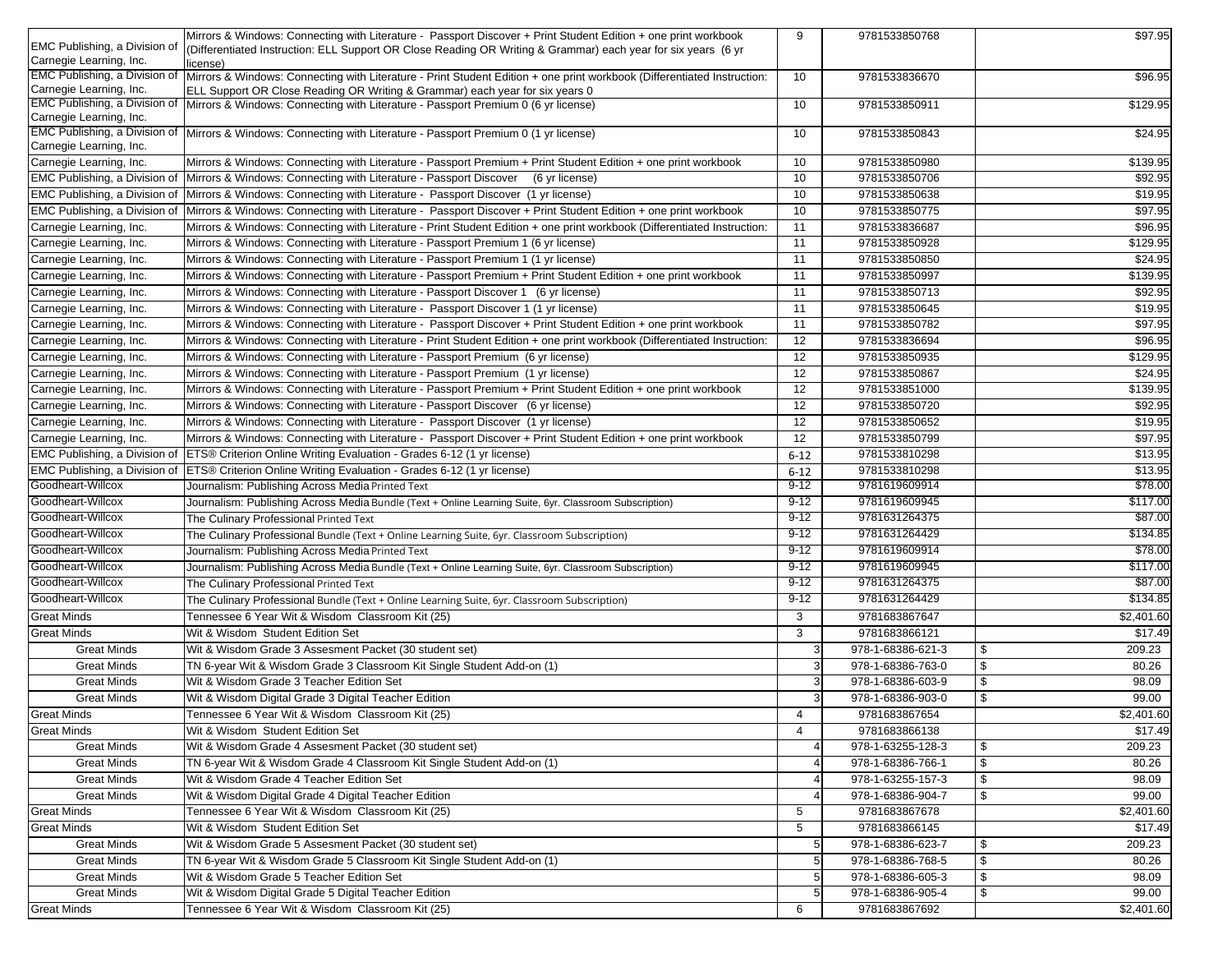| | | | | |
|---|---|---|---|---|
| EMC Publishing, a Division of Carnegie Learning, Inc. | Mirrors & Windows: Connecting with Literature - Passport Discover + Print Student Edition + one print workbook (Differentiated Instruction: ELL Support OR Close Reading OR Writing & Grammar) each year for six years (6 yr license) | 9 | 9781533850768 | $97.95 |
| EMC Publishing, a Division of Carnegie Learning, Inc. | Mirrors & Windows: Connecting with Literature - Print Student Edition + one print workbook (Differentiated Instruction: ELL Support OR Close Reading OR Writing & Grammar) each year for six years 0 | 10 | 9781533836670 | $96.95 |
| EMC Publishing, a Division of Carnegie Learning, Inc. | Mirrors & Windows: Connecting with Literature - Passport Premium 0 (6 yr license) | 10 | 9781533850911 | $129.95 |
| EMC Publishing, a Division of Carnegie Learning, Inc. | Mirrors & Windows: Connecting with Literature - Passport Premium 0 (1 yr license) | 10 | 9781533850843 | $24.95 |
| Carnegie Learning, Inc. | Mirrors & Windows: Connecting with Literature - Passport Premium + Print Student Edition + one print workbook | 10 | 9781533850980 | $139.95 |
| EMC Publishing, a Division of | Mirrors & Windows: Connecting with Literature - Passport Discover (6 yr license) | 10 | 9781533850706 | $92.95 |
| EMC Publishing, a Division of | Mirrors & Windows: Connecting with Literature - Passport Discover (1 yr license) | 10 | 9781533850638 | $19.95 |
| EMC Publishing, a Division of | Mirrors & Windows: Connecting with Literature - Passport Discover + Print Student Edition + one print workbook | 10 | 9781533850775 | $97.95 |
| Carnegie Learning, Inc. | Mirrors & Windows: Connecting with Literature - Print Student Edition + one print workbook (Differentiated Instruction: | 11 | 9781533836687 | $96.95 |
| Carnegie Learning, Inc. | Mirrors & Windows: Connecting with Literature - Passport Premium 1 (6 yr license) | 11 | 9781533850928 | $129.95 |
| Carnegie Learning, Inc. | Mirrors & Windows: Connecting with Literature - Passport Premium 1 (1 yr license) | 11 | 9781533850850 | $24.95 |
| Carnegie Learning, Inc. | Mirrors & Windows: Connecting with Literature - Passport Premium + Print Student Edition + one print workbook | 11 | 9781533850997 | $139.95 |
| Carnegie Learning, Inc. | Mirrors & Windows: Connecting with Literature - Passport Discover 1 (6 yr license) | 11 | 9781533850713 | $92.95 |
| Carnegie Learning, Inc. | Mirrors & Windows: Connecting with Literature - Passport Discover 1 (1 yr license) | 11 | 9781533850645 | $19.95 |
| Carnegie Learning, Inc. | Mirrors & Windows: Connecting with Literature - Passport Discover + Print Student Edition + one print workbook | 11 | 9781533850782 | $97.95 |
| Carnegie Learning, Inc. | Mirrors & Windows: Connecting with Literature - Print Student Edition + one print workbook (Differentiated Instruction: | 12 | 9781533836694 | $96.95 |
| Carnegie Learning, Inc. | Mirrors & Windows: Connecting with Literature - Passport Premium (6 yr license) | 12 | 9781533850935 | $129.95 |
| Carnegie Learning, Inc. | Mirrors & Windows: Connecting with Literature - Passport Premium (1 yr license) | 12 | 9781533850867 | $24.95 |
| Carnegie Learning, Inc. | Mirrors & Windows: Connecting with Literature - Passport Premium + Print Student Edition + one print workbook | 12 | 9781533851000 | $139.95 |
| Carnegie Learning, Inc. | Mirrors & Windows: Connecting with Literature - Passport Discover (6 yr license) | 12 | 9781533850720 | $92.95 |
| Carnegie Learning, Inc. | Mirrors & Windows: Connecting with Literature - Passport Discover (1 yr license) | 12 | 9781533850652 | $19.95 |
| Carnegie Learning, Inc. | Mirrors & Windows: Connecting with Literature - Passport Discover + Print Student Edition + one print workbook | 12 | 9781533850799 | $97.95 |
| EMC Publishing, a Division of | ETS® Criterion Online Writing Evaluation - Grades 6-12 (1 yr license) | 6-12 | 9781533810298 | $13.95 |
| EMC Publishing, a Division of | ETS® Criterion Online Writing Evaluation - Grades 6-12 (1 yr license) | 6-12 | 9781533810298 | $13.95 |
| Goodheart-Willcox | Journalism: Publishing Across Media Printed Text | 9-12 | 9781619609914 | $78.00 |
| Goodheart-Willcox | Journalism: Publishing Across Media Bundle (Text + Online Learning Suite, 6yr. Classroom Subscription) | 9-12 | 9781619609945 | $117.00 |
| Goodheart-Willcox | The Culinary Professional Printed Text | 9-12 | 9781631264375 | $87.00 |
| Goodheart-Willcox | The Culinary Professional Bundle (Text + Online Learning Suite, 6yr. Classroom Subscription) | 9-12 | 9781631264429 | $134.85 |
| Goodheart-Willcox | Journalism: Publishing Across Media Printed Text | 9-12 | 9781619609914 | $78.00 |
| Goodheart-Willcox | Journalism: Publishing Across Media Bundle (Text + Online Learning Suite, 6yr. Classroom Subscription) | 9-12 | 9781619609945 | $117.00 |
| Goodheart-Willcox | The Culinary Professional Printed Text | 9-12 | 9781631264375 | $87.00 |
| Goodheart-Willcox | The Culinary Professional Bundle (Text + Online Learning Suite, 6yr. Classroom Subscription) | 9-12 | 9781631264429 | $134.85 |
| Great Minds | Tennessee 6 Year Wit & Wisdom Classroom Kit (25) | 3 | 9781683867647 | $2,401.60 |
| Great Minds | Wit & Wisdom Student Edition Set | 3 | 9781683866121 | $17.49 |
| Great Minds | Wit & Wisdom Grade 3 Assesment Packet (30 student set) | 3 | 978-1-68386-621-3 | $ 209.23 |
| Great Minds | TN 6-year Wit & Wisdom Grade 3 Classroom Kit Single Student Add-on (1) | 3 | 978-1-68386-763-0 | $ 80.26 |
| Great Minds | Wit & Wisdom Grade 3 Teacher Edition Set | 3 | 978-1-68386-603-9 | $ 98.09 |
| Great Minds | Wit & Wisdom Digital Grade 3 Digital Teacher Edition | 3 | 978-1-68386-903-0 | $ 99.00 |
| Great Minds | Tennessee 6 Year Wit & Wisdom Classroom Kit (25) | 4 | 9781683867654 | $2,401.60 |
| Great Minds | Wit & Wisdom Student Edition Set | 4 | 9781683866138 | $17.49 |
| Great Minds | Wit & Wisdom Grade 4 Assesment Packet (30 student set) | 4 | 978-1-63255-128-3 | $ 209.23 |
| Great Minds | TN 6-year Wit & Wisdom Grade 4 Classroom Kit Single Student Add-on (1) | 4 | 978-1-68386-766-1 | $ 80.26 |
| Great Minds | Wit & Wisdom Grade 4 Teacher Edition Set | 4 | 978-1-63255-157-3 | $ 98.09 |
| Great Minds | Wit & Wisdom Digital Grade 4 Digital Teacher Edition | 4 | 978-1-68386-904-7 | $ 99.00 |
| Great Minds | Tennessee 6 Year Wit & Wisdom Classroom Kit (25) | 5 | 9781683867678 | $2,401.60 |
| Great Minds | Wit & Wisdom Student Edition Set | 5 | 9781683866145 | $17.49 |
| Great Minds | Wit & Wisdom Grade 5 Assesment Packet (30 student set) | 5 | 978-1-68386-623-7 | $ 209.23 |
| Great Minds | TN 6-year Wit & Wisdom Grade 5 Classroom Kit Single Student Add-on (1) | 5 | 978-1-68386-768-5 | $ 80.26 |
| Great Minds | Wit & Wisdom Grade 5 Teacher Edition Set | 5 | 978-1-68386-605-3 | $ 98.09 |
| Great Minds | Wit & Wisdom Digital Grade 5 Digital Teacher Edition | 5 | 978-1-68386-905-4 | $ 99.00 |
| Great Minds | Tennessee 6 Year Wit & Wisdom Classroom Kit (25) | 6 | 9781683867692 | $2,401.60 |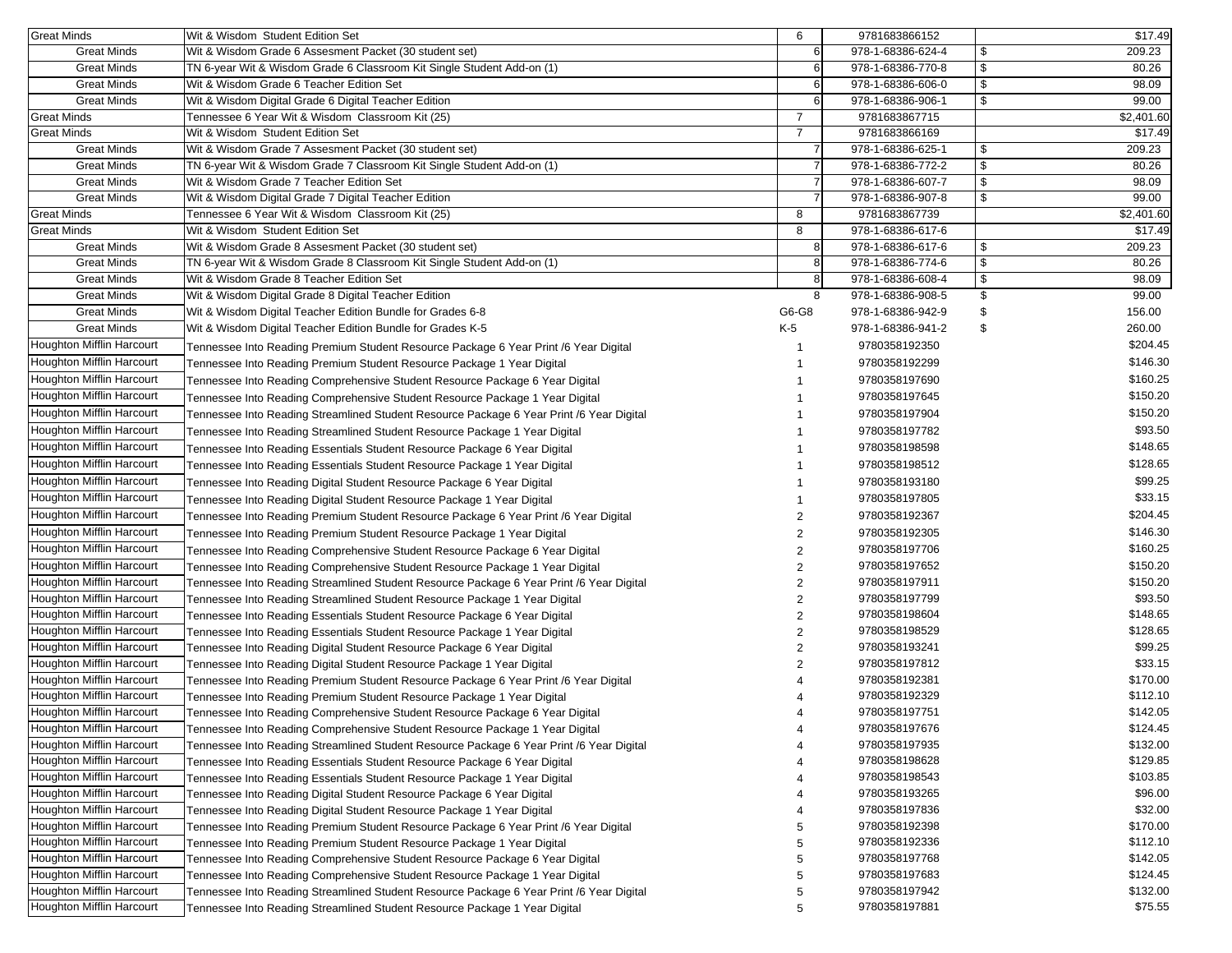| | | | | |
|---|---|---|---|---|
| Great Minds | Wit & Wisdom Student Edition Set | 6 | 9781683866152 | $17.49 |
| Great Minds | Wit & Wisdom Grade 6 Assesment Packet (30 student set) | 6 | 978-1-68386-624-4 | $ 209.23 |
| Great Minds | TN 6-year Wit & Wisdom Grade 6 Classroom Kit Single Student Add-on (1) | 6 | 978-1-68386-770-8 | $ 80.26 |
| Great Minds | Wit & Wisdom Grade 6 Teacher Edition Set | 6 | 978-1-68386-606-0 | $ 98.09 |
| Great Minds | Wit & Wisdom Digital Grade 6 Digital Teacher Edition | 6 | 978-1-68386-906-1 | $ 99.00 |
| Great Minds | Tennessee 6 Year Wit & Wisdom Classroom Kit (25) | 7 | 9781683867715 | $2,401.60 |
| Great Minds | Wit & Wisdom Student Edition Set | 7 | 9781683866169 | $17.49 |
| Great Minds | Wit & Wisdom Grade 7 Assesment Packet (30 student set) | 7 | 978-1-68386-625-1 | $ 209.23 |
| Great Minds | TN 6-year Wit & Wisdom Grade 7 Classroom Kit Single Student Add-on (1) | 7 | 978-1-68386-772-2 | $ 80.26 |
| Great Minds | Wit & Wisdom Grade 7 Teacher Edition Set | 7 | 978-1-68386-607-7 | $ 98.09 |
| Great Minds | Wit & Wisdom Digital Grade 7 Digital Teacher Edition | 7 | 978-1-68386-907-8 | $ 99.00 |
| Great Minds | Tennessee 6 Year Wit & Wisdom Classroom Kit (25) | 8 | 9781683867739 | $2,401.60 |
| Great Minds | Wit & Wisdom Student Edition Set | 8 | 978-1-68386-617-6 | $17.49 |
| Great Minds | Wit & Wisdom Grade 8 Assesment Packet (30 student set) | 8 | 978-1-68386-617-6 | $ 209.23 |
| Great Minds | TN 6-year Wit & Wisdom Grade 8 Classroom Kit Single Student Add-on (1) | 8 | 978-1-68386-774-6 | $ 80.26 |
| Great Minds | Wit & Wisdom Grade 8 Teacher Edition Set | 8 | 978-1-68386-608-4 | $ 98.09 |
| Great Minds | Wit & Wisdom Digital Grade 8 Digital Teacher Edition | 8 | 978-1-68386-908-5 | $ 99.00 |
| Great Minds | Wit & Wisdom Digital Teacher Edition Bundle for Grades 6-8 | G6-G8 | 978-1-68386-942-9 | $ 156.00 |
| Great Minds | Wit & Wisdom Digital Teacher Edition Bundle for Grades K-5 | K-5 | 978-1-68386-941-2 | $ 260.00 |
| Houghton Mifflin Harcourt | Tennessee Into Reading Premium Student Resource Package 6 Year Print /6 Year Digital | 1 | 9780358192350 | $204.45 |
| Houghton Mifflin Harcourt | Tennessee Into Reading Premium Student Resource Package 1 Year Digital | 1 | 9780358192299 | $146.30 |
| Houghton Mifflin Harcourt | Tennessee Into Reading Comprehensive Student Resource Package 6 Year Digital | 1 | 9780358197690 | $160.25 |
| Houghton Mifflin Harcourt | Tennessee Into Reading Comprehensive Student Resource Package 1 Year Digital | 1 | 9780358197645 | $150.20 |
| Houghton Mifflin Harcourt | Tennessee Into Reading Streamlined Student Resource Package 6 Year Print /6 Year Digital | 1 | 9780358197904 | $150.20 |
| Houghton Mifflin Harcourt | Tennessee Into Reading Streamlined Student Resource Package 1 Year Digital | 1 | 9780358197782 | $93.50 |
| Houghton Mifflin Harcourt | Tennessee Into Reading Essentials Student Resource Package 6 Year Digital | 1 | 9780358198598 | $148.65 |
| Houghton Mifflin Harcourt | Tennessee Into Reading Essentials Student Resource Package 1 Year Digital | 1 | 9780358198512 | $128.65 |
| Houghton Mifflin Harcourt | Tennessee Into Reading Digital Student Resource Package 6 Year Digital | 1 | 9780358193180 | $99.25 |
| Houghton Mifflin Harcourt | Tennessee Into Reading Digital Student Resource Package 1 Year Digital | 1 | 9780358197805 | $33.15 |
| Houghton Mifflin Harcourt | Tennessee Into Reading Premium Student Resource Package 6 Year Print /6 Year Digital | 2 | 9780358192367 | $204.45 |
| Houghton Mifflin Harcourt | Tennessee Into Reading Premium Student Resource Package 1 Year Digital | 2 | 9780358192305 | $146.30 |
| Houghton Mifflin Harcourt | Tennessee Into Reading Comprehensive Student Resource Package 6 Year Digital | 2 | 9780358197706 | $160.25 |
| Houghton Mifflin Harcourt | Tennessee Into Reading Comprehensive Student Resource Package 1 Year Digital | 2 | 9780358197652 | $150.20 |
| Houghton Mifflin Harcourt | Tennessee Into Reading Streamlined Student Resource Package 6 Year Print /6 Year Digital | 2 | 9780358197911 | $150.20 |
| Houghton Mifflin Harcourt | Tennessee Into Reading Streamlined Student Resource Package 1 Year Digital | 2 | 9780358197799 | $93.50 |
| Houghton Mifflin Harcourt | Tennessee Into Reading Essentials Student Resource Package 6 Year Digital | 2 | 9780358198604 | $148.65 |
| Houghton Mifflin Harcourt | Tennessee Into Reading Essentials Student Resource Package 1 Year Digital | 2 | 9780358198529 | $128.65 |
| Houghton Mifflin Harcourt | Tennessee Into Reading Digital Student Resource Package 6 Year Digital | 2 | 9780358193241 | $99.25 |
| Houghton Mifflin Harcourt | Tennessee Into Reading Digital Student Resource Package 1 Year Digital | 2 | 9780358197812 | $33.15 |
| Houghton Mifflin Harcourt | Tennessee Into Reading Premium Student Resource Package 6 Year Print /6 Year Digital | 4 | 9780358192381 | $170.00 |
| Houghton Mifflin Harcourt | Tennessee Into Reading Premium Student Resource Package 1 Year Digital | 4 | 9780358192329 | $112.10 |
| Houghton Mifflin Harcourt | Tennessee Into Reading Comprehensive Student Resource Package 6 Year Digital | 4 | 9780358197751 | $142.05 |
| Houghton Mifflin Harcourt | Tennessee Into Reading Comprehensive Student Resource Package 1 Year Digital | 4 | 9780358197676 | $124.45 |
| Houghton Mifflin Harcourt | Tennessee Into Reading Streamlined Student Resource Package 6 Year Print /6 Year Digital | 4 | 9780358197935 | $132.00 |
| Houghton Mifflin Harcourt | Tennessee Into Reading Essentials Student Resource Package 6 Year Digital | 4 | 9780358198628 | $129.85 |
| Houghton Mifflin Harcourt | Tennessee Into Reading Essentials Student Resource Package 1 Year Digital | 4 | 9780358198543 | $103.85 |
| Houghton Mifflin Harcourt | Tennessee Into Reading Digital Student Resource Package 6 Year Digital | 4 | 9780358193265 | $96.00 |
| Houghton Mifflin Harcourt | Tennessee Into Reading Digital Student Resource Package 1 Year Digital | 4 | 9780358197836 | $32.00 |
| Houghton Mifflin Harcourt | Tennessee Into Reading Premium Student Resource Package 6 Year Print /6 Year Digital | 5 | 9780358192398 | $170.00 |
| Houghton Mifflin Harcourt | Tennessee Into Reading Premium Student Resource Package 1 Year Digital | 5 | 9780358192336 | $112.10 |
| Houghton Mifflin Harcourt | Tennessee Into Reading Comprehensive Student Resource Package 6 Year Digital | 5 | 9780358197768 | $142.05 |
| Houghton Mifflin Harcourt | Tennessee Into Reading Comprehensive Student Resource Package 1 Year Digital | 5 | 9780358197683 | $124.45 |
| Houghton Mifflin Harcourt | Tennessee Into Reading Streamlined Student Resource Package 6 Year Print /6 Year Digital | 5 | 9780358197942 | $132.00 |
| Houghton Mifflin Harcourt | Tennessee Into Reading Streamlined Student Resource Package 1 Year Digital | 5 | 9780358197881 | $75.55 |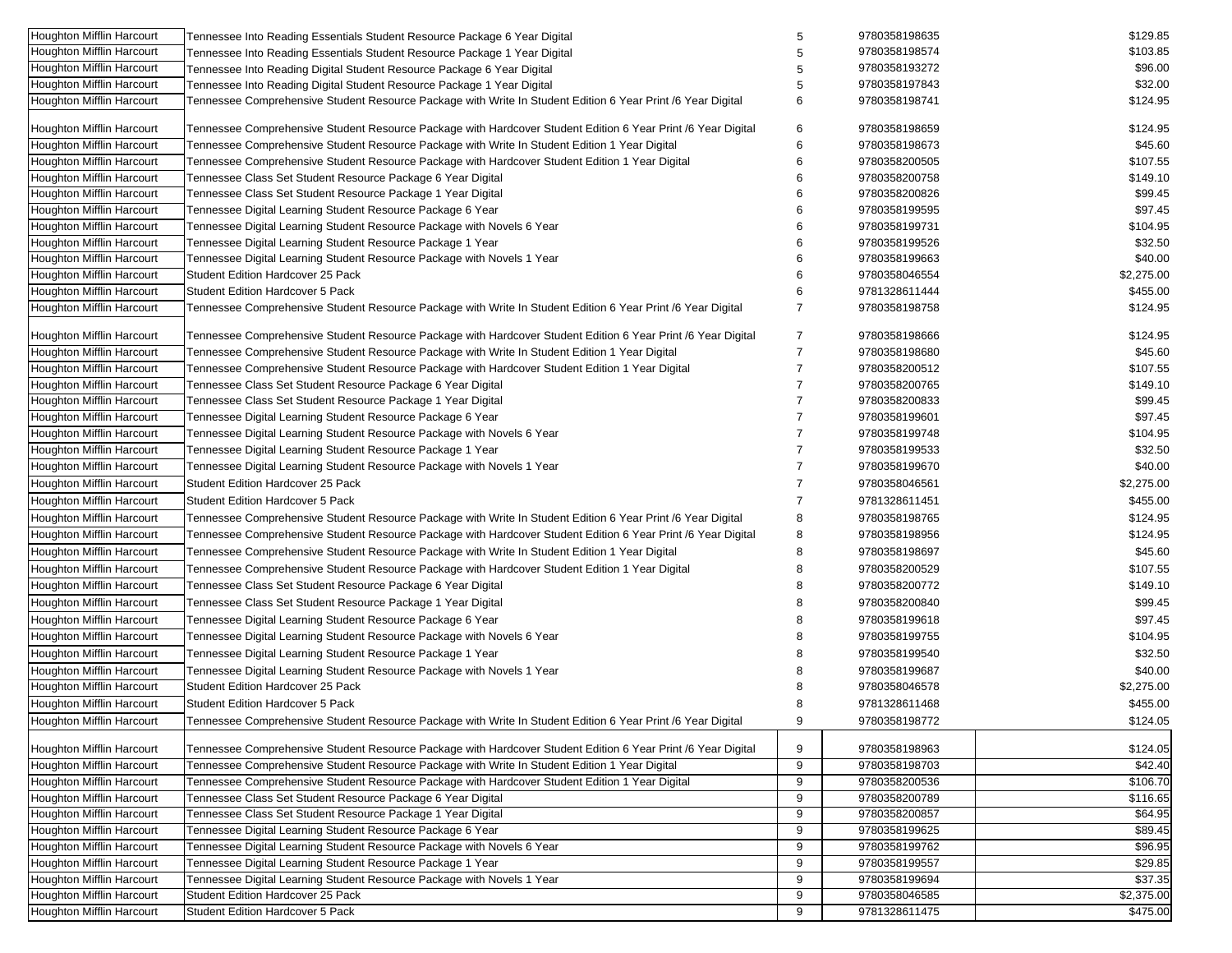| | | | | |
|---|---|---|---|---|
| Houghton Mifflin Harcourt | Tennessee Into Reading Essentials Student Resource Package 6 Year Digital | 5 | 9780358198635 | $129.85 |
| Houghton Mifflin Harcourt | Tennessee Into Reading Essentials Student Resource Package 1 Year Digital | 5 | 9780358198574 | $103.85 |
| Houghton Mifflin Harcourt | Tennessee Into Reading Digital Student Resource Package 6 Year Digital | 5 | 9780358193272 | $96.00 |
| Houghton Mifflin Harcourt | Tennessee Into Reading Digital Student Resource Package 1 Year Digital | 5 | 9780358197843 | $32.00 |
| Houghton Mifflin Harcourt | Tennessee Comprehensive Student Resource Package with Write In Student Edition 6 Year Print /6 Year Digital | 6 | 9780358198741 | $124.95 |
| Houghton Mifflin Harcourt | Tennessee Comprehensive Student Resource Package with Hardcover Student Edition 6 Year Print /6 Year Digital | 6 | 9780358198659 | $124.95 |
| Houghton Mifflin Harcourt | Tennessee Comprehensive Student Resource Package with Write In Student Edition 1 Year Digital | 6 | 9780358198673 | $45.60 |
| Houghton Mifflin Harcourt | Tennessee Comprehensive Student Resource Package with Hardcover Student Edition 1 Year Digital | 6 | 9780358200505 | $107.55 |
| Houghton Mifflin Harcourt | Tennessee Class Set Student Resource Package 6 Year Digital | 6 | 9780358200758 | $149.10 |
| Houghton Mifflin Harcourt | Tennessee Class Set Student Resource Package 1 Year Digital | 6 | 9780358200826 | $99.45 |
| Houghton Mifflin Harcourt | Tennessee Digital Learning Student Resource Package 6 Year | 6 | 9780358199595 | $97.45 |
| Houghton Mifflin Harcourt | Tennessee Digital Learning Student Resource Package with Novels 6 Year | 6 | 9780358199731 | $104.95 |
| Houghton Mifflin Harcourt | Tennessee Digital Learning Student Resource Package 1 Year | 6 | 9780358199526 | $32.50 |
| Houghton Mifflin Harcourt | Tennessee Digital Learning Student Resource Package with Novels 1 Year | 6 | 9780358199663 | $40.00 |
| Houghton Mifflin Harcourt | Student Edition Hardcover 25 Pack | 6 | 9780358046554 | $2,275.00 |
| Houghton Mifflin Harcourt | Student Edition Hardcover 5 Pack | 6 | 9781328611444 | $455.00 |
| Houghton Mifflin Harcourt | Tennessee Comprehensive Student Resource Package with Write In Student Edition 6 Year Print /6 Year Digital | 7 | 9780358198758 | $124.95 |
| Houghton Mifflin Harcourt | Tennessee Comprehensive Student Resource Package with Hardcover Student Edition 6 Year Print /6 Year Digital | 7 | 9780358198666 | $124.95 |
| Houghton Mifflin Harcourt | Tennessee Comprehensive Student Resource Package with Write In Student Edition 1 Year Digital | 7 | 9780358198680 | $45.60 |
| Houghton Mifflin Harcourt | Tennessee Comprehensive Student Resource Package with Hardcover Student Edition 1 Year Digital | 7 | 9780358200512 | $107.55 |
| Houghton Mifflin Harcourt | Tennessee Class Set Student Resource Package 6 Year Digital | 7 | 9780358200765 | $149.10 |
| Houghton Mifflin Harcourt | Tennessee Class Set Student Resource Package 1 Year Digital | 7 | 9780358200833 | $99.45 |
| Houghton Mifflin Harcourt | Tennessee Digital Learning Student Resource Package 6 Year | 7 | 9780358199601 | $97.45 |
| Houghton Mifflin Harcourt | Tennessee Digital Learning Student Resource Package with Novels 6 Year | 7 | 9780358199748 | $104.95 |
| Houghton Mifflin Harcourt | Tennessee Digital Learning Student Resource Package 1 Year | 7 | 9780358199533 | $32.50 |
| Houghton Mifflin Harcourt | Tennessee Digital Learning Student Resource Package with Novels 1 Year | 7 | 9780358199670 | $40.00 |
| Houghton Mifflin Harcourt | Student Edition Hardcover 25 Pack | 7 | 9780358046561 | $2,275.00 |
| Houghton Mifflin Harcourt | Student Edition Hardcover 5 Pack | 7 | 9781328611451 | $455.00 |
| Houghton Mifflin Harcourt | Tennessee Comprehensive Student Resource Package with Write In Student Edition 6 Year Print /6 Year Digital | 8 | 9780358198765 | $124.95 |
| Houghton Mifflin Harcourt | Tennessee Comprehensive Student Resource Package with Hardcover Student Edition 6 Year Print /6 Year Digital | 8 | 9780358198956 | $124.95 |
| Houghton Mifflin Harcourt | Tennessee Comprehensive Student Resource Package with Write In Student Edition 1 Year Digital | 8 | 9780358198697 | $45.60 |
| Houghton Mifflin Harcourt | Tennessee Comprehensive Student Resource Package with Hardcover Student Edition 1 Year Digital | 8 | 9780358200529 | $107.55 |
| Houghton Mifflin Harcourt | Tennessee Class Set Student Resource Package 6 Year Digital | 8 | 9780358200772 | $149.10 |
| Houghton Mifflin Harcourt | Tennessee Class Set Student Resource Package 1 Year Digital | 8 | 9780358200840 | $99.45 |
| Houghton Mifflin Harcourt | Tennessee Digital Learning Student Resource Package 6 Year | 8 | 9780358199618 | $97.45 |
| Houghton Mifflin Harcourt | Tennessee Digital Learning Student Resource Package with Novels 6 Year | 8 | 9780358199755 | $104.95 |
| Houghton Mifflin Harcourt | Tennessee Digital Learning Student Resource Package 1 Year | 8 | 9780358199540 | $32.50 |
| Houghton Mifflin Harcourt | Tennessee Digital Learning Student Resource Package with Novels 1 Year | 8 | 9780358199687 | $40.00 |
| Houghton Mifflin Harcourt | Student Edition Hardcover 25 Pack | 8 | 9780358046578 | $2,275.00 |
| Houghton Mifflin Harcourt | Student Edition Hardcover 5 Pack | 8 | 9781328611468 | $455.00 |
| Houghton Mifflin Harcourt | Tennessee Comprehensive Student Resource Package with Write In Student Edition 6 Year Print /6 Year Digital | 9 | 9780358198772 | $124.05 |
| Houghton Mifflin Harcourt | Tennessee Comprehensive Student Resource Package with Hardcover Student Edition 6 Year Print /6 Year Digital | 9 | 9780358198963 | $124.05 |
| Houghton Mifflin Harcourt | Tennessee Comprehensive Student Resource Package with Write In Student Edition 1 Year Digital | 9 | 9780358198703 | $42.40 |
| Houghton Mifflin Harcourt | Tennessee Comprehensive Student Resource Package with Hardcover Student Edition 1 Year Digital | 9 | 9780358200536 | $106.70 |
| Houghton Mifflin Harcourt | Tennessee Class Set Student Resource Package 6 Year Digital | 9 | 9780358200789 | $116.65 |
| Houghton Mifflin Harcourt | Tennessee Class Set Student Resource Package 1 Year Digital | 9 | 9780358200857 | $64.95 |
| Houghton Mifflin Harcourt | Tennessee Digital Learning Student Resource Package 6 Year | 9 | 9780358199625 | $89.45 |
| Houghton Mifflin Harcourt | Tennessee Digital Learning Student Resource Package with Novels 6 Year | 9 | 9780358199762 | $96.95 |
| Houghton Mifflin Harcourt | Tennessee Digital Learning Student Resource Package 1 Year | 9 | 9780358199557 | $29.85 |
| Houghton Mifflin Harcourt | Tennessee Digital Learning Student Resource Package with Novels 1 Year | 9 | 9780358199694 | $37.35 |
| Houghton Mifflin Harcourt | Student Edition Hardcover 25 Pack | 9 | 9780358046585 | $2,375.00 |
| Houghton Mifflin Harcourt | Student Edition Hardcover 5 Pack | 9 | 9781328611475 | $475.00 |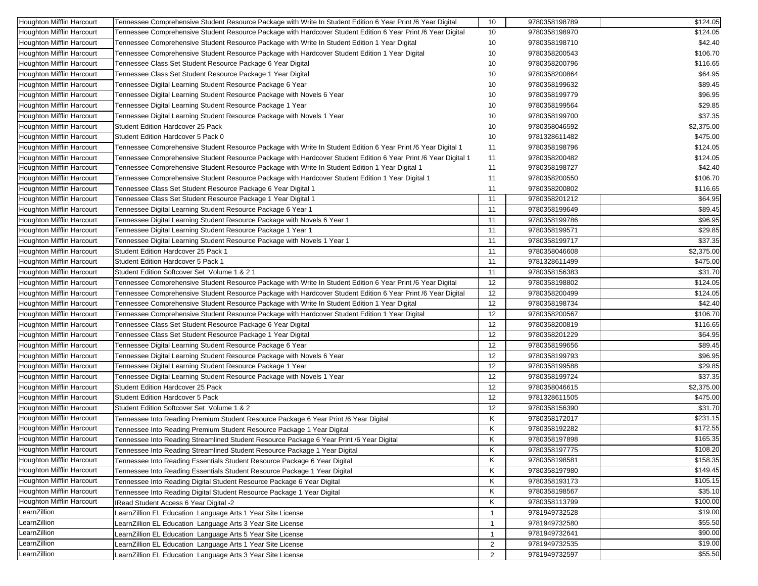| | | | | |
|---|---|---|---|---|
| Houghton Mifflin Harcourt | Tennessee Comprehensive Student Resource Package with Write In Student Edition 6 Year Print /6 Year Digital | 10 | 9780358198789 | $124.05 |
| Houghton Mifflin Harcourt | Tennessee Comprehensive Student Resource Package with Hardcover Student Edition 6 Year Print /6 Year Digital | 10 | 9780358198970 | $124.05 |
| Houghton Mifflin Harcourt | Tennessee Comprehensive Student Resource Package with Write In Student Edition 1 Year Digital | 10 | 9780358198710 | $42.40 |
| Houghton Mifflin Harcourt | Tennessee Comprehensive Student Resource Package with Hardcover Student Edition 1 Year Digital | 10 | 9780358200543 | $106.70 |
| Houghton Mifflin Harcourt | Tennessee Class Set Student Resource Package 6 Year Digital | 10 | 9780358200796 | $116.65 |
| Houghton Mifflin Harcourt | Tennessee Class Set Student Resource Package 1 Year Digital | 10 | 9780358200864 | $64.95 |
| Houghton Mifflin Harcourt | Tennessee Digital Learning Student Resource Package 6 Year | 10 | 9780358199632 | $89.45 |
| Houghton Mifflin Harcourt | Tennessee Digital Learning Student Resource Package with Novels 6 Year | 10 | 9780358199779 | $96.95 |
| Houghton Mifflin Harcourt | Tennessee Digital Learning Student Resource Package 1 Year | 10 | 9780358199564 | $29.85 |
| Houghton Mifflin Harcourt | Tennessee Digital Learning Student Resource Package with Novels 1 Year | 10 | 9780358199700 | $37.35 |
| Houghton Mifflin Harcourt | Student Edition Hardcover 25 Pack | 10 | 9780358046592 | $2,375.00 |
| Houghton Mifflin Harcourt | Student Edition Hardcover 5 Pack 0 | 10 | 9781328611482 | $475.00 |
| Houghton Mifflin Harcourt | Tennessee Comprehensive Student Resource Package with Write In Student Edition 6 Year Print /6 Year Digital 1 | 11 | 9780358198796 | $124.05 |
| Houghton Mifflin Harcourt | Tennessee Comprehensive Student Resource Package with Hardcover Student Edition 6 Year Print /6 Year Digital 1 | 11 | 9780358200482 | $124.05 |
| Houghton Mifflin Harcourt | Tennessee Comprehensive Student Resource Package with Write In Student Edition 1 Year Digital 1 | 11 | 9780358198727 | $42.40 |
| Houghton Mifflin Harcourt | Tennessee Comprehensive Student Resource Package with Hardcover Student Edition 1 Year Digital 1 | 11 | 9780358200550 | $106.70 |
| Houghton Mifflin Harcourt | Tennessee Class Set Student Resource Package 6 Year Digital 1 | 11 | 9780358200802 | $116.65 |
| Houghton Mifflin Harcourt | Tennessee Class Set Student Resource Package 1 Year Digital 1 | 11 | 9780358201212 | $64.95 |
| Houghton Mifflin Harcourt | Tennessee Digital Learning Student Resource Package 6 Year 1 | 11 | 9780358199649 | $89.45 |
| Houghton Mifflin Harcourt | Tennessee Digital Learning Student Resource Package with Novels 6 Year 1 | 11 | 9780358199786 | $96.95 |
| Houghton Mifflin Harcourt | Tennessee Digital Learning Student Resource Package 1 Year 1 | 11 | 9780358199571 | $29.85 |
| Houghton Mifflin Harcourt | Tennessee Digital Learning Student Resource Package with Novels 1 Year 1 | 11 | 9780358199717 | $37.35 |
| Houghton Mifflin Harcourt | Student Edition Hardcover 25 Pack 1 | 11 | 9780358046608 | $2,375.00 |
| Houghton Mifflin Harcourt | Student Edition Hardcover 5 Pack 1 | 11 | 9781328611499 | $475.00 |
| Houghton Mifflin Harcourt | Student Edition Softcover Set Volume 1 & 2 1 | 11 | 9780358156383 | $31.70 |
| Houghton Mifflin Harcourt | Tennessee Comprehensive Student Resource Package with Write In Student Edition 6 Year Print /6 Year Digital | 12 | 9780358198802 | $124.05 |
| Houghton Mifflin Harcourt | Tennessee Comprehensive Student Resource Package with Hardcover Student Edition 6 Year Print /6 Year Digital | 12 | 9780358200499 | $124.05 |
| Houghton Mifflin Harcourt | Tennessee Comprehensive Student Resource Package with Write In Student Edition 1 Year Digital | 12 | 9780358198734 | $42.40 |
| Houghton Mifflin Harcourt | Tennessee Comprehensive Student Resource Package with Hardcover Student Edition 1 Year Digital | 12 | 9780358200567 | $106.70 |
| Houghton Mifflin Harcourt | Tennessee Class Set Student Resource Package 6 Year Digital | 12 | 9780358200819 | $116.65 |
| Houghton Mifflin Harcourt | Tennessee Class Set Student Resource Package 1 Year Digital | 12 | 9780358201229 | $64.95 |
| Houghton Mifflin Harcourt | Tennessee Digital Learning Student Resource Package 6 Year | 12 | 9780358199656 | $89.45 |
| Houghton Mifflin Harcourt | Tennessee Digital Learning Student Resource Package with Novels 6 Year | 12 | 9780358199793 | $96.95 |
| Houghton Mifflin Harcourt | Tennessee Digital Learning Student Resource Package 1 Year | 12 | 9780358199588 | $29.85 |
| Houghton Mifflin Harcourt | Tennessee Digital Learning Student Resource Package with Novels 1 Year | 12 | 9780358199724 | $37.35 |
| Houghton Mifflin Harcourt | Student Edition Hardcover 25 Pack | 12 | 9780358046615 | $2,375.00 |
| Houghton Mifflin Harcourt | Student Edition Hardcover 5 Pack | 12 | 9781328611505 | $475.00 |
| Houghton Mifflin Harcourt | Student Edition Softcover Set Volume 1 & 2 | 12 | 9780358156390 | $31.70 |
| Houghton Mifflin Harcourt | Tennessee Into Reading Premium Student Resource Package 6 Year Print /6 Year Digital | K | 9780358172017 | $231.15 |
| Houghton Mifflin Harcourt | Tennessee Into Reading Premium Student Resource Package 1 Year Digital | K | 9780358192282 | $172.55 |
| Houghton Mifflin Harcourt | Tennessee Into Reading Streamlined Student Resource Package 6 Year Print /6 Year Digital | K | 9780358197898 | $165.35 |
| Houghton Mifflin Harcourt | Tennessee Into Reading Streamlined Student Resource Package 1 Year Digital | K | 9780358197775 | $108.20 |
| Houghton Mifflin Harcourt | Tennessee Into Reading Essentials Student Resource Package 6 Year Digital | K | 9780358198581 | $158.35 |
| Houghton Mifflin Harcourt | Tennessee Into Reading Essentials Student Resource Package 1 Year Digital | K | 9780358197980 | $149.45 |
| Houghton Mifflin Harcourt | Tennessee Into Reading Digital Student Resource Package 6 Year Digital | K | 9780358193173 | $105.15 |
| Houghton Mifflin Harcourt | Tennessee Into Reading Digital Student Resource Package 1 Year Digital | K | 9780358198567 | $35.10 |
| Houghton Mifflin Harcourt | IRead Student Access 6 Year Digital -2 | K | 9780358113799 | $100.00 |
| LearnZillion | LearnZillion EL Education Language Arts 1 Year Site License | 1 | 9781949732528 | $19.00 |
| LearnZillion | LearnZillion EL Education Language Arts 3 Year Site License | 1 | 9781949732580 | $55.50 |
| LearnZillion | LearnZillion EL Education Language Arts 5 Year Site License | 1 | 9781949732641 | $90.00 |
| LearnZillion | LearnZillion EL Education Language Arts 1 Year Site License | 2 | 9781949732535 | $19.00 |
| LearnZillion | LearnZillion EL Education Language Arts 3 Year Site License | 2 | 9781949732597 | $55.50 |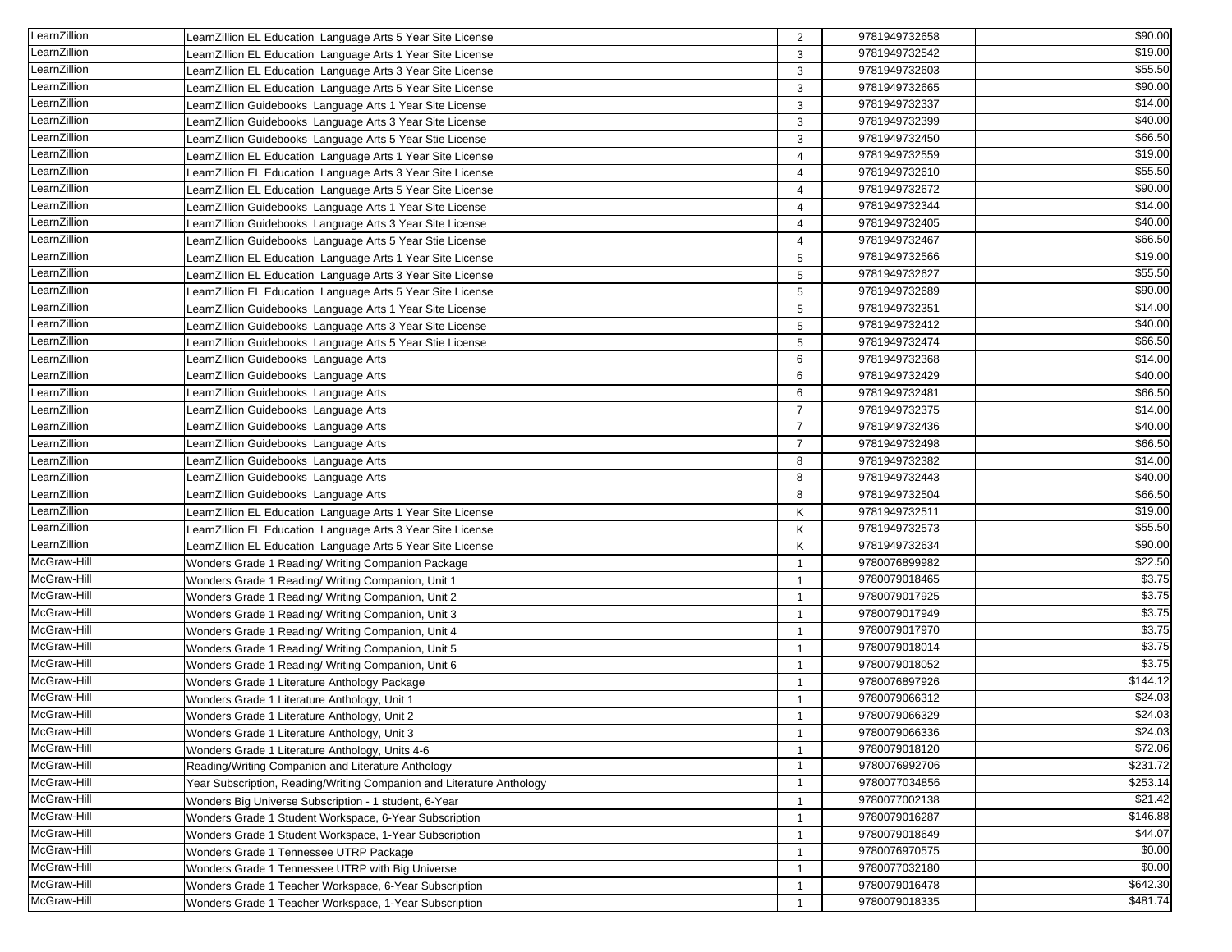| | | | | |
|---|---|---|---|---|
| LearnZillion | LearnZillion EL Education Language Arts 5 Year Site License | 2 | 9781949732658 | $90.00 |
| LearnZillion | LearnZillion EL Education Language Arts 1 Year Site License | 3 | 9781949732542 | $19.00 |
| LearnZillion | LearnZillion EL Education Language Arts 3 Year Site License | 3 | 9781949732603 | $55.50 |
| LearnZillion | LearnZillion EL Education Language Arts 5 Year Site License | 3 | 9781949732665 | $90.00 |
| LearnZillion | LearnZillion Guidebooks Language Arts 1 Year Site License | 3 | 9781949732337 | $14.00 |
| LearnZillion | LearnZillion Guidebooks Language Arts 3 Year Site License | 3 | 9781949732399 | $40.00 |
| LearnZillion | LearnZillion Guidebooks Language Arts 5 Year Stie License | 3 | 9781949732450 | $66.50 |
| LearnZillion | LearnZillion EL Education Language Arts 1 Year Site License | 4 | 9781949732559 | $19.00 |
| LearnZillion | LearnZillion EL Education Language Arts 3 Year Site License | 4 | 9781949732610 | $55.50 |
| LearnZillion | LearnZillion EL Education Language Arts 5 Year Site License | 4 | 9781949732672 | $90.00 |
| LearnZillion | LearnZillion Guidebooks Language Arts 1 Year Site License | 4 | 9781949732344 | $14.00 |
| LearnZillion | LearnZillion Guidebooks Language Arts 3 Year Site License | 4 | 9781949732405 | $40.00 |
| LearnZillion | LearnZillion Guidebooks Language Arts 5 Year Stie License | 4 | 9781949732467 | $66.50 |
| LearnZillion | LearnZillion EL Education Language Arts 1 Year Site License | 5 | 9781949732566 | $19.00 |
| LearnZillion | LearnZillion EL Education Language Arts 3 Year Site License | 5 | 9781949732627 | $55.50 |
| LearnZillion | LearnZillion EL Education Language Arts 5 Year Site License | 5 | 9781949732689 | $90.00 |
| LearnZillion | LearnZillion Guidebooks Language Arts 1 Year Site License | 5 | 9781949732351 | $14.00 |
| LearnZillion | LearnZillion Guidebooks Language Arts 3 Year Site License | 5 | 9781949732412 | $40.00 |
| LearnZillion | LearnZillion Guidebooks Language Arts 5 Year Stie License | 5 | 9781949732474 | $66.50 |
| LearnZillion | LearnZillion Guidebooks Language Arts | 6 | 9781949732368 | $14.00 |
| LearnZillion | LearnZillion Guidebooks Language Arts | 6 | 9781949732429 | $40.00 |
| LearnZillion | LearnZillion Guidebooks Language Arts | 6 | 9781949732481 | $66.50 |
| LearnZillion | LearnZillion Guidebooks Language Arts | 7 | 9781949732375 | $14.00 |
| LearnZillion | LearnZillion Guidebooks Language Arts | 7 | 9781949732436 | $40.00 |
| LearnZillion | LearnZillion Guidebooks Language Arts | 7 | 9781949732498 | $66.50 |
| LearnZillion | LearnZillion Guidebooks Language Arts | 8 | 9781949732382 | $14.00 |
| LearnZillion | LearnZillion Guidebooks Language Arts | 8 | 9781949732443 | $40.00 |
| LearnZillion | LearnZillion Guidebooks Language Arts | 8 | 9781949732504 | $66.50 |
| LearnZillion | LearnZillion EL Education Language Arts 1 Year Site License | K | 9781949732511 | $19.00 |
| LearnZillion | LearnZillion EL Education Language Arts 3 Year Site License | K | 9781949732573 | $55.50 |
| LearnZillion | LearnZillion EL Education Language Arts 5 Year Site License | K | 9781949732634 | $90.00 |
| McGraw-Hill | Wonders Grade 1 Reading/ Writing Companion Package | 1 | 9780076899982 | $22.50 |
| McGraw-Hill | Wonders Grade 1 Reading/ Writing Companion, Unit 1 | 1 | 9780079018465 | $3.75 |
| McGraw-Hill | Wonders Grade 1 Reading/ Writing Companion, Unit 2 | 1 | 9780079017925 | $3.75 |
| McGraw-Hill | Wonders Grade 1 Reading/ Writing Companion, Unit 3 | 1 | 9780079017949 | $3.75 |
| McGraw-Hill | Wonders Grade 1 Reading/ Writing Companion, Unit 4 | 1 | 9780079017970 | $3.75 |
| McGraw-Hill | Wonders Grade 1 Reading/ Writing Companion, Unit 5 | 1 | 9780079018014 | $3.75 |
| McGraw-Hill | Wonders Grade 1 Reading/ Writing Companion, Unit 6 | 1 | 9780079018052 | $3.75 |
| McGraw-Hill | Wonders Grade 1 Literature Anthology Package | 1 | 9780076897926 | $144.12 |
| McGraw-Hill | Wonders Grade 1 Literature Anthology, Unit 1 | 1 | 9780079066312 | $24.03 |
| McGraw-Hill | Wonders Grade 1 Literature Anthology, Unit 2 | 1 | 9780079066329 | $24.03 |
| McGraw-Hill | Wonders Grade 1 Literature Anthology, Unit 3 | 1 | 9780079066336 | $24.03 |
| McGraw-Hill | Wonders Grade 1 Literature Anthology, Units 4-6 | 1 | 9780079018120 | $72.06 |
| McGraw-Hill | Reading/Writing Companion and Literature Anthology | 1 | 9780076992706 | $231.72 |
| McGraw-Hill | Year Subscription, Reading/Writing Companion and Literature Anthology | 1 | 9780077034856 | $253.14 |
| McGraw-Hill | Wonders Big Universe Subscription - 1 student, 6-Year | 1 | 9780077002138 | $21.42 |
| McGraw-Hill | Wonders Grade 1 Student Workspace, 6-Year Subscription | 1 | 9780079016287 | $146.88 |
| McGraw-Hill | Wonders Grade 1 Student Workspace, 1-Year Subscription | 1 | 9780079018649 | $44.07 |
| McGraw-Hill | Wonders Grade 1 Tennessee UTRP Package | 1 | 9780076970575 | $0.00 |
| McGraw-Hill | Wonders Grade 1 Tennessee UTRP with Big Universe | 1 | 9780077032180 | $0.00 |
| McGraw-Hill | Wonders Grade 1 Teacher Workspace, 6-Year Subscription | 1 | 9780079016478 | $642.30 |
| McGraw-Hill | Wonders Grade 1 Teacher Workspace, 1-Year Subscription | 1 | 9780079018335 | $481.74 |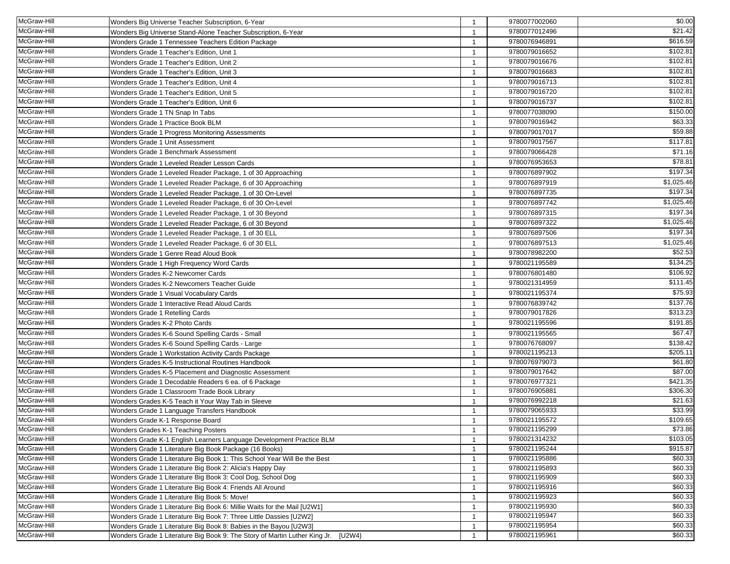| McGraw-Hill | Wonders Big Universe Teacher Subscription, 6-Year | 1 | 9780077002060 | $0.00 |
|---|---|---|---|---|
| McGraw-Hill | Wonders Big Universe Stand-Alone Teacher Subscription, 6-Year | 1 | 9780077012496 | $21.42 |
| McGraw-Hill | Wonders Grade 1 Tennessee Teachers Edition Package | 1 | 9780076946891 | $616.59 |
| McGraw-Hill | Wonders Grade 1 Teacher's Edition, Unit 1 | 1 | 9780079016652 | $102.81 |
| McGraw-Hill | Wonders Grade 1 Teacher's Edition, Unit 2 | 1 | 9780079016676 | $102.81 |
| McGraw-Hill | Wonders Grade 1 Teacher's Edition, Unit 3 | 1 | 9780079016683 | $102.81 |
| McGraw-Hill | Wonders Grade 1 Teacher's Edition, Unit 4 | 1 | 9780079016713 | $102.81 |
| McGraw-Hill | Wonders Grade 1 Teacher's Edition, Unit 5 | 1 | 9780079016720 | $102.81 |
| McGraw-Hill | Wonders Grade 1 Teacher's Edition, Unit 6 | 1 | 9780079016737 | $102.81 |
| McGraw-Hill | Wonders Grade 1 TN Snap In Tabs | 1 | 9780077038090 | $150.00 |
| McGraw-Hill | Wonders Grade 1 Practice Book BLM | 1 | 9780079016942 | $63.33 |
| McGraw-Hill | Wonders Grade 1 Progress Monitoring Assessments | 1 | 9780079017017 | $59.88 |
| McGraw-Hill | Wonders Grade 1 Unit Assessment | 1 | 9780079017567 | $117.81 |
| McGraw-Hill | Wonders Grade 1 Benchmark Assessment | 1 | 9780079066428 | $71.16 |
| McGraw-Hill | Wonders Grade 1 Leveled Reader Lesson Cards | 1 | 9780076953653 | $78.81 |
| McGraw-Hill | Wonders Grade 1 Leveled Reader Package, 1 of 30 Approaching | 1 | 9780076897902 | $197.34 |
| McGraw-Hill | Wonders Grade 1 Leveled Reader Package, 6 of 30 Approaching | 1 | 9780076897919 | $1,025.46 |
| McGraw-Hill | Wonders Grade 1 Leveled Reader Package, 1 of 30 On-Level | 1 | 9780076897735 | $197.34 |
| McGraw-Hill | Wonders Grade 1 Leveled Reader Package, 6 of 30 On-Level | 1 | 9780076897742 | $1,025.46 |
| McGraw-Hill | Wonders Grade 1 Leveled Reader Package, 1 of 30 Beyond | 1 | 9780076897315 | $197.34 |
| McGraw-Hill | Wonders Grade 1 Leveled Reader Package, 6 of 30 Beyond | 1 | 9780076897322 | $1,025.46 |
| McGraw-Hill | Wonders Grade 1 Leveled Reader Package, 1 of 30 ELL | 1 | 9780076897506 | $197.34 |
| McGraw-Hill | Wonders Grade 1 Leveled Reader Package, 6 of 30 ELL | 1 | 9780076897513 | $1,025.46 |
| McGraw-Hill | Wonders Grade 1 Genre Read Aloud Book | 1 | 9780078982200 | $52.53 |
| McGraw-Hill | Wonders Grade 1 High Frequency Word Cards | 1 | 9780021195589 | $134.25 |
| McGraw-Hill | Wonders Grades K-2 Newcomer Cards | 1 | 9780076801480 | $106.92 |
| McGraw-Hill | Wonders Grades K-2 Newcomers Teacher Guide | 1 | 9780021314959 | $111.45 |
| McGraw-Hill | Wonders Grade 1 Visual Vocabulary Cards | 1 | 9780021195374 | $75.93 |
| McGraw-Hill | Wonders Grade 1 Interactive Read Aloud Cards | 1 | 9780076839742 | $137.76 |
| McGraw-Hill | Wonders Grade 1 Retelling Cards | 1 | 9780079017826 | $313.23 |
| McGraw-Hill | Wonders Grades K-2 Photo Cards | 1 | 9780021195596 | $191.85 |
| McGraw-Hill | Wonders Grades K-6 Sound Spelling Cards - Small | 1 | 9780021195565 | $67.47 |
| McGraw-Hill | Wonders Grades K-6 Sound Spelling Cards - Large | 1 | 9780076768097 | $138.42 |
| McGraw-Hill | Wonders Grade 1 Workstation Activity Cards Package | 1 | 9780021195213 | $205.11 |
| McGraw-Hill | Wonders Grades K-5 Instructional Routines Handbook | 1 | 9780076979073 | $61.80 |
| McGraw-Hill | Wonders Grades K-5 Placement and Diagnostic Assessment | 1 | 9780079017642 | $87.00 |
| McGraw-Hill | Wonders Grade 1 Decodable Readers 6 ea. of 6 Package | 1 | 9780076977321 | $421.35 |
| McGraw-Hill | Wonders Grade 1 Classroom Trade Book Library | 1 | 9780076905881 | $306.30 |
| McGraw-Hill | Wonders Grades K-5 Teach it Your Way Tab in Sleeve | 1 | 9780076992218 | $21.63 |
| McGraw-Hill | Wonders Grade 1 Language Transfers Handbook | 1 | 9780079065933 | $33.99 |
| McGraw-Hill | Wonders Grade K-1 Response Board | 1 | 9780021195572 | $109.65 |
| McGraw-Hill | Wonders Grades K-1 Teaching Posters | 1 | 9780021195299 | $73.86 |
| McGraw-Hill | Wonders Grade K-1 English Learners Language Development Practice BLM | 1 | 9780021314232 | $103.05 |
| McGraw-Hill | Wonders Grade 1 Literature Big Book Package (16 Books) | 1 | 9780021195244 | $915.87 |
| McGraw-Hill | Wonders Grade 1 Literature Big Book 1: This School Year Will Be the Best | 1 | 9780021195886 | $60.33 |
| McGraw-Hill | Wonders Grade 1 Literature Big Book 2: Alicia's Happy Day | 1 | 9780021195893 | $60.33 |
| McGraw-Hill | Wonders Grade 1 Literature Big Book 3: Cool Dog, School Dog | 1 | 9780021195909 | $60.33 |
| McGraw-Hill | Wonders Grade 1 Literature Big Book 4: Friends All Around | 1 | 9780021195916 | $60.33 |
| McGraw-Hill | Wonders Grade 1 Literature Big Book 5: Move! | 1 | 9780021195923 | $60.33 |
| McGraw-Hill | Wonders Grade 1 Literature Big Book 6: Millie Waits for the Mail [U2W1] | 1 | 9780021195930 | $60.33 |
| McGraw-Hill | Wonders Grade 1 Literature Big Book 7: Three Little Dassies [U2W2] | 1 | 9780021195947 | $60.33 |
| McGraw-Hill | Wonders Grade 1 Literature Big Book 8: Babies in the Bayou [U2W3] | 1 | 9780021195954 | $60.33 |
| McGraw-Hill | Wonders Grade 1 Literature Big Book 9: The Story of Martin Luther King Jr. [U2W4} | 1 | 9780021195961 | $60.33 |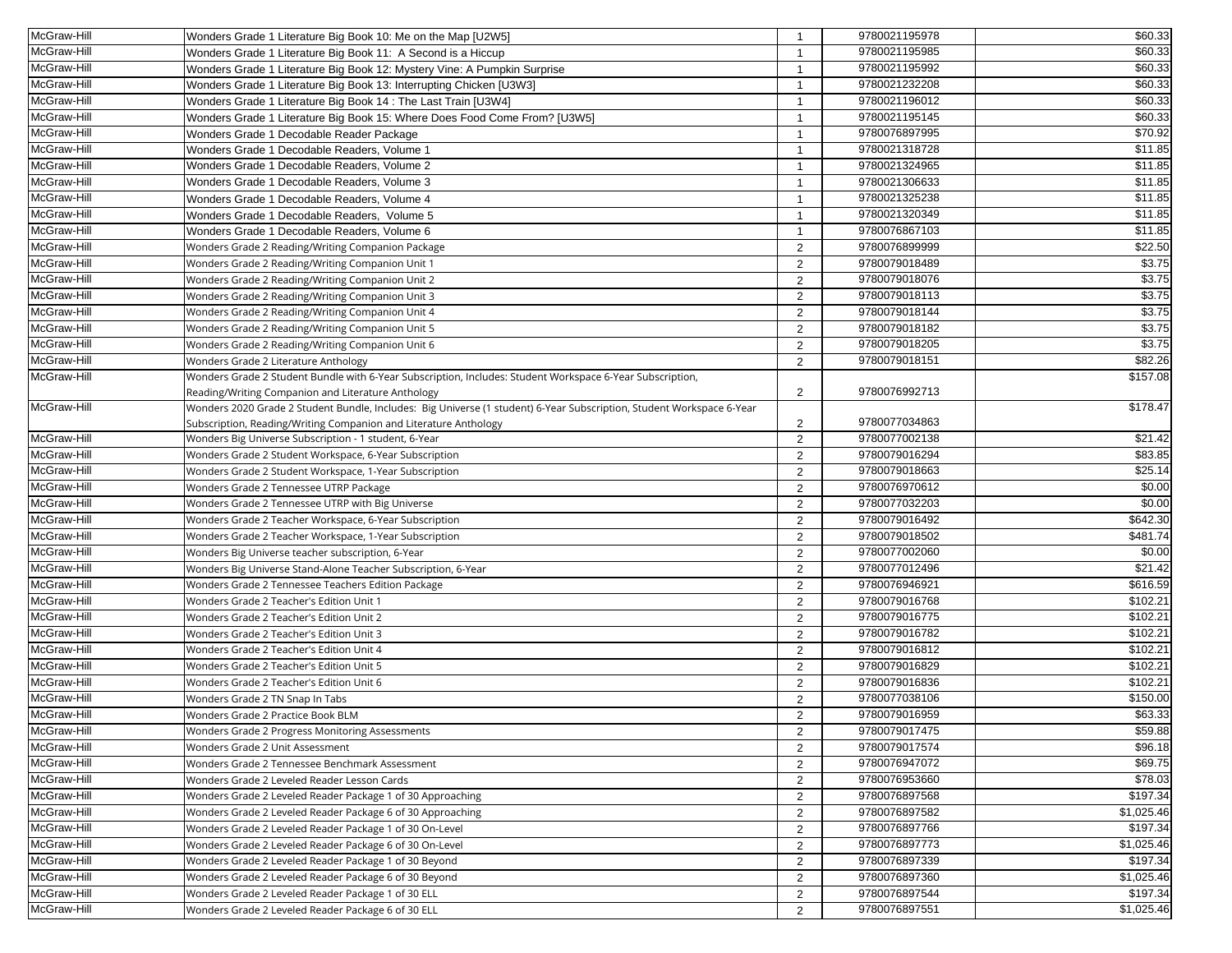| | | | | |
|---|---|---|---|---|
| McGraw-Hill | Wonders Grade 1 Literature Big Book 10: Me on the Map [U2W5] | 1 | 9780021195978 | $60.33 |
| McGraw-Hill | Wonders Grade 1 Literature Big Book 11: A Second is a Hiccup | 1 | 9780021195985 | $60.33 |
| McGraw-Hill | Wonders Grade 1 Literature Big Book 12: Mystery Vine: A Pumpkin Surprise | 1 | 9780021195992 | $60.33 |
| McGraw-Hill | Wonders Grade 1 Literature Big Book 13: Interrupting Chicken [U3W3] | 1 | 9780021232208 | $60.33 |
| McGraw-Hill | Wonders Grade 1 Literature Big Book 14 : The Last Train [U3W4] | 1 | 9780021196012 | $60.33 |
| McGraw-Hill | Wonders Grade 1 Literature Big Book 15: Where Does Food Come From? [U3W5] | 1 | 9780021195145 | $60.33 |
| McGraw-Hill | Wonders Grade 1 Decodable Reader Package | 1 | 9780076897995 | $70.92 |
| McGraw-Hill | Wonders Grade 1 Decodable Readers, Volume 1 | 1 | 9780021318728 | $11.85 |
| McGraw-Hill | Wonders Grade 1 Decodable Readers, Volume 2 | 1 | 9780021324965 | $11.85 |
| McGraw-Hill | Wonders Grade 1 Decodable Readers, Volume 3 | 1 | 9780021306633 | $11.85 |
| McGraw-Hill | Wonders Grade 1 Decodable Readers, Volume 4 | 1 | 9780021325238 | $11.85 |
| McGraw-Hill | Wonders Grade 1 Decodable Readers, Volume 5 | 1 | 9780021320349 | $11.85 |
| McGraw-Hill | Wonders Grade 1 Decodable Readers, Volume 6 | 1 | 9780076867103 | $11.85 |
| McGraw-Hill | Wonders Grade 2 Reading/Writing Companion Package | 2 | 9780076899999 | $22.50 |
| McGraw-Hill | Wonders Grade 2 Reading/Writing Companion Unit 1 | 2 | 9780079018489 | $3.75 |
| McGraw-Hill | Wonders Grade 2 Reading/Writing Companion Unit 2 | 2 | 9780079018076 | $3.75 |
| McGraw-Hill | Wonders Grade 2 Reading/Writing Companion Unit 3 | 2 | 9780079018113 | $3.75 |
| McGraw-Hill | Wonders Grade 2 Reading/Writing Companion Unit 4 | 2 | 9780079018144 | $3.75 |
| McGraw-Hill | Wonders Grade 2 Reading/Writing Companion Unit 5 | 2 | 9780079018182 | $3.75 |
| McGraw-Hill | Wonders Grade 2 Reading/Writing Companion Unit 6 | 2 | 9780079018205 | $3.75 |
| McGraw-Hill | Wonders Grade 2 Literature Anthology | 2 | 9780079018151 | $82.26 |
| McGraw-Hill | Wonders Grade 2 Student Bundle with 6-Year Subscription, Includes: Student Workspace 6-Year Subscription, Reading/Writing Companion and Literature Anthology | 2 | 9780076992713 | $157.08 |
| McGraw-Hill | Wonders 2020 Grade 2 Student Bundle, Includes: Big Universe (1 student) 6-Year Subscription, Student Workspace 6-Year Subscription, Reading/Writing Companion and Literature Anthology | 2 | 9780077034863 | $178.47 |
| McGraw-Hill | Wonders Big Universe Subscription - 1 student, 6-Year | 2 | 9780077002138 | $21.42 |
| McGraw-Hill | Wonders Grade 2 Student Workspace, 6-Year Subscription | 2 | 9780079016294 | $83.85 |
| McGraw-Hill | Wonders Grade 2 Student Workspace, 1-Year Subscription | 2 | 9780079018663 | $25.14 |
| McGraw-Hill | Wonders Grade 2 Tennessee UTRP Package | 2 | 9780076970612 | $0.00 |
| McGraw-Hill | Wonders Grade 2 Tennessee UTRP with Big Universe | 2 | 9780077032203 | $0.00 |
| McGraw-Hill | Wonders Grade 2 Teacher Workspace, 6-Year Subscription | 2 | 9780079016492 | $642.30 |
| McGraw-Hill | Wonders Grade 2 Teacher Workspace, 1-Year Subscription | 2 | 9780079018502 | $481.74 |
| McGraw-Hill | Wonders Big Universe teacher subscription, 6-Year | 2 | 9780077002060 | $0.00 |
| McGraw-Hill | Wonders Big Universe Stand-Alone Teacher Subscription, 6-Year | 2 | 9780077012496 | $21.42 |
| McGraw-Hill | Wonders Grade 2 Tennessee Teachers Edition Package | 2 | 9780076946921 | $616.59 |
| McGraw-Hill | Wonders Grade 2 Teacher's Edition Unit 1 | 2 | 9780079016768 | $102.21 |
| McGraw-Hill | Wonders Grade 2 Teacher's Edition Unit 2 | 2 | 9780079016775 | $102.21 |
| McGraw-Hill | Wonders Grade 2 Teacher's Edition Unit 3 | 2 | 9780079016782 | $102.21 |
| McGraw-Hill | Wonders Grade 2 Teacher's Edition Unit 4 | 2 | 9780079016812 | $102.21 |
| McGraw-Hill | Wonders Grade 2 Teacher's Edition Unit 5 | 2 | 9780079016829 | $102.21 |
| McGraw-Hill | Wonders Grade 2 Teacher's Edition Unit 6 | 2 | 9780079016836 | $102.21 |
| McGraw-Hill | Wonders Grade 2 TN Snap In Tabs | 2 | 9780077038106 | $150.00 |
| McGraw-Hill | Wonders Grade 2 Practice Book BLM | 2 | 9780079016959 | $63.33 |
| McGraw-Hill | Wonders Grade 2 Progress Monitoring Assessments | 2 | 9780079017475 | $59.88 |
| McGraw-Hill | Wonders Grade 2 Unit Assessment | 2 | 9780079017574 | $96.18 |
| McGraw-Hill | Wonders Grade 2 Tennessee Benchmark Assessment | 2 | 9780076947072 | $69.75 |
| McGraw-Hill | Wonders Grade 2 Leveled Reader Lesson Cards | 2 | 9780076953660 | $78.03 |
| McGraw-Hill | Wonders Grade 2 Leveled Reader Package 1 of 30 Approaching | 2 | 9780076897568 | $197.34 |
| McGraw-Hill | Wonders Grade 2 Leveled Reader Package 6 of 30 Approaching | 2 | 9780076897582 | $1,025.46 |
| McGraw-Hill | Wonders Grade 2 Leveled Reader Package 1 of 30 On-Level | 2 | 9780076897766 | $197.34 |
| McGraw-Hill | Wonders Grade 2 Leveled Reader Package 6 of 30 On-Level | 2 | 9780076897773 | $1,025.46 |
| McGraw-Hill | Wonders Grade 2 Leveled Reader Package 1 of 30 Beyond | 2 | 9780076897339 | $197.34 |
| McGraw-Hill | Wonders Grade 2 Leveled Reader Package 6 of 30 Beyond | 2 | 9780076897360 | $1,025.46 |
| McGraw-Hill | Wonders Grade 2 Leveled Reader Package 1 of 30 ELL | 2 | 9780076897544 | $197.34 |
| McGraw-Hill | Wonders Grade 2 Leveled Reader Package 6 of 30 ELL | 2 | 9780076897551 | $1,025.46 |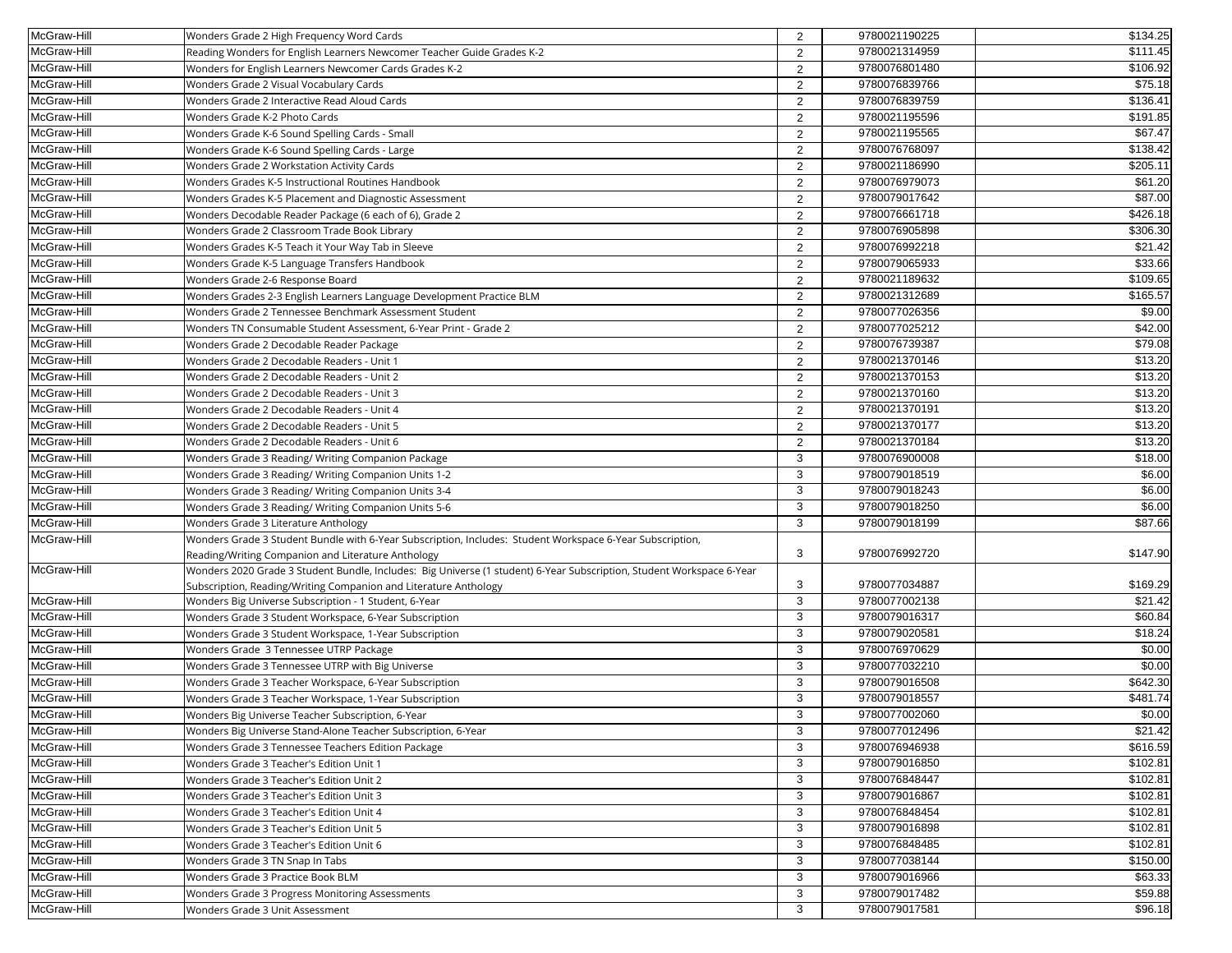| McGraw-Hill | Wonders Grade 2 High Frequency Word Cards | 2 | 9780021190225 | $134.25 |
|---|---|---|---|---|
| McGraw-Hill | Reading Wonders for English Learners Newcomer Teacher Guide Grades K-2 | 2 | 9780021314959 | $111.45 |
| McGraw-Hill | Wonders for English Learners Newcomer Cards Grades K-2 | 2 | 9780076801480 | $106.92 |
| McGraw-Hill | Wonders Grade 2 Visual Vocabulary Cards | 2 | 9780076839766 | $75.18 |
| McGraw-Hill | Wonders Grade 2 Interactive Read Aloud Cards | 2 | 9780076839759 | $136.41 |
| McGraw-Hill | Wonders Grade K-2 Photo Cards | 2 | 9780021195596 | $191.85 |
| McGraw-Hill | Wonders Grade K-6 Sound Spelling Cards - Small | 2 | 9780021195565 | $67.47 |
| McGraw-Hill | Wonders Grade K-6 Sound Spelling Cards - Large | 2 | 9780076768097 | $138.42 |
| McGraw-Hill | Wonders Grade 2 Workstation Activity Cards | 2 | 9780021186990 | $205.11 |
| McGraw-Hill | Wonders Grades K-5 Instructional Routines Handbook | 2 | 9780076979073 | $61.20 |
| McGraw-Hill | Wonders Grades K-5 Placement and Diagnostic Assessment | 2 | 9780079017642 | $87.00 |
| McGraw-Hill | Wonders Decodable Reader Package (6 each of 6), Grade 2 | 2 | 9780076661718 | $426.18 |
| McGraw-Hill | Wonders Grade 2 Classroom Trade Book Library | 2 | 9780076905898 | $306.30 |
| McGraw-Hill | Wonders Grades K-5 Teach it Your Way Tab in Sleeve | 2 | 9780076992218 | $21.42 |
| McGraw-Hill | Wonders Grade K-5 Language Transfers Handbook | 2 | 9780079065933 | $33.66 |
| McGraw-Hill | Wonders Grade 2-6 Response Board | 2 | 9780021189632 | $109.65 |
| McGraw-Hill | Wonders Grades 2-3 English Learners Language Development Practice BLM | 2 | 9780021312689 | $165.57 |
| McGraw-Hill | Wonders Grade 2 Tennessee Benchmark Assessment Student | 2 | 9780077026356 | $9.00 |
| McGraw-Hill | Wonders TN Consumable Student Assessment, 6-Year Print - Grade 2 | 2 | 9780077025212 | $42.00 |
| McGraw-Hill | Wonders Grade 2 Decodable Reader Package | 2 | 9780076739387 | $79.08 |
| McGraw-Hill | Wonders Grade 2 Decodable Readers - Unit 1 | 2 | 9780021370146 | $13.20 |
| McGraw-Hill | Wonders Grade 2 Decodable Readers - Unit 2 | 2 | 9780021370153 | $13.20 |
| McGraw-Hill | Wonders Grade 2 Decodable Readers - Unit 3 | 2 | 9780021370160 | $13.20 |
| McGraw-Hill | Wonders Grade 2 Decodable Readers - Unit 4 | 2 | 9780021370191 | $13.20 |
| McGraw-Hill | Wonders Grade 2 Decodable Readers - Unit 5 | 2 | 9780021370177 | $13.20 |
| McGraw-Hill | Wonders Grade 2 Decodable Readers - Unit 6 | 2 | 9780021370184 | $13.20 |
| McGraw-Hill | Wonders Grade 3 Reading/ Writing Companion Package | 3 | 9780076900008 | $18.00 |
| McGraw-Hill | Wonders Grade 3 Reading/ Writing Companion Units 1-2 | 3 | 9780079018519 | $6.00 |
| McGraw-Hill | Wonders Grade 3 Reading/ Writing Companion Units 3-4 | 3 | 9780079018243 | $6.00 |
| McGraw-Hill | Wonders Grade 3 Reading/ Writing Companion Units 5-6 | 3 | 9780079018250 | $6.00 |
| McGraw-Hill | Wonders Grade 3 Literature Anthology | 3 | 9780079018199 | $87.66 |
| McGraw-Hill | Wonders Grade 3 Student Bundle with 6-Year Subscription, Includes: Student Workspace 6-Year Subscription, Reading/Writing Companion and Literature Anthology | 3 | 9780076992720 | $147.90 |
| McGraw-Hill | Wonders 2020 Grade 3 Student Bundle, Includes: Big Universe (1 student) 6-Year Subscription, Student Workspace 6-Year Subscription, Reading/Writing Companion and Literature Anthology | 3 | 9780077034887 | $169.29 |
| McGraw-Hill | Wonders Big Universe Subscription - 1 Student, 6-Year | 3 | 9780077002138 | $21.42 |
| McGraw-Hill | Wonders Grade 3 Student Workspace, 6-Year Subscription | 3 | 9780079016317 | $60.84 |
| McGraw-Hill | Wonders Grade 3 Student Workspace, 1-Year Subscription | 3 | 9780079020581 | $18.24 |
| McGraw-Hill | Wonders Grade 3 Tennessee UTRP Package | 3 | 9780076970629 | $0.00 |
| McGraw-Hill | Wonders Grade 3 Tennessee UTRP with Big Universe | 3 | 9780077032210 | $0.00 |
| McGraw-Hill | Wonders Grade 3 Teacher Workspace, 6-Year Subscription | 3 | 9780079016508 | $642.30 |
| McGraw-Hill | Wonders Grade 3 Teacher Workspace, 1-Year Subscription | 3 | 9780079018557 | $481.74 |
| McGraw-Hill | Wonders Big Universe Teacher Subscription, 6-Year | 3 | 9780077002060 | $0.00 |
| McGraw-Hill | Wonders Big Universe Stand-Alone Teacher Subscription, 6-Year | 3 | 9780077012496 | $21.42 |
| McGraw-Hill | Wonders Grade 3 Tennessee Teachers Edition Package | 3 | 9780076946938 | $616.59 |
| McGraw-Hill | Wonders Grade 3 Teacher's Edition Unit 1 | 3 | 9780079016850 | $102.81 |
| McGraw-Hill | Wonders Grade 3 Teacher's Edition Unit 2 | 3 | 9780076848447 | $102.81 |
| McGraw-Hill | Wonders Grade 3 Teacher's Edition Unit 3 | 3 | 9780079016867 | $102.81 |
| McGraw-Hill | Wonders Grade 3 Teacher's Edition Unit 4 | 3 | 9780076848454 | $102.81 |
| McGraw-Hill | Wonders Grade 3 Teacher's Edition Unit 5 | 3 | 9780079016898 | $102.81 |
| McGraw-Hill | Wonders Grade 3 Teacher's Edition Unit 6 | 3 | 9780076848485 | $102.81 |
| McGraw-Hill | Wonders Grade 3 TN Snap In Tabs | 3 | 9780077038144 | $150.00 |
| McGraw-Hill | Wonders Grade 3 Practice Book BLM | 3 | 9780079016966 | $63.33 |
| McGraw-Hill | Wonders Grade 3 Progress Monitoring Assessments | 3 | 9780079017482 | $59.88 |
| McGraw-Hill | Wonders Grade 3 Unit Assessment | 3 | 9780079017581 | $96.18 |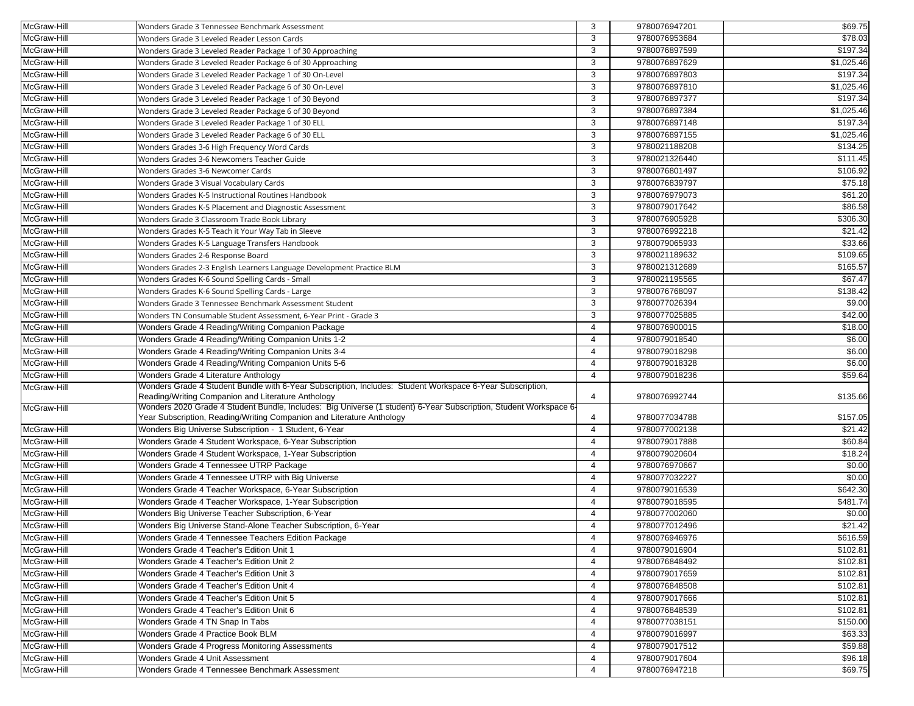| | | | | |
|---|---|---|---|---|
| McGraw-Hill | Wonders Grade 3 Tennessee Benchmark Assessment | 3 | 9780076947201 | $69.75 |
| McGraw-Hill | Wonders Grade 3 Leveled Reader Lesson Cards | 3 | 9780076953684 | $78.03 |
| McGraw-Hill | Wonders Grade 3 Leveled Reader Package 1 of 30 Approaching | 3 | 9780076897599 | $197.34 |
| McGraw-Hill | Wonders Grade 3 Leveled Reader Package 6 of 30 Approaching | 3 | 9780076897629 | $1,025.46 |
| McGraw-Hill | Wonders Grade 3 Leveled Reader Package 1 of 30 On-Level | 3 | 9780076897803 | $197.34 |
| McGraw-Hill | Wonders Grade 3 Leveled Reader Package 6 of 30 On-Level | 3 | 9780076897810 | $1,025.46 |
| McGraw-Hill | Wonders Grade 3 Leveled Reader Package 1 of 30 Beyond | 3 | 9780076897377 | $197.34 |
| McGraw-Hill | Wonders Grade 3 Leveled Reader Package 6 of 30 Beyond | 3 | 9780076897384 | $1,025.46 |
| McGraw-Hill | Wonders Grade 3 Leveled Reader Package 1 of 30 ELL | 3 | 9780076897148 | $197.34 |
| McGraw-Hill | Wonders Grade 3 Leveled Reader Package 6 of 30 ELL | 3 | 9780076897155 | $1,025.46 |
| McGraw-Hill | Wonders Grades 3-6 High Frequency Word Cards | 3 | 9780021188208 | $134.25 |
| McGraw-Hill | Wonders Grades 3-6 Newcomers Teacher Guide | 3 | 9780021326440 | $111.45 |
| McGraw-Hill | Wonders Grades 3-6 Newcomer Cards | 3 | 9780076801497 | $106.92 |
| McGraw-Hill | Wonders Grade 3 Visual Vocabulary Cards | 3 | 9780076839797 | $75.18 |
| McGraw-Hill | Wonders Grades K-5 Instructional Routines Handbook | 3 | 9780076979073 | $61.20 |
| McGraw-Hill | Wonders Grades K-5 Placement and Diagnostic Assessment | 3 | 9780079017642 | $86.58 |
| McGraw-Hill | Wonders Grade 3 Classroom Trade Book Library | 3 | 9780076905928 | $306.30 |
| McGraw-Hill | Wonders Grades K-5 Teach it Your Way Tab in Sleeve | 3 | 9780076992218 | $21.42 |
| McGraw-Hill | Wonders Grades K-5 Language Transfers Handbook | 3 | 9780079065933 | $33.66 |
| McGraw-Hill | Wonders Grades 2-6 Response Board | 3 | 9780021189632 | $109.65 |
| McGraw-Hill | Wonders Grades 2-3 English Learners Language Development Practice BLM | 3 | 9780021312689 | $165.57 |
| McGraw-Hill | Wonders Grades K-6 Sound Spelling Cards - Small | 3 | 9780021195565 | $67.47 |
| McGraw-Hill | Wonders Grades K-6 Sound Spelling Cards - Large | 3 | 9780076768097 | $138.42 |
| McGraw-Hill | Wonders Grade 3 Tennessee Benchmark Assessment Student | 3 | 9780077026394 | $9.00 |
| McGraw-Hill | Wonders TN Consumable Student Assessment, 6-Year Print - Grade 3 | 3 | 9780077025885 | $42.00 |
| McGraw-Hill | Wonders Grade 4 Reading/Writing Companion Package | 4 | 9780076900015 | $18.00 |
| McGraw-Hill | Wonders Grade 4 Reading/Writing Companion Units 1-2 | 4 | 9780079018540 | $6.00 |
| McGraw-Hill | Wonders Grade 4 Reading/Writing Companion Units 3-4 | 4 | 9780079018298 | $6.00 |
| McGraw-Hill | Wonders Grade 4 Reading/Writing Companion Units 5-6 | 4 | 9780079018328 | $6.00 |
| McGraw-Hill | Wonders Grade 4 Literature Anthology | 4 | 9780079018236 | $59.64 |
| McGraw-Hill | Wonders Grade 4 Student Bundle with 6-Year Subscription, Includes: Student Workspace 6-Year Subscription, Reading/Writing Companion and Literature Anthology | 4 | 9780076992744 | $135.66 |
| McGraw-Hill | Wonders 2020 Grade 4 Student Bundle, Includes: Big Universe (1 student) 6-Year Subscription, Student Workspace 6-Year Subscription, Reading/Writing Companion and Literature Anthology | 4 | 9780077034788 | $157.05 |
| McGraw-Hill | Wonders Big Universe Subscription - 1 Student, 6-Year | 4 | 9780077002138 | $21.42 |
| McGraw-Hill | Wonders Grade 4 Student Workspace, 6-Year Subscription | 4 | 9780079017888 | $60.84 |
| McGraw-Hill | Wonders Grade 4 Student Workspace, 1-Year Subscription | 4 | 9780079020604 | $18.24 |
| McGraw-Hill | Wonders Grade 4 Tennessee UTRP Package | 4 | 9780076970667 | $0.00 |
| McGraw-Hill | Wonders Grade 4 Tennessee UTRP with Big Universe | 4 | 9780077032227 | $0.00 |
| McGraw-Hill | Wonders Grade 4 Teacher Workspace, 6-Year Subscription | 4 | 9780079016539 | $642.30 |
| McGraw-Hill | Wonders Grade 4 Teacher Workspace, 1-Year Subscription | 4 | 9780079018595 | $481.74 |
| McGraw-Hill | Wonders Big Universe Teacher Subscription, 6-Year | 4 | 9780077002060 | $0.00 |
| McGraw-Hill | Wonders Big Universe Stand-Alone Teacher Subscription, 6-Year | 4 | 9780077012496 | $21.42 |
| McGraw-Hill | Wonders Grade 4 Tennessee Teachers Edition Package | 4 | 9780076946976 | $616.59 |
| McGraw-Hill | Wonders Grade 4 Teacher's Edition Unit 1 | 4 | 9780079016904 | $102.81 |
| McGraw-Hill | Wonders Grade 4 Teacher's Edition Unit 2 | 4 | 9780076848492 | $102.81 |
| McGraw-Hill | Wonders Grade 4 Teacher's Edition Unit 3 | 4 | 9780079017659 | $102.81 |
| McGraw-Hill | Wonders Grade 4 Teacher's Edition Unit 4 | 4 | 9780076848508 | $102.81 |
| McGraw-Hill | Wonders Grade 4 Teacher's Edition Unit 5 | 4 | 9780079017666 | $102.81 |
| McGraw-Hill | Wonders Grade 4 Teacher's Edition Unit 6 | 4 | 9780076848539 | $102.81 |
| McGraw-Hill | Wonders Grade 4 TN Snap In Tabs | 4 | 9780077038151 | $150.00 |
| McGraw-Hill | Wonders Grade 4 Practice Book BLM | 4 | 9780079016997 | $63.33 |
| McGraw-Hill | Wonders Grade 4 Progress Monitoring Assessments | 4 | 9780079017512 | $59.88 |
| McGraw-Hill | Wonders Grade 4 Unit Assessment | 4 | 9780079017604 | $96.18 |
| McGraw-Hill | Wonders Grade 4 Tennessee Benchmark Assessment | 4 | 9780076947218 | $69.75 |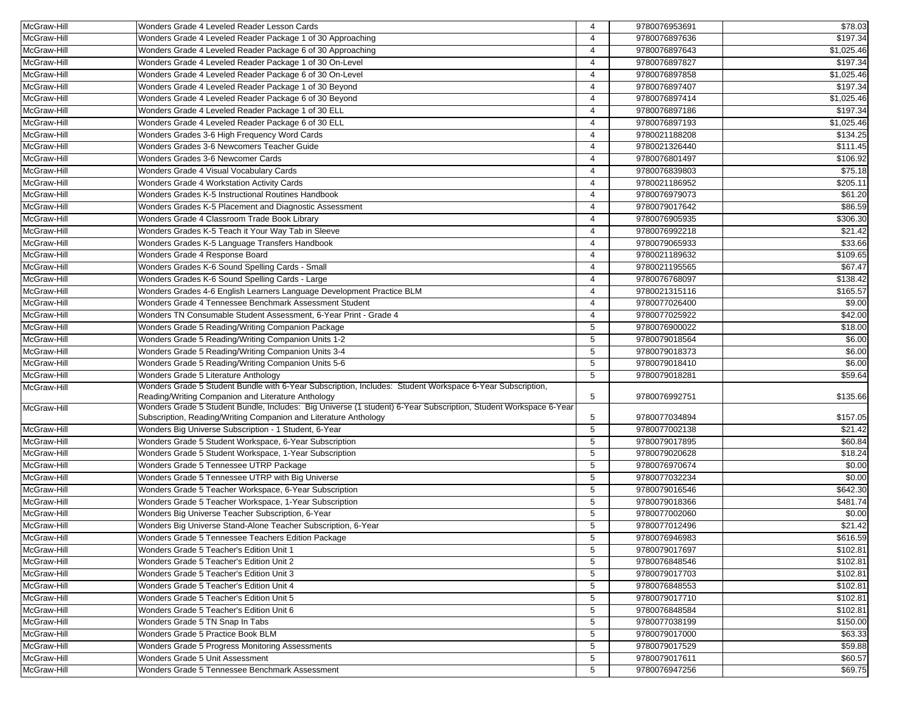| | | | | |
|---|---|---|---|---|
| McGraw-Hill | Wonders Grade 4 Leveled Reader Lesson Cards | 4 | 9780076953691 | $78.03 |
| McGraw-Hill | Wonders Grade 4 Leveled Reader Package 1 of 30 Approaching | 4 | 9780076897636 | $197.34 |
| McGraw-Hill | Wonders Grade 4 Leveled Reader Package 6 of 30 Approaching | 4 | 9780076897643 | $1,025.46 |
| McGraw-Hill | Wonders Grade 4 Leveled Reader Package 1 of 30 On-Level | 4 | 9780076897827 | $197.34 |
| McGraw-Hill | Wonders Grade 4 Leveled Reader Package 6 of 30 On-Level | 4 | 9780076897858 | $1,025.46 |
| McGraw-Hill | Wonders Grade 4 Leveled Reader Package 1 of 30 Beyond | 4 | 9780076897407 | $197.34 |
| McGraw-Hill | Wonders Grade 4 Leveled Reader Package 6 of 30 Beyond | 4 | 9780076897414 | $1,025.46 |
| McGraw-Hill | Wonders Grade 4 Leveled Reader Package 1 of 30 ELL | 4 | 9780076897186 | $197.34 |
| McGraw-Hill | Wonders Grade 4 Leveled Reader Package 6 of 30 ELL | 4 | 9780076897193 | $1,025.46 |
| McGraw-Hill | Wonders Grades 3-6 High Frequency Word Cards | 4 | 9780021188208 | $134.25 |
| McGraw-Hill | Wonders Grades 3-6 Newcomers Teacher Guide | 4 | 9780021326440 | $111.45 |
| McGraw-Hill | Wonders Grades 3-6 Newcomer Cards | 4 | 9780076801497 | $106.92 |
| McGraw-Hill | Wonders Grade 4 Visual Vocabulary Cards | 4 | 9780076839803 | $75.18 |
| McGraw-Hill | Wonders Grade 4 Workstation Activity Cards | 4 | 9780021186952 | $205.11 |
| McGraw-Hill | Wonders Grades K-5 Instructional Routines Handbook | 4 | 9780076979073 | $61.20 |
| McGraw-Hill | Wonders Grades K-5 Placement and Diagnostic Assessment | 4 | 9780079017642 | $86.59 |
| McGraw-Hill | Wonders Grade 4 Classroom Trade Book Library | 4 | 9780076905935 | $306.30 |
| McGraw-Hill | Wonders Grades K-5 Teach it Your Way Tab in Sleeve | 4 | 9780076992218 | $21.42 |
| McGraw-Hill | Wonders Grades K-5 Language Transfers Handbook | 4 | 9780079065933 | $33.66 |
| McGraw-Hill | Wonders Grade 4 Response Board | 4 | 9780021189632 | $109.65 |
| McGraw-Hill | Wonders Grades K-6 Sound Spelling Cards - Small | 4 | 9780021195565 | $67.47 |
| McGraw-Hill | Wonders Grades K-6 Sound Spelling Cards - Large | 4 | 9780076768097 | $138.42 |
| McGraw-Hill | Wonders Grades 4-6 English Learners Language Development Practice BLM | 4 | 9780021315116 | $165.57 |
| McGraw-Hill | Wonders Grade 4 Tennessee Benchmark Assessment Student | 4 | 9780077026400 | $9.00 |
| McGraw-Hill | Wonders TN Consumable Student Assessment, 6-Year Print - Grade 4 | 4 | 9780077025922 | $42.00 |
| McGraw-Hill | Wonders Grade 5 Reading/Writing Companion Package | 5 | 9780076900022 | $18.00 |
| McGraw-Hill | Wonders Grade 5 Reading/Writing Companion Units 1-2 | 5 | 9780079018564 | $6.00 |
| McGraw-Hill | Wonders Grade 5 Reading/Writing Companion Units 3-4 | 5 | 9780079018373 | $6.00 |
| McGraw-Hill | Wonders Grade 5 Reading/Writing Companion Units 5-6 | 5 | 9780079018410 | $6.00 |
| McGraw-Hill | Wonders Grade 5 Literature Anthology | 5 | 9780079018281 | $59.64 |
| McGraw-Hill | Wonders Grade 5 Student Bundle with 6-Year Subscription, Includes: Student Workspace 6-Year Subscription, Reading/Writing Companion and Literature Anthology | 5 | 9780076992751 | $135.66 |
| McGraw-Hill | Wonders Grade 5 Student Bundle, Includes: Big Universe (1 student) 6-Year Subscription, Student Workspace 6-Year Subscription, Reading/Writing Companion and Literature Anthology | 5 | 9780077034894 | $157.05 |
| McGraw-Hill | Wonders Big Universe Subscription - 1 Student, 6-Year | 5 | 9780077002138 | $21.42 |
| McGraw-Hill | Wonders Grade 5 Student Workspace, 6-Year Subscription | 5 | 9780079017895 | $60.84 |
| McGraw-Hill | Wonders Grade 5 Student Workspace, 1-Year Subscription | 5 | 9780079020628 | $18.24 |
| McGraw-Hill | Wonders Grade 5 Tennessee UTRP Package | 5 | 9780076970674 | $0.00 |
| McGraw-Hill | Wonders Grade 5 Tennessee UTRP with Big Universe | 5 | 9780077032234 | $0.00 |
| McGraw-Hill | Wonders Grade 5 Teacher Workspace, 6-Year Subscription | 5 | 9780079016546 | $642.30 |
| McGraw-Hill | Wonders Grade 5 Teacher Workspace, 1-Year Subscription | 5 | 9780079018366 | $481.74 |
| McGraw-Hill | Wonders Big Universe Teacher Subscription, 6-Year | 5 | 9780077002060 | $0.00 |
| McGraw-Hill | Wonders Big Universe Stand-Alone Teacher Subscription, 6-Year | 5 | 9780077012496 | $21.42 |
| McGraw-Hill | Wonders Grade 5 Tennessee Teachers Edition Package | 5 | 9780076946983 | $616.59 |
| McGraw-Hill | Wonders Grade 5 Teacher's Edition Unit 1 | 5 | 9780079017697 | $102.81 |
| McGraw-Hill | Wonders Grade 5 Teacher's Edition Unit 2 | 5 | 9780076848546 | $102.81 |
| McGraw-Hill | Wonders Grade 5 Teacher's Edition Unit 3 | 5 | 9780079017703 | $102.81 |
| McGraw-Hill | Wonders Grade 5 Teacher's Edition Unit 4 | 5 | 9780076848553 | $102.81 |
| McGraw-Hill | Wonders Grade 5 Teacher's Edition Unit 5 | 5 | 9780079017710 | $102.81 |
| McGraw-Hill | Wonders Grade 5 Teacher's Edition Unit 6 | 5 | 9780076848584 | $102.81 |
| McGraw-Hill | Wonders Grade 5 TN Snap In Tabs | 5 | 9780077038199 | $150.00 |
| McGraw-Hill | Wonders Grade 5 Practice Book BLM | 5 | 9780079017000 | $63.33 |
| McGraw-Hill | Wonders Grade 5 Progress Monitoring Assessments | 5 | 9780079017529 | $59.88 |
| McGraw-Hill | Wonders Grade 5 Unit Assessment | 5 | 9780079017611 | $60.57 |
| McGraw-Hill | Wonders Grade 5 Tennessee Benchmark Assessment | 5 | 9780076947256 | $69.75 |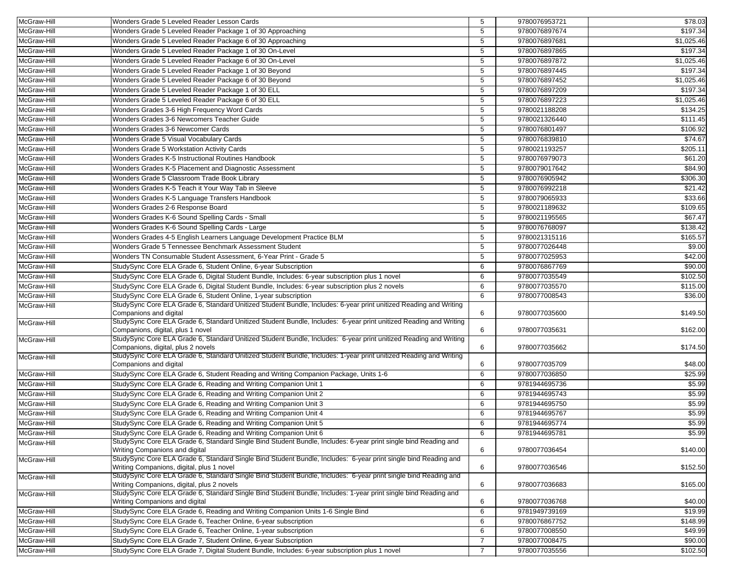| | | | | |
|---|---|---|---|---|
| McGraw-Hill | Wonders Grade 5 Leveled Reader Lesson Cards | 5 | 9780076953721 | $78.03 |
| McGraw-Hill | Wonders Grade 5 Leveled Reader Package 1 of 30 Approaching | 5 | 9780076897674 | $197.34 |
| McGraw-Hill | Wonders Grade 5 Leveled Reader Package 6 of 30 Approaching | 5 | 9780076897681 | $1,025.46 |
| McGraw-Hill | Wonders Grade 5 Leveled Reader Package 1 of 30 On-Level | 5 | 9780076897865 | $197.34 |
| McGraw-Hill | Wonders Grade 5 Leveled Reader Package 6 of 30 On-Level | 5 | 9780076897872 | $1,025.46 |
| McGraw-Hill | Wonders Grade 5 Leveled Reader Package 1 of 30 Beyond | 5 | 9780076897445 | $197.34 |
| McGraw-Hill | Wonders Grade 5 Leveled Reader Package 6 of 30 Beyond | 5 | 9780076897452 | $1,025.46 |
| McGraw-Hill | Wonders Grade 5 Leveled Reader Package 1 of 30 ELL | 5 | 9780076897209 | $197.34 |
| McGraw-Hill | Wonders Grade 5 Leveled Reader Package 6 of 30 ELL | 5 | 9780076897223 | $1,025.46 |
| McGraw-Hill | Wonders Grades 3-6 High Frequency Word Cards | 5 | 9780021188208 | $134.25 |
| McGraw-Hill | Wonders Grades 3-6 Newcomers Teacher Guide | 5 | 9780021326440 | $111.45 |
| McGraw-Hill | Wonders Grades 3-6 Newcomer Cards | 5 | 9780076801497 | $106.92 |
| McGraw-Hill | Wonders Grade 5 Visual Vocabulary Cards | 5 | 9780076839810 | $74.67 |
| McGraw-Hill | Wonders Grade 5 Workstation Activity Cards | 5 | 9780021193257 | $205.11 |
| McGraw-Hill | Wonders Grades K-5 Instructional Routines Handbook | 5 | 9780076979073 | $61.20 |
| McGraw-Hill | Wonders Grades K-5 Placement and Diagnostic Assessment | 5 | 9780079017642 | $84.90 |
| McGraw-Hill | Wonders Grade 5 Classroom Trade Book Library | 5 | 9780076905942 | $306.30 |
| McGraw-Hill | Wonders Grades K-5 Teach it Your Way Tab in Sleeve | 5 | 9780076992218 | $21.42 |
| McGraw-Hill | Wonders Grades K-5 Language Transfers Handbook | 5 | 9780079065933 | $33.66 |
| McGraw-Hill | Wonders Grades 2-6 Response Board | 5 | 9780021189632 | $109.65 |
| McGraw-Hill | Wonders Grades K-6 Sound Spelling Cards - Small | 5 | 9780021195565 | $67.47 |
| McGraw-Hill | Wonders Grades K-6 Sound Spelling Cards - Large | 5 | 9780076768097 | $138.42 |
| McGraw-Hill | Wonders Grades 4-5 English Learners Language Development Practice BLM | 5 | 9780021315116 | $165.57 |
| McGraw-Hill | Wonders Grade 5 Tennessee Benchmark Assessment Student | 5 | 9780077026448 | $9.00 |
| McGraw-Hill | Wonders TN Consumable Student Assessment, 6-Year Print - Grade 5 | 5 | 9780077025953 | $42.00 |
| McGraw-Hill | StudySync Core ELA Grade 6, Student Online, 6-year Subscription | 6 | 9780076867769 | $90.00 |
| McGraw-Hill | StudySync Core ELA Grade 6, Digital Student Bundle, Includes: 6-year subscription plus 1 novel | 6 | 9780077035549 | $102.50 |
| McGraw-Hill | StudySync Core ELA Grade 6, Digital Student Bundle, Includes: 6-year subscription plus 2 novels | 6 | 9780077035570 | $115.00 |
| McGraw-Hill | StudySync Core ELA Grade 6, Student Online, 1-year subscription | 6 | 9780077008543 | $36.00 |
| McGraw-Hill | StudySync Core ELA Grade 6, Standard Unitized Student Bundle, Includes: 6-year print unitized Reading and Writing Companions and digital | 6 | 9780077035600 | $149.50 |
| McGraw-Hill | StudySync Core ELA Grade 6, Standard Unitized Student Bundle, Includes: 6-year print unitized Reading and Writing Companions, digital, plus 1 novel | 6 | 9780077035631 | $162.00 |
| McGraw-Hill | StudySync Core ELA Grade 6, Standard Unitized Student Bundle, Includes: 6-year print unitized Reading and Writing Companions, digital, plus 2 novels | 6 | 9780077035662 | $174.50 |
| McGraw-Hill | StudySync Core ELA Grade 6, Standard Unitized Student Bundle, Includes: 1-year print unitized Reading and Writing Companions and digital | 6 | 9780077035709 | $48.00 |
| McGraw-Hill | StudySync Core ELA Grade 6, Student Reading and Writing Companion Package, Units 1-6 | 6 | 9780077036850 | $25.99 |
| McGraw-Hill | StudySync Core ELA Grade 6, Reading and Writing Companion Unit 1 | 6 | 9781944695736 | $5.99 |
| McGraw-Hill | StudySync Core ELA Grade 6, Reading and Writing Companion Unit 2 | 6 | 9781944695743 | $5.99 |
| McGraw-Hill | StudySync Core ELA Grade 6, Reading and Writing Companion Unit 3 | 6 | 9781944695750 | $5.99 |
| McGraw-Hill | StudySync Core ELA Grade 6, Reading and Writing Companion Unit 4 | 6 | 9781944695767 | $5.99 |
| McGraw-Hill | StudySync Core ELA Grade 6, Reading and Writing Companion Unit 5 | 6 | 9781944695774 | $5.99 |
| McGraw-Hill | StudySync Core ELA Grade 6, Reading and Writing Companion Unit 6 | 6 | 9781944695781 | $5.99 |
| McGraw-Hill | StudySync Core ELA Grade 6, Standard Single Bind Student Bundle, Includes: 6-year print single bind Reading and Writing Companions and digital | 6 | 9780077036454 | $140.00 |
| McGraw-Hill | StudySync Core ELA Grade 6, Standard Single Bind Student Bundle, Includes: 6-year print single bind Reading and Writing Companions, digital, plus 1 novel | 6 | 9780077036546 | $152.50 |
| McGraw-Hill | StudySync Core ELA Grade 6, Standard Single Bind Student Bundle, Includes: 6-year print single bind Reading and Writing Companions, digital, plus 2 novels | 6 | 9780077036683 | $165.00 |
| McGraw-Hill | StudySync Core ELA Grade 6, Standard Single Bind Student Bundle, Includes: 1-year print single bind Reading and Writing Companions and digital | 6 | 9780077036768 | $40.00 |
| McGraw-Hill | StudySync Core ELA Grade 6, Reading and Writing Companion Units 1-6 Single Bind | 6 | 9781949739169 | $19.99 |
| McGraw-Hill | StudySync Core ELA Grade 6, Teacher Online, 6-year subscription | 6 | 9780076867752 | $148.99 |
| McGraw-Hill | StudySync Core ELA Grade 6, Teacher Online, 1-year subscription | 6 | 9780077008550 | $49.99 |
| McGraw-Hill | StudySync Core ELA Grade 7, Student Online, 6-year Subscription | 7 | 9780077008475 | $90.00 |
| McGraw-Hill | StudySync Core ELA Grade 7, Digital Student Bundle, Includes: 6-year subscription plus 1 novel | 7 | 9780077035556 | $102.50 |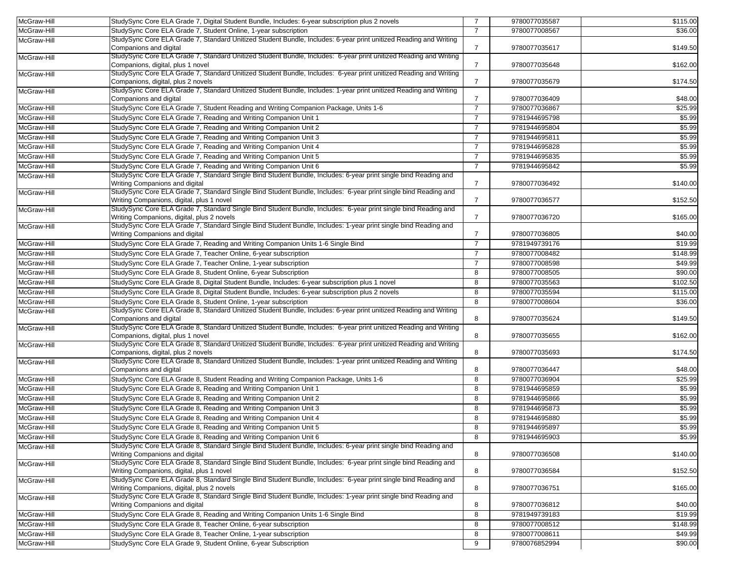| | | | | |
|---|---|---|---|---|
| McGraw-Hill | StudySync Core ELA Grade 7, Digital Student Bundle, Includes: 6-year subscription plus 2 novels | 7 | 9780077035587 | $115.00 |
| McGraw-Hill | StudySync Core ELA Grade 7, Student Online, 1-year subscription | 7 | 9780077008567 | $36.00 |
| McGraw-Hill | StudySync Core ELA Grade 7, Standard Unitized Student Bundle, Includes: 6-year print unitized Reading and Writing Companions and digital | 7 | 9780077035617 | $149.50 |
| McGraw-Hill | StudySync Core ELA Grade 7, Standard Unitized Student Bundle, Includes: 6-year print unitized Reading and Writing Companions, digital, plus 1 novel | 7 | 9780077035648 | $162.00 |
| McGraw-Hill | StudySync Core ELA Grade 7, Standard Unitized Student Bundle, Includes: 6-year print unitized Reading and Writing Companions, digital, plus 2 novels | 7 | 9780077035679 | $174.50 |
| McGraw-Hill | StudySync Core ELA Grade 7, Standard Unitized Student Bundle, Includes: 1-year print unitized Reading and Writing Companions and digital | 7 | 9780077036409 | $48.00 |
| McGraw-Hill | StudySync Core ELA Grade 7, Student Reading and Writing Companion Package, Units 1-6 | 7 | 9780077036867 | $25.99 |
| McGraw-Hill | StudySync Core ELA Grade 7, Reading and Writing Companion Unit 1 | 7 | 9781944695798 | $5.99 |
| McGraw-Hill | StudySync Core ELA Grade 7, Reading and Writing Companion Unit 2 | 7 | 9781944695804 | $5.99 |
| McGraw-Hill | StudySync Core ELA Grade 7, Reading and Writing Companion Unit 3 | 7 | 9781944695811 | $5.99 |
| McGraw-Hill | StudySync Core ELA Grade 7, Reading and Writing Companion Unit 4 | 7 | 9781944695828 | $5.99 |
| McGraw-Hill | StudySync Core ELA Grade 7, Reading and Writing Companion Unit 5 | 7 | 9781944695835 | $5.99 |
| McGraw-Hill | StudySync Core ELA Grade 7, Reading and Writing Companion Unit 6 | 7 | 9781944695842 | $5.99 |
| McGraw-Hill | StudySync Core ELA Grade 7, Standard Single Bind Student Bundle, Includes: 6-year print single bind Reading and Writing Companions and digital | 7 | 9780077036492 | $140.00 |
| McGraw-Hill | StudySync Core ELA Grade 7, Standard Single Bind Student Bundle, Includes: 6-year print single bind Reading and Writing Companions, digital, plus 1 novel | 7 | 9780077036577 | $152.50 |
| McGraw-Hill | StudySync Core ELA Grade 7, Standard Single Bind Student Bundle, Includes: 6-year print single bind Reading and Writing Companions, digital, plus 2 novels | 7 | 9780077036720 | $165.00 |
| McGraw-Hill | StudySync Core ELA Grade 7, Standard Single Bind Student Bundle, Includes: 1-year print single bind Reading and Writing Companions and digital | 7 | 9780077036805 | $40.00 |
| McGraw-Hill | StudySync Core ELA Grade 7, Reading and Writing Companion Units 1-6 Single Bind | 7 | 9781949739176 | $19.99 |
| McGraw-Hill | StudySync Core ELA Grade 7, Teacher Online, 6-year subscription | 7 | 9780077008482 | $148.99 |
| McGraw-Hill | StudySync Core ELA Grade 7, Teacher Online, 1-year subscription | 7 | 9780077008598 | $49.99 |
| McGraw-Hill | StudySync Core ELA Grade 8, Student Online, 6-year Subscription | 8 | 9780077008505 | $90.00 |
| McGraw-Hill | StudySync Core ELA Grade 8, Digital Student Bundle, Includes: 6-year subscription plus 1 novel | 8 | 9780077035563 | $102.50 |
| McGraw-Hill | StudySync Core ELA Grade 8, Digital Student Bundle, Includes: 6-year subscription plus 2 novels | 8 | 9780077035594 | $115.00 |
| McGraw-Hill | StudySync Core ELA Grade 8, Student Online, 1-year subscription | 8 | 9780077008604 | $36.00 |
| McGraw-Hill | StudySync Core ELA Grade 8, Standard Unitized Student Bundle, Includes: 6-year print unitized Reading and Writing Companions and digital | 8 | 9780077035624 | $149.50 |
| McGraw-Hill | StudySync Core ELA Grade 8, Standard Unitized Student Bundle, Includes: 6-year print unitized Reading and Writing Companions, digital, plus 1 novel | 8 | 9780077035655 | $162.00 |
| McGraw-Hill | StudySync Core ELA Grade 8, Standard Unitized Student Bundle, Includes: 6-year print unitized Reading and Writing Companions, digital, plus 2 novels | 8 | 9780077035693 | $174.50 |
| McGraw-Hill | StudySync Core ELA Grade 8, Standard Unitized Student Bundle, Includes: 1-year print unitized Reading and Writing Companions and digital | 8 | 9780077036447 | $48.00 |
| McGraw-Hill | StudySync Core ELA Grade 8, Student Reading and Writing Companion Package, Units 1-6 | 8 | 9780077036904 | $25.99 |
| McGraw-Hill | StudySync Core ELA Grade 8, Reading and Writing Companion Unit 1 | 8 | 9781944695859 | $5.99 |
| McGraw-Hill | StudySync Core ELA Grade 8, Reading and Writing Companion Unit 2 | 8 | 9781944695866 | $5.99 |
| McGraw-Hill | StudySync Core ELA Grade 8, Reading and Writing Companion Unit 3 | 8 | 9781944695873 | $5.99 |
| McGraw-Hill | StudySync Core ELA Grade 8, Reading and Writing Companion Unit 4 | 8 | 9781944695880 | $5.99 |
| McGraw-Hill | StudySync Core ELA Grade 8, Reading and Writing Companion Unit 5 | 8 | 9781944695897 | $5.99 |
| McGraw-Hill | StudySync Core ELA Grade 8, Reading and Writing Companion Unit 6 | 8 | 9781944695903 | $5.99 |
| McGraw-Hill | StudySync Core ELA Grade 8, Standard Single Bind Student Bundle, Includes: 6-year print single bind Reading and Writing Companions and digital | 8 | 9780077036508 | $140.00 |
| McGraw-Hill | StudySync Core ELA Grade 8, Standard Single Bind Student Bundle, Includes: 6-year print single bind Reading and Writing Companions, digital, plus 1 novel | 8 | 9780077036584 | $152.50 |
| McGraw-Hill | StudySync Core ELA Grade 8, Standard Single Bind Student Bundle, Includes: 6-year print single bind Reading and Writing Companions, digital, plus 2 novels | 8 | 9780077036751 | $165.00 |
| McGraw-Hill | StudySync Core ELA Grade 8, Standard Single Bind Student Bundle, Includes: 1-year print single bind Reading and Writing Companions and digital | 8 | 9780077036812 | $40.00 |
| McGraw-Hill | StudySync Core ELA Grade 8, Reading and Writing Companion Units 1-6 Single Bind | 8 | 9781949739183 | $19.99 |
| McGraw-Hill | StudySync Core ELA Grade 8, Teacher Online, 6-year subscription | 8 | 9780077008512 | $148.99 |
| McGraw-Hill | StudySync Core ELA Grade 8, Teacher Online, 1-year subscription | 8 | 9780077008611 | $49.99 |
| McGraw-Hill | StudySync Core ELA Grade 9, Student Online, 6-year Subscription | 9 | 9780076852994 | $90.00 |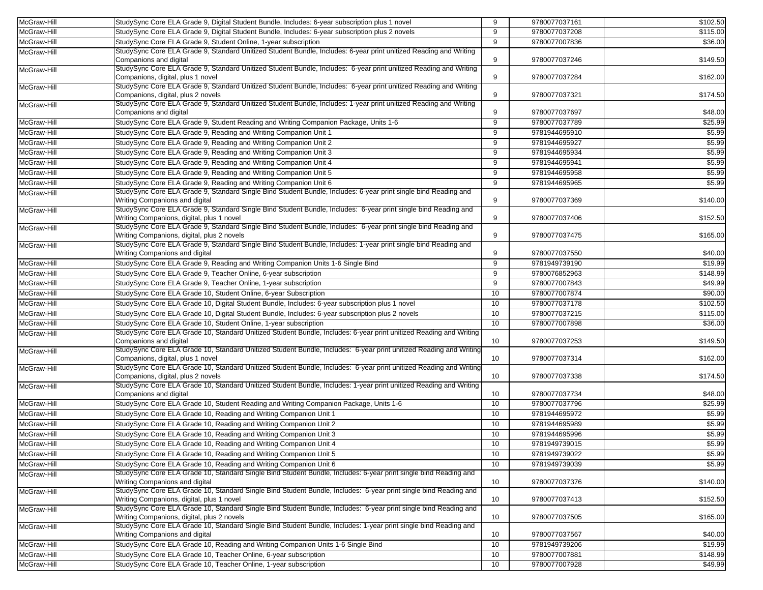| McGraw-Hill | StudySync Core ELA Grade 9, Digital Student Bundle, Includes: 6-year subscription plus 1 novel | 9 | 9780077037161 | $102.50 |
|---|---|---|---|---|
| McGraw-Hill | StudySync Core ELA Grade 9, Digital Student Bundle, Includes: 6-year subscription plus 2 novels | 9 | 9780077037208 | $115.00 |
| McGraw-Hill | StudySync Core ELA Grade 9, Student Online, 1-year subscription | 9 | 9780077007836 | $36.00 |
| McGraw-Hill | StudySync Core ELA Grade 9, Standard Unitized Student Bundle, Includes: 6-year print unitized Reading and Writing Companions and digital | 9 | 9780077037246 | $149.50 |
| McGraw-Hill | StudySync Core ELA Grade 9, Standard Unitized Student Bundle, Includes: 6-year print unitized Reading and Writing Companions, digital, plus 1 novel | 9 | 9780077037284 | $162.00 |
| McGraw-Hill | StudySync Core ELA Grade 9, Standard Unitized Student Bundle, Includes: 6-year print unitized Reading and Writing Companions, digital, plus 2 novels | 9 | 9780077037321 | $174.50 |
| McGraw-Hill | StudySync Core ELA Grade 9, Standard Unitized Student Bundle, Includes: 1-year print unitized Reading and Writing Companions and digital | 9 | 9780077037697 | $48.00 |
| McGraw-Hill | StudySync Core ELA Grade 9, Student Reading and Writing Companion Package, Units 1-6 | 9 | 9780077037789 | $25.99 |
| McGraw-Hill | StudySync Core ELA Grade 9, Reading and Writing Companion Unit 1 | 9 | 9781944695910 | $5.99 |
| McGraw-Hill | StudySync Core ELA Grade 9, Reading and Writing Companion Unit 2 | 9 | 9781944695927 | $5.99 |
| McGraw-Hill | StudySync Core ELA Grade 9, Reading and Writing Companion Unit 3 | 9 | 9781944695934 | $5.99 |
| McGraw-Hill | StudySync Core ELA Grade 9, Reading and Writing Companion Unit 4 | 9 | 9781944695941 | $5.99 |
| McGraw-Hill | StudySync Core ELA Grade 9, Reading and Writing Companion Unit 5 | 9 | 9781944695958 | $5.99 |
| McGraw-Hill | StudySync Core ELA Grade 9, Reading and Writing Companion Unit 6 | 9 | 9781944695965 | $5.99 |
| McGraw-Hill | StudySync Core ELA Grade 9, Standard Single Bind Student Bundle, Includes: 6-year print single bind Reading and Writing Companions and digital | 9 | 9780077037369 | $140.00 |
| McGraw-Hill | StudySync Core ELA Grade 9, Standard Single Bind Student Bundle, Includes: 6-year print single bind Reading and Writing Companions, digital, plus 1 novel | 9 | 9780077037406 | $152.50 |
| McGraw-Hill | StudySync Core ELA Grade 9, Standard Single Bind Student Bundle, Includes: 6-year print single bind Reading and Writing Companions, digital, plus 2 novels | 9 | 9780077037475 | $165.00 |
| McGraw-Hill | StudySync Core ELA Grade 9, Standard Single Bind Student Bundle, Includes: 1-year print single bind Reading and Writing Companions and digital | 9 | 9780077037550 | $40.00 |
| McGraw-Hill | StudySync Core ELA Grade 9, Reading and Writing Companion Units 1-6 Single Bind | 9 | 9781949739190 | $19.99 |
| McGraw-Hill | StudySync Core ELA Grade 9, Teacher Online, 6-year subscription | 9 | 9780076852963 | $148.99 |
| McGraw-Hill | StudySync Core ELA Grade 9, Teacher Online, 1-year subscription | 9 | 9780077007843 | $49.99 |
| McGraw-Hill | StudySync Core ELA Grade 10, Student Online, 6-year Subscription | 10 | 9780077007874 | $90.00 |
| McGraw-Hill | StudySync Core ELA Grade 10, Digital Student Bundle, Includes: 6-year subscription plus 1 novel | 10 | 9780077037178 | $102.50 |
| McGraw-Hill | StudySync Core ELA Grade 10, Digital Student Bundle, Includes: 6-year subscription plus 2 novels | 10 | 9780077037215 | $115.00 |
| McGraw-Hill | StudySync Core ELA Grade 10, Student Online, 1-year subscription | 10 | 9780077007898 | $36.00 |
| McGraw-Hill | StudySync Core ELA Grade 10, Standard Unitized Student Bundle, Includes: 6-year print unitized Reading and Writing Companions and digital | 10 | 9780077037253 | $149.50 |
| McGraw-Hill | StudySync Core ELA Grade 10, Standard Unitized Student Bundle, Includes: 6-year print unitized Reading and Writing Companions, digital, plus 1 novel | 10 | 9780077037314 | $162.00 |
| McGraw-Hill | StudySync Core ELA Grade 10, Standard Unitized Student Bundle, Includes: 6-year print unitized Reading and Writing Companions, digital, plus 2 novels | 10 | 9780077037338 | $174.50 |
| McGraw-Hill | StudySync Core ELA Grade 10, Standard Unitized Student Bundle, Includes: 1-year print unitized Reading and Writing Companions and digital | 10 | 9780077037734 | $48.00 |
| McGraw-Hill | StudySync Core ELA Grade 10, Student Reading and Writing Companion Package, Units 1-6 | 10 | 9780077037796 | $25.99 |
| McGraw-Hill | StudySync Core ELA Grade 10, Reading and Writing Companion Unit 1 | 10 | 9781944695972 | $5.99 |
| McGraw-Hill | StudySync Core ELA Grade 10, Reading and Writing Companion Unit 2 | 10 | 9781944695989 | $5.99 |
| McGraw-Hill | StudySync Core ELA Grade 10, Reading and Writing Companion Unit 3 | 10 | 9781944695996 | $5.99 |
| McGraw-Hill | StudySync Core ELA Grade 10, Reading and Writing Companion Unit 4 | 10 | 9781949739015 | $5.99 |
| McGraw-Hill | StudySync Core ELA Grade 10, Reading and Writing Companion Unit 5 | 10 | 9781949739022 | $5.99 |
| McGraw-Hill | StudySync Core ELA Grade 10, Reading and Writing Companion Unit 6 | 10 | 9781949739039 | $5.99 |
| McGraw-Hill | StudySync Core ELA Grade 10, Standard Single Bind Student Bundle, Includes: 6-year print single bind Reading and Writing Companions and digital | 10 | 9780077037376 | $140.00 |
| McGraw-Hill | StudySync Core ELA Grade 10, Standard Single Bind Student Bundle, Includes: 6-year print single bind Reading and Writing Companions, digital, plus 1 novel | 10 | 9780077037413 | $152.50 |
| McGraw-Hill | StudySync Core ELA Grade 10, Standard Single Bind Student Bundle, Includes: 6-year print single bind Reading and Writing Companions, digital, plus 2 novels | 10 | 9780077037505 | $165.00 |
| McGraw-Hill | StudySync Core ELA Grade 10, Standard Single Bind Student Bundle, Includes: 1-year print single bind Reading and Writing Companions and digital | 10 | 9780077037567 | $40.00 |
| McGraw-Hill | StudySync Core ELA Grade 10, Reading and Writing Companion Units 1-6 Single Bind | 10 | 9781949739206 | $19.99 |
| McGraw-Hill | StudySync Core ELA Grade 10, Teacher Online, 6-year subscription | 10 | 9780077007881 | $148.99 |
| McGraw-Hill | StudySync Core ELA Grade 10, Teacher Online, 1-year subscription | 10 | 9780077007928 | $49.99 |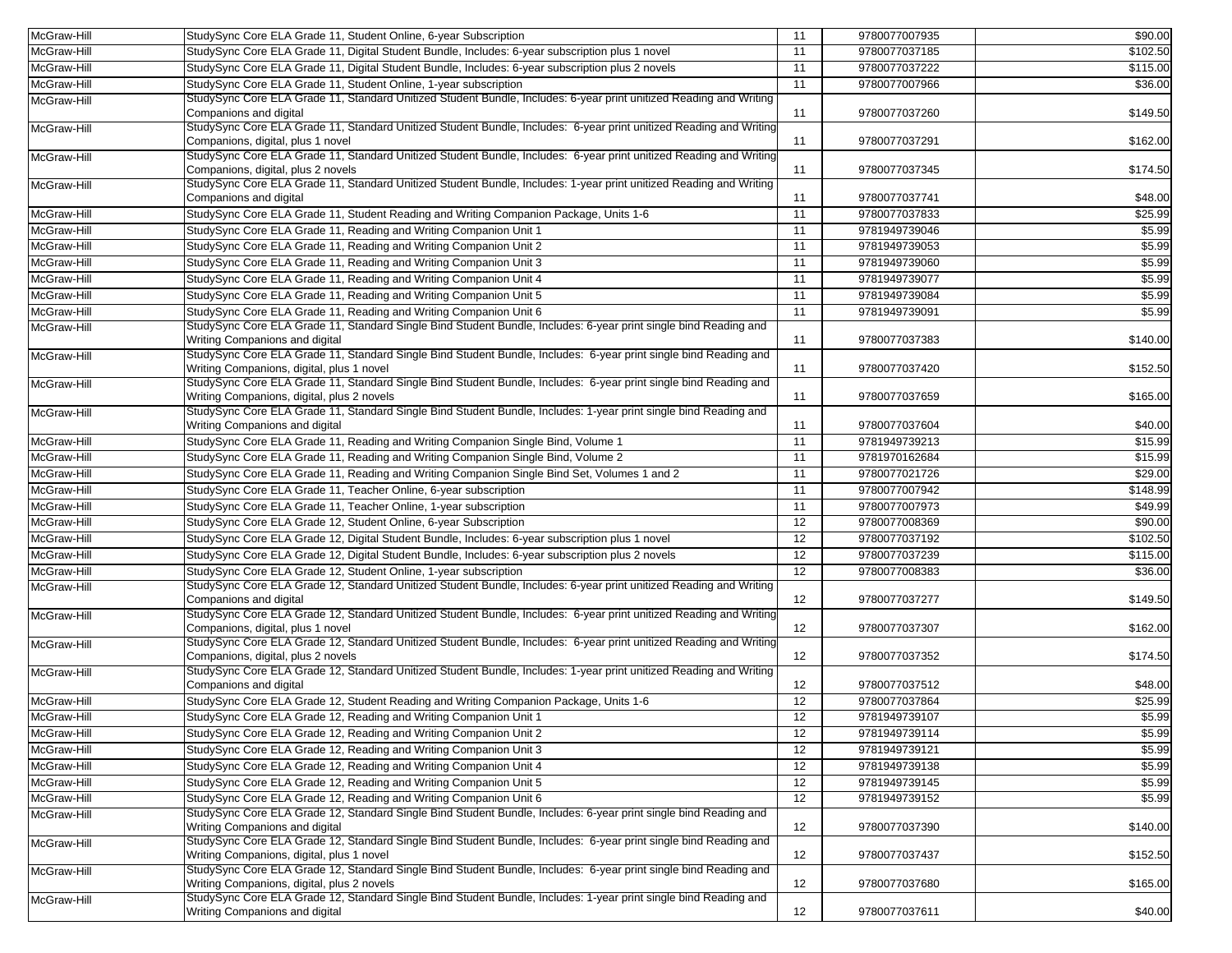| | | | | |
|---|---|---|---|---|
| McGraw-Hill | StudySync Core ELA Grade 11, Student Online, 6-year Subscription | 11 | 9780077007935 | $90.00 |
| McGraw-Hill | StudySync Core ELA Grade 11, Digital Student Bundle, Includes: 6-year subscription plus 1 novel | 11 | 9780077037185 | $102.50 |
| McGraw-Hill | StudySync Core ELA Grade 11, Digital Student Bundle, Includes: 6-year subscription plus 2 novels | 11 | 9780077037222 | $115.00 |
| McGraw-Hill | StudySync Core ELA Grade 11, Student Online, 1-year subscription | 11 | 9780077007966 | $36.00 |
| McGraw-Hill | StudySync Core ELA Grade 11, Standard Unitized Student Bundle, Includes: 6-year print unitized Reading and Writing Companions and digital | 11 | 9780077037260 | $149.50 |
| McGraw-Hill | StudySync Core ELA Grade 11, Standard Unitized Student Bundle, Includes: 6-year print unitized Reading and Writing Companions, digital, plus 1 novel | 11 | 9780077037291 | $162.00 |
| McGraw-Hill | StudySync Core ELA Grade 11, Standard Unitized Student Bundle, Includes: 6-year print unitized Reading and Writing Companions, digital, plus 2 novels | 11 | 9780077037345 | $174.50 |
| McGraw-Hill | StudySync Core ELA Grade 11, Standard Unitized Student Bundle, Includes: 1-year print unitized Reading and Writing Companions and digital | 11 | 9780077037741 | $48.00 |
| McGraw-Hill | StudySync Core ELA Grade 11, Student Reading and Writing Companion Package, Units 1-6 | 11 | 9780077037833 | $25.99 |
| McGraw-Hill | StudySync Core ELA Grade 11, Reading and Writing Companion Unit 1 | 11 | 9781949739046 | $5.99 |
| McGraw-Hill | StudySync Core ELA Grade 11, Reading and Writing Companion Unit 2 | 11 | 9781949739053 | $5.99 |
| McGraw-Hill | StudySync Core ELA Grade 11, Reading and Writing Companion Unit 3 | 11 | 9781949739060 | $5.99 |
| McGraw-Hill | StudySync Core ELA Grade 11, Reading and Writing Companion Unit 4 | 11 | 9781949739077 | $5.99 |
| McGraw-Hill | StudySync Core ELA Grade 11, Reading and Writing Companion Unit 5 | 11 | 9781949739084 | $5.99 |
| McGraw-Hill | StudySync Core ELA Grade 11, Reading and Writing Companion Unit 6 | 11 | 9781949739091 | $5.99 |
| McGraw-Hill | StudySync Core ELA Grade 11, Standard Single Bind Student Bundle, Includes: 6-year print single bind Reading and Writing Companions and digital | 11 | 9780077037383 | $140.00 |
| McGraw-Hill | StudySync Core ELA Grade 11, Standard Single Bind Student Bundle, Includes: 6-year print single bind Reading and Writing Companions, digital, plus 1 novel | 11 | 9780077037420 | $152.50 |
| McGraw-Hill | StudySync Core ELA Grade 11, Standard Single Bind Student Bundle, Includes: 6-year print single bind Reading and Writing Companions, digital, plus 2 novels | 11 | 9780077037659 | $165.00 |
| McGraw-Hill | StudySync Core ELA Grade 11, Standard Single Bind Student Bundle, Includes: 1-year print single bind Reading and Writing Companions and digital | 11 | 9780077037604 | $40.00 |
| McGraw-Hill | StudySync Core ELA Grade 11, Reading and Writing Companion Single Bind, Volume 1 | 11 | 9781949739213 | $15.99 |
| McGraw-Hill | StudySync Core ELA Grade 11, Reading and Writing Companion Single Bind, Volume 2 | 11 | 9781970162684 | $15.99 |
| McGraw-Hill | StudySync Core ELA Grade 11, Reading and Writing Companion Single Bind Set, Volumes 1 and 2 | 11 | 9780077021726 | $29.00 |
| McGraw-Hill | StudySync Core ELA Grade 11, Teacher Online, 6-year subscription | 11 | 9780077007942 | $148.99 |
| McGraw-Hill | StudySync Core ELA Grade 11, Teacher Online, 1-year subscription | 11 | 9780077007973 | $49.99 |
| McGraw-Hill | StudySync Core ELA Grade 12, Student Online, 6-year Subscription | 12 | 9780077008369 | $90.00 |
| McGraw-Hill | StudySync Core ELA Grade 12, Digital Student Bundle, Includes: 6-year subscription plus 1 novel | 12 | 9780077037192 | $102.50 |
| McGraw-Hill | StudySync Core ELA Grade 12, Digital Student Bundle, Includes: 6-year subscription plus 2 novels | 12 | 9780077037239 | $115.00 |
| McGraw-Hill | StudySync Core ELA Grade 12, Student Online, 1-year subscription | 12 | 9780077008383 | $36.00 |
| McGraw-Hill | StudySync Core ELA Grade 12, Standard Unitized Student Bundle, Includes: 6-year print unitized Reading and Writing Companions and digital | 12 | 9780077037277 | $149.50 |
| McGraw-Hill | StudySync Core ELA Grade 12, Standard Unitized Student Bundle, Includes: 6-year print unitized Reading and Writing Companions, digital, plus 1 novel | 12 | 9780077037307 | $162.00 |
| McGraw-Hill | StudySync Core ELA Grade 12, Standard Unitized Student Bundle, Includes: 6-year print unitized Reading and Writing Companions, digital, plus 2 novels | 12 | 9780077037352 | $174.50 |
| McGraw-Hill | StudySync Core ELA Grade 12, Standard Unitized Student Bundle, Includes: 1-year print unitized Reading and Writing Companions and digital | 12 | 9780077037512 | $48.00 |
| McGraw-Hill | StudySync Core ELA Grade 12, Student Reading and Writing Companion Package, Units 1-6 | 12 | 9780077037864 | $25.99 |
| McGraw-Hill | StudySync Core ELA Grade 12, Reading and Writing Companion Unit 1 | 12 | 9781949739107 | $5.99 |
| McGraw-Hill | StudySync Core ELA Grade 12, Reading and Writing Companion Unit 2 | 12 | 9781949739114 | $5.99 |
| McGraw-Hill | StudySync Core ELA Grade 12, Reading and Writing Companion Unit 3 | 12 | 9781949739121 | $5.99 |
| McGraw-Hill | StudySync Core ELA Grade 12, Reading and Writing Companion Unit 4 | 12 | 9781949739138 | $5.99 |
| McGraw-Hill | StudySync Core ELA Grade 12, Reading and Writing Companion Unit 5 | 12 | 9781949739145 | $5.99 |
| McGraw-Hill | StudySync Core ELA Grade 12, Reading and Writing Companion Unit 6 | 12 | 9781949739152 | $5.99 |
| McGraw-Hill | StudySync Core ELA Grade 12, Standard Single Bind Student Bundle, Includes: 6-year print single bind Reading and Writing Companions and digital | 12 | 9780077037390 | $140.00 |
| McGraw-Hill | StudySync Core ELA Grade 12, Standard Single Bind Student Bundle, Includes: 6-year print single bind Reading and Writing Companions, digital, plus 1 novel | 12 | 9780077037437 | $152.50 |
| McGraw-Hill | StudySync Core ELA Grade 12, Standard Single Bind Student Bundle, Includes: 6-year print single bind Reading and Writing Companions, digital, plus 2 novels | 12 | 9780077037680 | $165.00 |
| McGraw-Hill | StudySync Core ELA Grade 12, Standard Single Bind Student Bundle, Includes: 1-year print single bind Reading and Writing Companions and digital | 12 | 9780077037611 | $40.00 |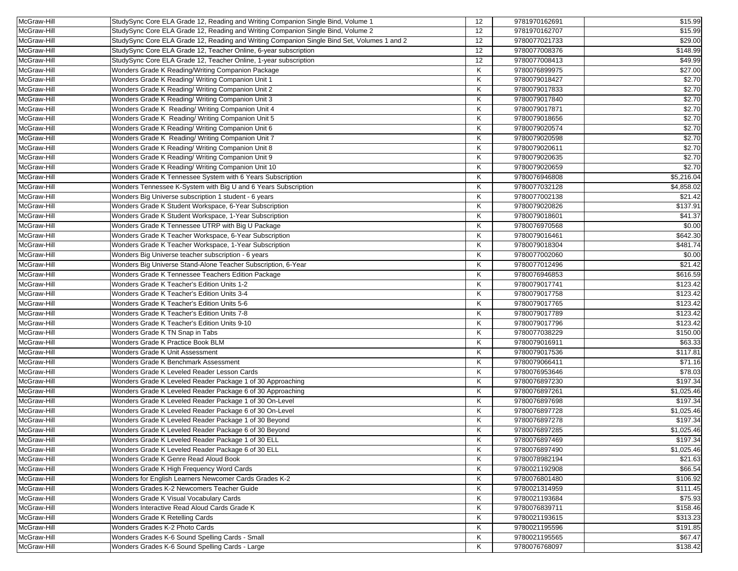| | | | | |
|---|---|---|---|---|
| McGraw-Hill | StudySync Core ELA Grade 12, Reading and Writing Companion Single Bind, Volume 1 | 12 | 9781970162691 | $15.99 |
| McGraw-Hill | StudySync Core ELA Grade 12, Reading and Writing Companion Single Bind, Volume 2 | 12 | 9781970162707 | $15.99 |
| McGraw-Hill | StudySync Core ELA Grade 12, Reading and Writing Companion Single Bind Set, Volumes 1 and 2 | 12 | 9780077021733 | $29.00 |
| McGraw-Hill | StudySync Core ELA Grade 12, Teacher Online, 6-year subscription | 12 | 9780077008376 | $148.99 |
| McGraw-Hill | StudySync Core ELA Grade 12, Teacher Online, 1-year subscription | 12 | 9780077008413 | $49.99 |
| McGraw-Hill | Wonders Grade K Reading/Writing Companion Package | K | 9780076899975 | $27.00 |
| McGraw-Hill | Wonders Grade K Reading/ Writing Companion Unit 1 | K | 9780079018427 | $2.70 |
| McGraw-Hill | Wonders Grade K Reading/ Writing Companion Unit 2 | K | 9780079017833 | $2.70 |
| McGraw-Hill | Wonders Grade K Reading/ Writing Companion Unit 3 | K | 9780079017840 | $2.70 |
| McGraw-Hill | Wonders Grade K Reading/ Writing Companion Unit 4 | K | 9780079017871 | $2.70 |
| McGraw-Hill | Wonders Grade K Reading/ Writing Companion Unit 5 | K | 9780079018656 | $2.70 |
| McGraw-Hill | Wonders Grade K Reading/ Writing Companion Unit 6 | K | 9780079020574 | $2.70 |
| McGraw-Hill | Wonders Grade K Reading/ Writing Companion Unit 7 | K | 9780079020598 | $2.70 |
| McGraw-Hill | Wonders Grade K Reading/ Writing Companion Unit 8 | K | 9780079020611 | $2.70 |
| McGraw-Hill | Wonders Grade K Reading/ Writing Companion Unit 9 | K | 9780079020635 | $2.70 |
| McGraw-Hill | Wonders Grade K Reading/ Writing Companion Unit 10 | K | 9780079020659 | $2.70 |
| McGraw-Hill | Wonders Grade K Tennessee System with 6 Years Subscription | K | 9780076946808 | $5,216.04 |
| McGraw-Hill | Wonders Tennessee K-System with Big U and 6 Years Subscription | K | 9780077032128 | $4,858.02 |
| McGraw-Hill | Wonders Big Universe subscription 1 student - 6 years | K | 9780077002138 | $21.42 |
| McGraw-Hill | Wonders Grade K Student Workspace, 6-Year Subscription | K | 9780079020826 | $137.91 |
| McGraw-Hill | Wonders Grade K Student Workspace, 1-Year Subscription | K | 9780079018601 | $41.37 |
| McGraw-Hill | Wonders Grade K Tennessee UTRP with Big U Package | K | 9780076970568 | $0.00 |
| McGraw-Hill | Wonders Grade K Teacher Workspace, 6-Year Subscription | K | 9780079016461 | $642.30 |
| McGraw-Hill | Wonders Grade K Teacher Workspace, 1-Year Subscription | K | 9780079018304 | $481.74 |
| McGraw-Hill | Wonders Big Universe teacher subscription - 6 years | K | 9780077002060 | $0.00 |
| McGraw-Hill | Wonders Big Universe Stand-Alone Teacher Subscription, 6-Year | K | 9780077012496 | $21.42 |
| McGraw-Hill | Wonders Grade K Tennessee Teachers Edition Package | K | 9780076946853 | $616.59 |
| McGraw-Hill | Wonders Grade K Teacher's Edition Units 1-2 | K | 9780079017741 | $123.42 |
| McGraw-Hill | Wonders Grade K Teacher's Edition Units 3-4 | K | 9780079017758 | $123.42 |
| McGraw-Hill | Wonders Grade K Teacher's Edition Units 5-6 | K | 9780079017765 | $123.42 |
| McGraw-Hill | Wonders Grade K Teacher's Edition Units 7-8 | K | 9780079017789 | $123.42 |
| McGraw-Hill | Wonders Grade K Teacher's Edition Units 9-10 | K | 9780079017796 | $123.42 |
| McGraw-Hill | Wonders Grade K TN Snap in Tabs | K | 9780077038229 | $150.00 |
| McGraw-Hill | Wonders Grade K Practice Book BLM | K | 9780079016911 | $63.33 |
| McGraw-Hill | Wonders Grade K Unit Assessment | K | 9780079017536 | $117.81 |
| McGraw-Hill | Wonders Grade K Benchmark Assessment | K | 9780079066411 | $71.16 |
| McGraw-Hill | Wonders Grade K Leveled Reader Lesson Cards | K | 9780076953646 | $78.03 |
| McGraw-Hill | Wonders Grade K Leveled Reader Package 1 of 30 Approaching | K | 9780076897230 | $197.34 |
| McGraw-Hill | Wonders Grade K Leveled Reader Package 6 of 30 Approaching | K | 9780076897261 | $1,025.46 |
| McGraw-Hill | Wonders Grade K Leveled Reader Package 1 of 30 On-Level | K | 9780076897698 | $197.34 |
| McGraw-Hill | Wonders Grade K Leveled Reader Package 6 of 30 On-Level | K | 9780076897728 | $1,025.46 |
| McGraw-Hill | Wonders Grade K Leveled Reader Package 1 of 30 Beyond | K | 9780076897278 | $197.34 |
| McGraw-Hill | Wonders Grade K Leveled Reader Package 6 of 30 Beyond | K | 9780076897285 | $1,025.46 |
| McGraw-Hill | Wonders Grade K Leveled Reader Package 1 of 30 ELL | K | 9780076897469 | $197.34 |
| McGraw-Hill | Wonders Grade K Leveled Reader Package 6 of 30 ELL | K | 9780076897490 | $1,025.46 |
| McGraw-Hill | Wonders Grade K Genre Read Aloud Book | K | 9780078982194 | $21.63 |
| McGraw-Hill | Wonders Grade K High Frequency Word Cards | K | 9780021192908 | $66.54 |
| McGraw-Hill | Wonders for English Learners Newcomer Cards Grades K-2 | K | 9780076801480 | $106.92 |
| McGraw-Hill | Wonders Grades K-2 Newcomers Teacher Guide | K | 9780021314959 | $111.45 |
| McGraw-Hill | Wonders Grade K Visual Vocabulary Cards | K | 9780021193684 | $75.93 |
| McGraw-Hill | Wonders Interactive Read Aloud Cards Grade K | K | 9780076839711 | $158.46 |
| McGraw-Hill | Wonders Grade K Retelling Cards | K | 9780021193615 | $313.23 |
| McGraw-Hill | Wonders Grades K-2 Photo Cards | K | 9780021195596 | $191.85 |
| McGraw-Hill | Wonders Grades K-6 Sound Spelling Cards - Small | K | 9780021195565 | $67.47 |
| McGraw-Hill | Wonders Grades K-6 Sound Spelling Cards - Large | K | 9780076768097 | $138.42 |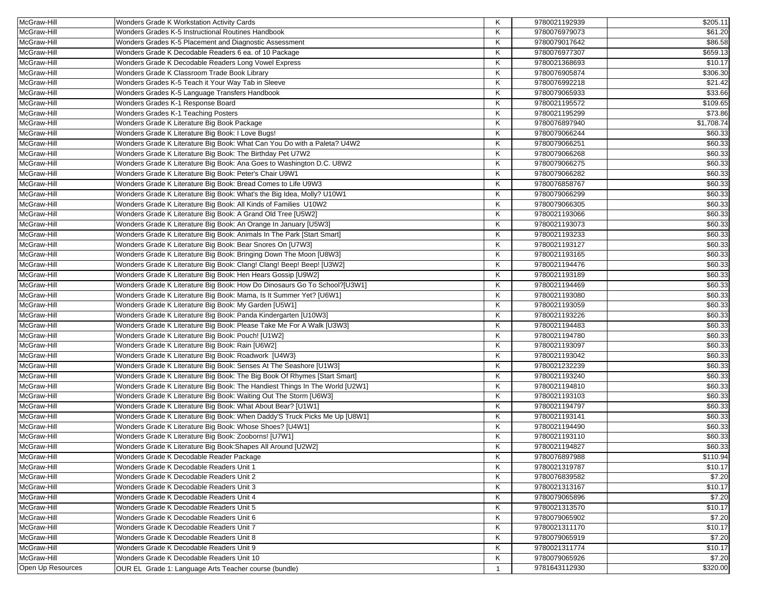| | | | | |
|---|---|---|---|---|
| McGraw-Hill | Wonders Grade K Workstation Activity Cards | K | 9780021192939 | $205.11 |
| McGraw-Hill | Wonders Grades K-5 Instructional Routines Handbook | K | 9780076979073 | $61.20 |
| McGraw-Hill | Wonders Grades K-5 Placement and Diagnostic Assessment | K | 9780079017642 | $86.58 |
| McGraw-Hill | Wonders Grade K Decodable Readers 6 ea. of 10 Package | K | 9780076977307 | $659.13 |
| McGraw-Hill | Wonders Grade K Decodable Readers Long Vowel Express | K | 9780021368693 | $10.17 |
| McGraw-Hill | Wonders Grade K Classroom Trade Book Library | K | 9780076905874 | $306.30 |
| McGraw-Hill | Wonders Grades K-5 Teach it Your Way Tab in Sleeve | K | 9780076992218 | $21.42 |
| McGraw-Hill | Wonders Grades K-5 Language Transfers Handbook | K | 9780079065933 | $33.66 |
| McGraw-Hill | Wonders Grades K-1 Response Board | K | 9780021195572 | $109.65 |
| McGraw-Hill | Wonders Grades K-1 Teaching Posters | K | 9780021195299 | $73.86 |
| McGraw-Hill | Wonders Grade K Literature Big Book Package | K | 9780076897940 | $1,708.74 |
| McGraw-Hill | Wonders Grade K Literature Big Book: I Love Bugs! | K | 9780079066244 | $60.33 |
| McGraw-Hill | Wonders Grade K Literature Big Book: What Can You Do with a Paleta? U4W2 | K | 9780079066251 | $60.33 |
| McGraw-Hill | Wonders Grade K Literature Big Book: The Birthday Pet U7W2 | K | 9780079066268 | $60.33 |
| McGraw-Hill | Wonders Grade K Literature Big Book: Ana Goes to Washington D.C. U8W2 | K | 9780079066275 | $60.33 |
| McGraw-Hill | Wonders Grade K Literature Big Book: Peter's Chair U9W1 | K | 9780079066282 | $60.33 |
| McGraw-Hill | Wonders Grade K Literature Big Book: Bread Comes to Life U9W3 | K | 9780076858767 | $60.33 |
| McGraw-Hill | Wonders Grade K Literature Big Book: What's the Big Idea, Molly? U10W1 | K | 9780079066299 | $60.33 |
| McGraw-Hill | Wonders Grade K Literature Big Book: All Kinds of Families U10W2 | K | 9780079066305 | $60.33 |
| McGraw-Hill | Wonders Grade K Literature Big Book: A Grand Old Tree [U5W2] | K | 9780021193066 | $60.33 |
| McGraw-Hill | Wonders Grade K Literature Big Book: An Orange In January [U5W3] | K | 9780021193073 | $60.33 |
| McGraw-Hill | Wonders Grade K Literature Big Book: Animals In The Park [Start Smart] | K | 9780021193233 | $60.33 |
| McGraw-Hill | Wonders Grade K Literature Big Book: Bear Snores On [U7W3] | K | 9780021193127 | $60.33 |
| McGraw-Hill | Wonders Grade K Literature Big Book: Bringing Down The Moon [U8W3] | K | 9780021193165 | $60.33 |
| McGraw-Hill | Wonders Grade K Literature Big Book: Clang! Clang! Beep! Beep! [U3W2] | K | 9780021194476 | $60.33 |
| McGraw-Hill | Wonders Grade K Literature Big Book: Hen Hears Gossip [U9W2] | K | 9780021193189 | $60.33 |
| McGraw-Hill | Wonders Grade K Literature Big Book: How Do Dinosaurs Go To School?[U3W1] | K | 9780021194469 | $60.33 |
| McGraw-Hill | Wonders Grade K Literature Big Book: Mama, Is It Summer Yet? [U6W1] | K | 9780021193080 | $60.33 |
| McGraw-Hill | Wonders Grade K Literature Big Book: My Garden [U5W1] | K | 9780021193059 | $60.33 |
| McGraw-Hill | Wonders Grade K Literature Big Book: Panda Kindergarten [U10W3] | K | 9780021193226 | $60.33 |
| McGraw-Hill | Wonders Grade K Literature Big Book: Please Take Me For A Walk [U3W3] | K | 9780021194483 | $60.33 |
| McGraw-Hill | Wonders Grade K Literature Big Book: Pouch! [U1W2] | K | 9780021194780 | $60.33 |
| McGraw-Hill | Wonders Grade K Literature Big Book: Rain [U6W2] | K | 9780021193097 | $60.33 |
| McGraw-Hill | Wonders Grade K Literature Big Book: Roadwork {U4W3} | K | 9780021193042 | $60.33 |
| McGraw-Hill | Wonders Grade K Literature Big Book: Senses At The Seashore [U1W3] | K | 9780021232239 | $60.33 |
| McGraw-Hill | Wonders Grade K Literature Big Book: The Big Book Of Rhymes [Start Smart] | K | 9780021193240 | $60.33 |
| McGraw-Hill | Wonders Grade K Literature Big Book: The Handiest Things In The World [U2W1] | K | 9780021194810 | $60.33 |
| McGraw-Hill | Wonders Grade K Literature Big Book: Waiting Out The Storm [U6W3] | K | 9780021193103 | $60.33 |
| McGraw-Hill | Wonders Grade K Literature Big Book: What About Bear? [U1W1] | K | 9780021194797 | $60.33 |
| McGraw-Hill | Wonders Grade K Literature Big Book: When Daddy'S Truck Picks Me Up [U8W1] | K | 9780021193141 | $60.33 |
| McGraw-Hill | Wonders Grade K Literature Big Book: Whose Shoes? [U4W1] | K | 9780021194490 | $60.33 |
| McGraw-Hill | Wonders Grade K Literature Big Book: Zooborns! [U7W1] | K | 9780021193110 | $60.33 |
| McGraw-Hill | Wonders Grade K Literature Big Book:Shapes All Around [U2W2] | K | 9780021194827 | $60.33 |
| McGraw-Hill | Wonders Grade K Decodable Reader Package | K | 9780076897988 | $110.94 |
| McGraw-Hill | Wonders Grade K Decodable Readers Unit 1 | K | 9780021319787 | $10.17 |
| McGraw-Hill | Wonders Grade K Decodable Readers Unit 2 | K | 9780076839582 | $7.20 |
| McGraw-Hill | Wonders Grade K Decodable Readers Unit 3 | K | 9780021313167 | $10.17 |
| McGraw-Hill | Wonders Grade K Decodable Readers Unit 4 | K | 9780079065896 | $7.20 |
| McGraw-Hill | Wonders Grade K Decodable Readers Unit 5 | K | 9780021313570 | $10.17 |
| McGraw-Hill | Wonders Grade K Decodable Readers Unit 6 | K | 9780079065902 | $7.20 |
| McGraw-Hill | Wonders Grade K Decodable Readers Unit 7 | K | 9780021311170 | $10.17 |
| McGraw-Hill | Wonders Grade K Decodable Readers Unit 8 | K | 9780079065919 | $7.20 |
| McGraw-Hill | Wonders Grade K Decodable Readers Unit 9 | K | 9780021311774 | $10.17 |
| McGraw-Hill | Wonders Grade K Decodable Readers Unit 10 | K | 9780079065926 | $7.20 |
| Open Up Resources | OUR EL Grade 1: Language Arts Teacher course (bundle) | 1 | 9781643112930 | $320.00 |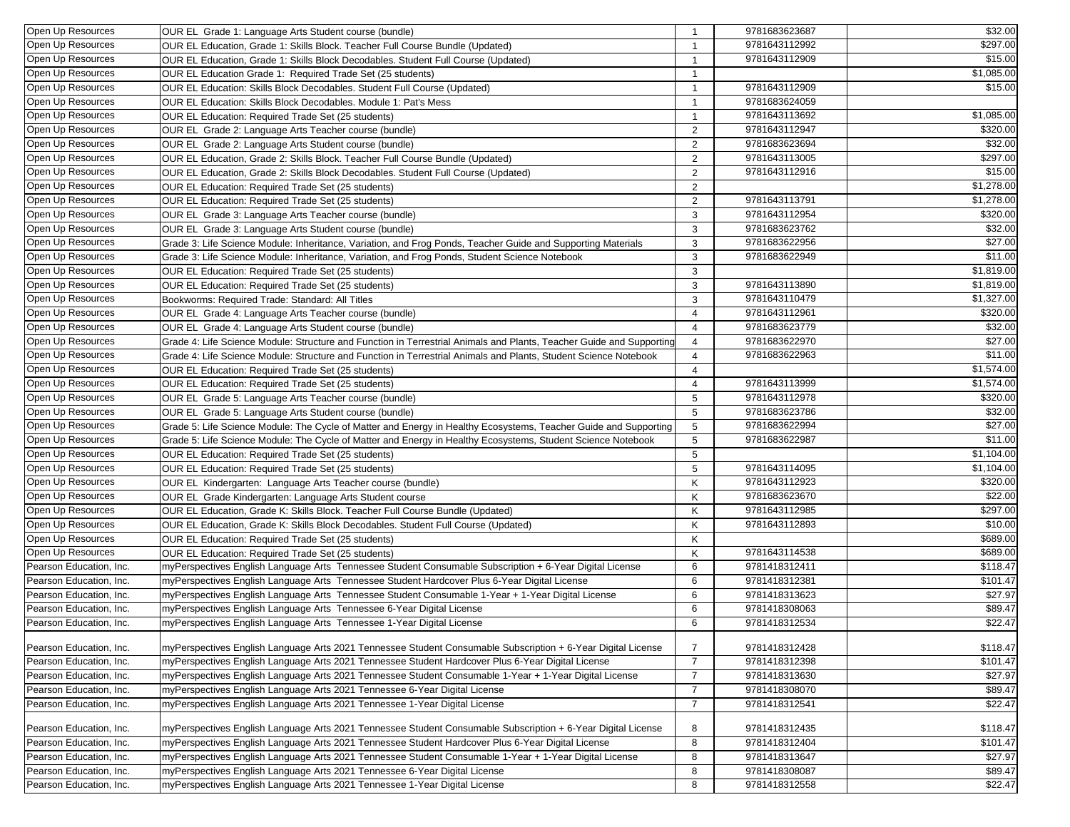| | | | | |
|---|---|---|---|---|
| Open Up Resources | OUR EL Grade 1: Language Arts Student course (bundle) | 1 | 9781683623687 | $32.00 |
| Open Up Resources | OUR EL Education, Grade 1: Skills Block. Teacher Full Course Bundle (Updated) | 1 | 9781643112992 | $297.00 |
| Open Up Resources | OUR EL Education, Grade 1: Skills Block Decodables. Student Full Course (Updated) | 1 | 9781643112909 | $15.00 |
| Open Up Resources | OUR EL Education Grade 1: Required Trade Set (25 students) | 1 | | $1,085.00 |
| Open Up Resources | OUR EL Education: Skills Block Decodables. Student Full Course (Updated) | 1 | 9781643112909 | $15.00 |
| Open Up Resources | OUR EL Education: Skills Block Decodables. Module 1: Pat's Mess | 1 | 9781683624059 | |
| Open Up Resources | OUR EL Education: Required Trade Set (25 students) | 1 | 9781643113692 | $1,085.00 |
| Open Up Resources | OUR EL Grade 2: Language Arts Teacher course (bundle) | 2 | 9781643112947 | $320.00 |
| Open Up Resources | OUR EL Grade 2: Language Arts Student course (bundle) | 2 | 9781683623694 | $32.00 |
| Open Up Resources | OUR EL Education, Grade 2: Skills Block. Teacher Full Course Bundle (Updated) | 2 | 9781643113005 | $297.00 |
| Open Up Resources | OUR EL Education, Grade 2: Skills Block Decodables. Student Full Course (Updated) | 2 | 9781643112916 | $15.00 |
| Open Up Resources | OUR EL Education: Required Trade Set (25 students) | 2 | | $1,278.00 |
| Open Up Resources | OUR EL Education: Required Trade Set (25 students) | 2 | 9781643113791 | $1,278.00 |
| Open Up Resources | OUR EL Grade 3: Language Arts Teacher course (bundle) | 3 | 9781643112954 | $320.00 |
| Open Up Resources | OUR EL Grade 3: Language Arts Student course (bundle) | 3 | 9781683623762 | $32.00 |
| Open Up Resources | Grade 3: Life Science Module: Inheritance, Variation, and Frog Ponds, Teacher Guide and Supporting Materials | 3 | 9781683622956 | $27.00 |
| Open Up Resources | Grade 3: Life Science Module: Inheritance, Variation, and Frog Ponds, Student Science Notebook | 3 | 9781683622949 | $11.00 |
| Open Up Resources | OUR EL Education: Required Trade Set (25 students) | 3 | | $1,819.00 |
| Open Up Resources | OUR EL Education: Required Trade Set (25 students) | 3 | 9781643113890 | $1,819.00 |
| Open Up Resources | Bookworms: Required Trade: Standard: All Titles | 3 | 9781643110479 | $1,327.00 |
| Open Up Resources | OUR EL Grade 4: Language Arts Teacher course (bundle) | 4 | 9781643112961 | $320.00 |
| Open Up Resources | OUR EL Grade 4: Language Arts Student course (bundle) | 4 | 9781683623779 | $32.00 |
| Open Up Resources | Grade 4: Life Science Module: Structure and Function in Terrestrial Animals and Plants, Teacher Guide and Supporting | 4 | 9781683622970 | $27.00 |
| Open Up Resources | Grade 4: Life Science Module: Structure and Function in Terrestrial Animals and Plants, Student Science Notebook | 4 | 9781683622963 | $11.00 |
| Open Up Resources | OUR EL Education: Required Trade Set (25 students) | 4 | | $1,574.00 |
| Open Up Resources | OUR EL Education: Required Trade Set (25 students) | 4 | 9781643113999 | $1,574.00 |
| Open Up Resources | OUR EL Grade 5: Language Arts Teacher course (bundle) | 5 | 9781643112978 | $320.00 |
| Open Up Resources | OUR EL Grade 5: Language Arts Student course (bundle) | 5 | 9781683623786 | $32.00 |
| Open Up Resources | Grade 5: Life Science Module: The Cycle of Matter and Energy in Healthy Ecosystems, Teacher Guide and Supporting | 5 | 9781683622994 | $27.00 |
| Open Up Resources | Grade 5: Life Science Module: The Cycle of Matter and Energy in Healthy Ecosystems, Student Science Notebook | 5 | 9781683622987 | $11.00 |
| Open Up Resources | OUR EL Education: Required Trade Set (25 students) | 5 | | $1,104.00 |
| Open Up Resources | OUR EL Education: Required Trade Set (25 students) | 5 | 9781643114095 | $1,104.00 |
| Open Up Resources | OUR EL Kindergarten: Language Arts Teacher course (bundle) | K | 9781643112923 | $320.00 |
| Open Up Resources | OUR EL Grade Kindergarten: Language Arts Student course | K | 9781683623670 | $22.00 |
| Open Up Resources | OUR EL Education, Grade K: Skills Block. Teacher Full Course Bundle (Updated) | K | 9781643112985 | $297.00 |
| Open Up Resources | OUR EL Education, Grade K: Skills Block Decodables. Student Full Course (Updated) | K | 9781643112893 | $10.00 |
| Open Up Resources | OUR EL Education: Required Trade Set (25 students) | K | | $689.00 |
| Open Up Resources | OUR EL Education: Required Trade Set (25 students) | K | 9781643114538 | $689.00 |
| Pearson Education, Inc. | myPerspectives English Language Arts Tennessee Student Consumable Subscription + 6-Year Digital License | 6 | 9781418312411 | $118.47 |
| Pearson Education, Inc. | myPerspectives English Language Arts Tennessee Student Hardcover Plus 6-Year Digital License | 6 | 9781418312381 | $101.47 |
| Pearson Education, Inc. | myPerspectives English Language Arts Tennessee Student Consumable 1-Year + 1-Year Digital License | 6 | 9781418313623 | $27.97 |
| Pearson Education, Inc. | myPerspectives English Language Arts Tennessee 6-Year Digital License | 6 | 9781418308063 | $89.47 |
| Pearson Education, Inc. | myPerspectives English Language Arts Tennessee 1-Year Digital License | 6 | 9781418312534 | $22.47 |
| Pearson Education, Inc. | myPerspectives English Language Arts 2021 Tennessee Student Consumable Subscription + 6-Year Digital License | 7 | 9781418312428 | $118.47 |
| Pearson Education, Inc. | myPerspectives English Language Arts 2021 Tennessee Student Hardcover Plus 6-Year Digital License | 7 | 9781418312398 | $101.47 |
| Pearson Education, Inc. | myPerspectives English Language Arts 2021 Tennessee Student Consumable 1-Year + 1-Year Digital License | 7 | 9781418313630 | $27.97 |
| Pearson Education, Inc. | myPerspectives English Language Arts 2021 Tennessee 6-Year Digital License | 7 | 9781418308070 | $89.47 |
| Pearson Education, Inc. | myPerspectives English Language Arts 2021 Tennessee 1-Year Digital License | 7 | 9781418312541 | $22.47 |
| Pearson Education, Inc. | myPerspectives English Language Arts 2021 Tennessee Student Consumable Subscription + 6-Year Digital License | 8 | 9781418312435 | $118.47 |
| Pearson Education, Inc. | myPerspectives English Language Arts 2021 Tennessee Student Hardcover Plus 6-Year Digital License | 8 | 9781418312404 | $101.47 |
| Pearson Education, Inc. | myPerspectives English Language Arts 2021 Tennessee Student Consumable 1-Year + 1-Year Digital License | 8 | 9781418313647 | $27.97 |
| Pearson Education, Inc. | myPerspectives English Language Arts 2021 Tennessee 6-Year Digital License | 8 | 9781418308087 | $89.47 |
| Pearson Education, Inc. | myPerspectives English Language Arts 2021 Tennessee 1-Year Digital License | 8 | 9781418312558 | $22.47 |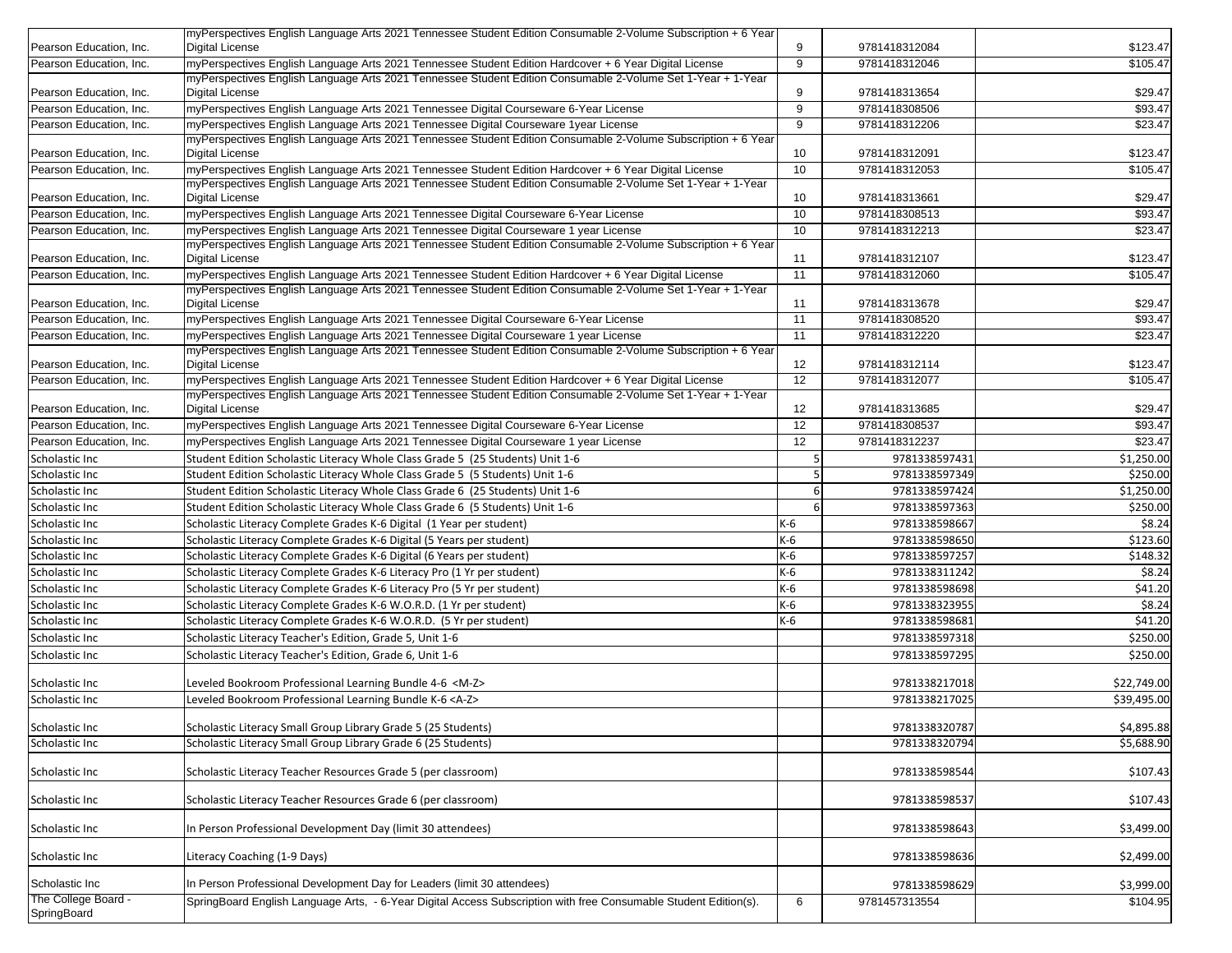| | | | | |
|---|---|---|---|---|
| Pearson Education, Inc. | myPerspectives English Language Arts 2021 Tennessee Student Edition Consumable 2-Volume Subscription + 6 Year Digital License | 9 | 9781418312084 | $123.47 |
| Pearson Education, Inc. | myPerspectives English Language Arts 2021 Tennessee Student Edition Hardcover + 6 Year Digital License | 9 | 9781418312046 | $105.47 |
| Pearson Education, Inc. | myPerspectives English Language Arts 2021 Tennessee Student Edition Consumable 2-Volume Set 1-Year + 1-Year Digital License | 9 | 9781418313654 | $29.47 |
| Pearson Education, Inc. | myPerspectives English Language Arts 2021 Tennessee Digital Courseware 6-Year License | 9 | 9781418308506 | $93.47 |
| Pearson Education, Inc. | myPerspectives English Language Arts 2021 Tennessee Digital Courseware 1year License | 9 | 9781418312206 | $23.47 |
| Pearson Education, Inc. | myPerspectives English Language Arts 2021 Tennessee Student Edition Consumable 2-Volume Subscription + 6 Year Digital License | 10 | 9781418312091 | $123.47 |
| Pearson Education, Inc. | myPerspectives English Language Arts 2021 Tennessee Student Edition Hardcover + 6 Year Digital License | 10 | 9781418312053 | $105.47 |
| Pearson Education, Inc. | myPerspectives English Language Arts 2021 Tennessee Student Edition Consumable 2-Volume Set 1-Year + 1-Year Digital License | 10 | 9781418313661 | $29.47 |
| Pearson Education, Inc. | myPerspectives English Language Arts 2021 Tennessee Digital Courseware 6-Year License | 10 | 9781418308513 | $93.47 |
| Pearson Education, Inc. | myPerspectives English Language Arts 2021 Tennessee Digital Courseware 1 year License | 10 | 9781418312213 | $23.47 |
| Pearson Education, Inc. | myPerspectives English Language Arts 2021 Tennessee Student Edition Consumable 2-Volume Subscription + 6 Year Digital License | 11 | 9781418312107 | $123.47 |
| Pearson Education, Inc. | myPerspectives English Language Arts 2021 Tennessee Student Edition Hardcover + 6 Year Digital License | 11 | 9781418312060 | $105.47 |
| Pearson Education, Inc. | myPerspectives English Language Arts 2021 Tennessee Student Edition Consumable 2-Volume Set 1-Year + 1-Year Digital License | 11 | 9781418313678 | $29.47 |
| Pearson Education, Inc. | myPerspectives English Language Arts 2021 Tennessee Digital Courseware 6-Year License | 11 | 9781418308520 | $93.47 |
| Pearson Education, Inc. | myPerspectives English Language Arts 2021 Tennessee Digital Courseware 1 year License | 11 | 9781418312220 | $23.47 |
| Pearson Education, Inc. | myPerspectives English Language Arts 2021 Tennessee Student Edition Consumable 2-Volume Subscription + 6 Year Digital License | 12 | 9781418312114 | $123.47 |
| Pearson Education, Inc. | myPerspectives English Language Arts 2021 Tennessee Student Edition Hardcover + 6 Year Digital License | 12 | 9781418312077 | $105.47 |
| Pearson Education, Inc. | myPerspectives English Language Arts 2021 Tennessee Student Edition Consumable 2-Volume Set 1-Year + 1-Year Digital License | 12 | 9781418313685 | $29.47 |
| Pearson Education, Inc. | myPerspectives English Language Arts 2021 Tennessee Digital Courseware 6-Year License | 12 | 9781418308537 | $93.47 |
| Pearson Education, Inc. | myPerspectives English Language Arts 2021 Tennessee Digital Courseware 1 year License | 12 | 9781418312237 | $23.47 |
| Scholastic Inc | Student Edition Scholastic Literacy Whole Class Grade 5 (25 Students) Unit 1-6 | 5 | 9781338597431 | $1,250.00 |
| Scholastic Inc | Student Edition Scholastic Literacy Whole Class Grade 5 (5 Students) Unit 1-6 | 5 | 9781338597349 | $250.00 |
| Scholastic Inc | Student Edition Scholastic Literacy Whole Class Grade 6 (25 Students) Unit 1-6 | 6 | 9781338597424 | $1,250.00 |
| Scholastic Inc | Student Edition Scholastic Literacy Whole Class Grade 6 (5 Students) Unit 1-6 | 6 | 9781338597363 | $250.00 |
| Scholastic Inc | Scholastic Literacy Complete Grades K-6 Digital (1 Year per student) | K-6 | 9781338598667 | $8.24 |
| Scholastic Inc | Scholastic Literacy Complete Grades K-6 Digital (5 Years per student) | K-6 | 9781338598650 | $123.60 |
| Scholastic Inc | Scholastic Literacy Complete Grades K-6 Digital (6 Years per student) | K-6 | 9781338597257 | $148.32 |
| Scholastic Inc | Scholastic Literacy Complete Grades K-6 Literacy Pro (1 Yr per student) | K-6 | 9781338311242 | $8.24 |
| Scholastic Inc | Scholastic Literacy Complete Grades K-6 Literacy Pro (5 Yr per student) | K-6 | 9781338598698 | $41.20 |
| Scholastic Inc | Scholastic Literacy Complete Grades K-6 W.O.R.D. (1 Yr per student) | K-6 | 9781338323955 | $8.24 |
| Scholastic Inc | Scholastic Literacy Complete Grades K-6 W.O.R.D. (5 Yr per student) | K-6 | 9781338598681 | $41.20 |
| Scholastic Inc | Scholastic Literacy Teacher's Edition, Grade 5, Unit 1-6 | | 9781338597318 | $250.00 |
| Scholastic Inc | Scholastic Literacy Teacher's Edition, Grade 6, Unit 1-6 | | 9781338597295 | $250.00 |
| Scholastic Inc | Leveled Bookroom Professional Learning Bundle 4-6 <M-Z> | | 9781338217018 | $22,749.00 |
| Scholastic Inc | Leveled Bookroom Professional Learning Bundle K-6 <A-Z> | | 9781338217025 | $39,495.00 |
| Scholastic Inc | Scholastic Literacy Small Group Library Grade 5 (25 Students) | | 9781338320787 | $4,895.88 |
| Scholastic Inc | Scholastic Literacy Small Group Library Grade 6 (25 Students) | | 9781338320794 | $5,688.90 |
| Scholastic Inc | Scholastic Literacy Teacher Resources Grade 5 (per classroom) | | 9781338598544 | $107.43 |
| Scholastic Inc | Scholastic Literacy Teacher Resources Grade 6 (per classroom) | | 9781338598537 | $107.43 |
| Scholastic Inc | In Person Professional Development Day (limit 30 attendees) | | 9781338598643 | $3,499.00 |
| Scholastic Inc | Literacy Coaching (1-9 Days) | | 9781338598636 | $2,499.00 |
| Scholastic Inc | In Person Professional Development Day for Leaders (limit 30 attendees) | | 9781338598629 | $3,999.00 |
| The College Board - SpringBoard | SpringBoard English Language Arts, - 6-Year Digital Access Subscription with free Consumable Student Edition(s). | 6 | 9781457313554 | $104.95 |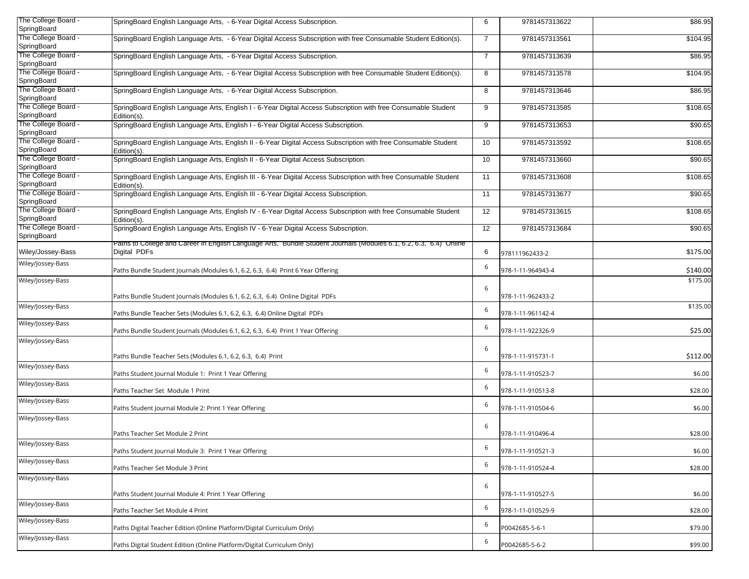| | | | | |
|---|---|---|---|---|
| The College Board - SpringBoard | SpringBoard English Language Arts, - 6-Year Digital Access Subscription. | 6 | 9781457313622 | $86.95 |
| The College Board - SpringBoard | SpringBoard English Language Arts, - 6-Year Digital Access Subscription with free Consumable Student Edition(s). | 7 | 9781457313561 | $104.95 |
| The College Board - SpringBoard | SpringBoard English Language Arts, - 6-Year Digital Access Subscription. | 7 | 9781457313639 | $86.95 |
| The College Board - SpringBoard | SpringBoard English Language Arts, - 6-Year Digital Access Subscription with free Consumable Student Edition(s). | 8 | 9781457313578 | $104.95 |
| The College Board - SpringBoard | SpringBoard English Language Arts, - 6-Year Digital Access Subscription. | 8 | 9781457313646 | $86.95 |
| The College Board - SpringBoard | SpringBoard English Language Arts, English I - 6-Year Digital Access Subscription with free Consumable Student Edition(s). | 9 | 9781457313585 | $108.65 |
| The College Board - SpringBoard | SpringBoard English Language Arts, English I - 6-Year Digital Access Subscription. | 9 | 9781457313653 | $90.65 |
| The College Board - SpringBoard | SpringBoard English Language Arts, English II - 6-Year Digital Access Subscription with free Consumable Student Edition(s). | 10 | 9781457313592 | $108.65 |
| The College Board - SpringBoard | SpringBoard English Language Arts, English II - 6-Year Digital Access Subscription. | 10 | 9781457313660 | $90.65 |
| The College Board - SpringBoard | SpringBoard English Language Arts, English III - 6-Year Digital Access Subscription with free Consumable Student Edition(s). | 11 | 9781457313608 | $108.65 |
| The College Board - SpringBoard | SpringBoard English Language Arts, English III - 6-Year Digital Access Subscription. | 11 | 9781457313677 | $90.65 |
| The College Board - SpringBoard | SpringBoard English Language Arts, English IV - 6-Year Digital Access Subscription with free Consumable Student Edition(s). | 12 | 9781457313615 | $108.65 |
| The College Board - SpringBoard | SpringBoard English Language Arts, English IV - 6-Year Digital Access Subscription. | 12 | 9781457313684 | $90.65 |
| Wiley/Jossey-Bass | Paths to College and Career in English Language Arts, Bundle Student Journals (Modules 6.1, 6.2, 6.3, 6.4) Online Digital PDFs | 6 | 978111962433-2 | $175.00 |
| Wiley/Jossey-Bass | Paths Bundle Student Journals (Modules 6.1, 6.2, 6.3, 6.4) Print 6 Year Offering | 6 | 978-1-11-964943-4 | $140.00 |
| Wiley/Jossey-Bass | Paths Bundle Student Journals (Modules 6.1, 6.2, 6.3, 6.4) Online Digital PDFs | 6 | 978-1-11-962433-2 | $175.00 |
| Wiley/Jossey-Bass | Paths Bundle Teacher Sets (Modules 6.1, 6.2, 6.3, 6.4) Online Digital PDFs | 6 | 978-1-11-961142-4 | $135.00 |
| Wiley/Jossey-Bass | Paths Bundle Student Journals (Modules 6.1, 6.2, 6.3, 6.4) Print 1 Year Offering | 6 | 978-1-11-922326-9 | $25.00 |
| Wiley/Jossey-Bass | Paths Bundle Teacher Sets (Modules 6.1, 6.2, 6.3, 6.4) Print | 6 | 978-1-11-915731-1 | $112.00 |
| Wiley/Jossey-Bass | Paths Student Journal Module 1: Print 1 Year Offering | 6 | 978-1-11-910523-7 | $6.00 |
| Wiley/Jossey-Bass | Paths Teacher Set Module 1 Print | 6 | 978-1-11-910513-8 | $28.00 |
| Wiley/Jossey-Bass | Paths Student Journal Module 2: Print 1 Year Offering | 6 | 978-1-11-910504-6 | $6.00 |
| Wiley/Jossey-Bass | Paths Teacher Set Module 2 Print | 6 | 978-1-11-910496-4 | $28.00 |
| Wiley/Jossey-Bass | Paths Student Journal Module 3: Print 1 Year Offering | 6 | 978-1-11-910521-3 | $6.00 |
| Wiley/Jossey-Bass | Paths Teacher Set Module 3 Print | 6 | 978-1-11-910524-4 | $28.00 |
| Wiley/Jossey-Bass | Paths Student Journal Module 4: Print 1 Year Offering | 6 | 978-1-11-910527-5 | $6.00 |
| Wiley/Jossey-Bass | Paths Teacher Set Module 4 Print | 6 | 978-1-11-010529-9 | $28.00 |
| Wiley/Jossey-Bass | Paths Digital Teacher Edition (Online Platform/Digital Curriculum Only) | 6 | P0042685-5-6-1 | $79.00 |
| Wiley/Jossey-Bass | Paths Digital Student Edition (Online Platform/Digital Curriculum Only) | 6 | P0042685-5-6-2 | $99.00 |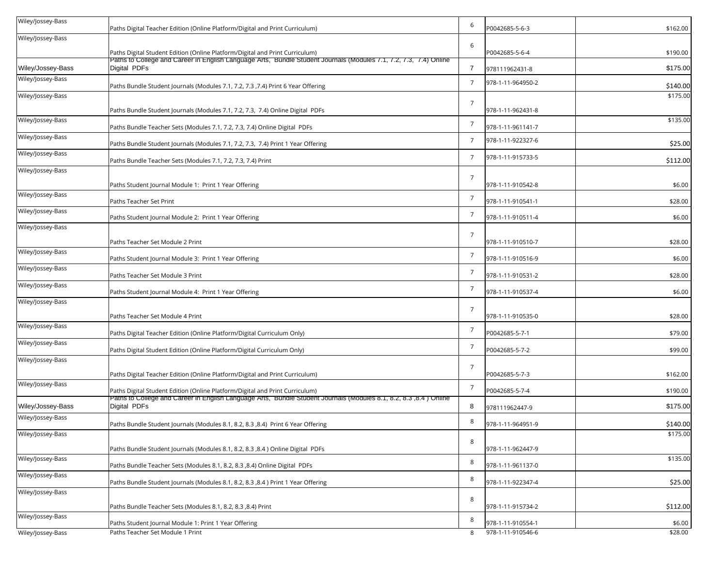| | | | | |
|---|---|---|---|---|
| Wiley/Jossey-Bass | Paths Digital Teacher Edition (Online Platform/Digital and Print Curriculum) | 6 | P0042685-5-6-3 | $162.00 |
| Wiley/Jossey-Bass | Paths Digital Student Edition (Online Platform/Digital and Print Curriculum) | 6 | P0042685-5-6-4 | $190.00 |
| Wiley/Jossey-Bass | Paths to College and Career in English Language Arts, Bundle Student Journals (Modules 7.1, 7.2, 7.3, 7.4) Online Digital PDFs | 7 | 978111962431-8 | $175.00 |
| Wiley/Jossey-Bass | Paths Bundle Student Journals (Modules 7.1, 7.2, 7.3 ,7.4) Print 6 Year Offering | 7 | 978-1-11-964950-2 | $140.00 |
| Wiley/Jossey-Bass | Paths Bundle Student Journals (Modules 7.1, 7.2, 7.3, 7.4) Online Digital PDFs | 7 | 978-1-11-962431-8 | $175.00 |
| Wiley/Jossey-Bass | Paths Bundle Teacher Sets (Modules 7.1, 7.2, 7.3, 7.4) Online Digital PDFs | 7 | 978-1-11-961141-7 | $135.00 |
| Wiley/Jossey-Bass | Paths Bundle Student Journals (Modules 7.1, 7.2, 7.3, 7.4) Print 1 Year Offering | 7 | 978-1-11-922327-6 | $25.00 |
| Wiley/Jossey-Bass | Paths Bundle Teacher Sets (Modules 7.1, 7.2, 7.3, 7.4) Print | 7 | 978-1-11-915733-5 | $112.00 |
| Wiley/Jossey-Bass | Paths Student Journal Module 1: Print 1 Year Offering | 7 | 978-1-11-910542-8 | $6.00 |
| Wiley/Jossey-Bass | Paths Teacher Set Print | 7 | 978-1-11-910541-1 | $28.00 |
| Wiley/Jossey-Bass | Paths Student Journal Module 2: Print 1 Year Offering | 7 | 978-1-11-910511-4 | $6.00 |
| Wiley/Jossey-Bass | Paths Teacher Set Module 2 Print | 7 | 978-1-11-910510-7 | $28.00 |
| Wiley/Jossey-Bass | Paths Student Journal Module 3: Print 1 Year Offering | 7 | 978-1-11-910516-9 | $6.00 |
| Wiley/Jossey-Bass | Paths Teacher Set Module 3 Print | 7 | 978-1-11-910531-2 | $28.00 |
| Wiley/Jossey-Bass | Paths Student Journal Module 4: Print 1 Year Offering | 7 | 978-1-11-910537-4 | $6.00 |
| Wiley/Jossey-Bass | Paths Teacher Set Module 4 Print | 7 | 978-1-11-910535-0 | $28.00 |
| Wiley/Jossey-Bass | Paths Digital Teacher Edition (Online Platform/Digital Curriculum Only) | 7 | P0042685-5-7-1 | $79.00 |
| Wiley/Jossey-Bass | Paths Digital Student Edition (Online Platform/Digital Curriculum Only) | 7 | P0042685-5-7-2 | $99.00 |
| Wiley/Jossey-Bass | Paths Digital Teacher Edition (Online Platform/Digital and Print Curriculum) | 7 | P0042685-5-7-3 | $162.00 |
| Wiley/Jossey-Bass | Paths Digital Student Edition (Online Platform/Digital and Print Curriculum) | 7 | P0042685-5-7-4 | $190.00 |
| Wiley/Jossey-Bass | Paths to College and Career in English Language Arts, Bundle Student Journals (Modules 8.1, 8.2, 8.3 ,8.4 ) Online Digital PDFs | 8 | 978111962447-9 | $175.00 |
| Wiley/Jossey-Bass | Paths Bundle Student Journals (Modules 8.1, 8.2, 8.3 ,8.4) Print 6 Year Offering | 8 | 978-1-11-964951-9 | $140.00 |
| Wiley/Jossey-Bass | Paths Bundle Student Journals (Modules 8.1, 8.2, 8.3 ,8.4 ) Online Digital PDFs | 8 | 978-1-11-962447-9 | $175.00 |
| Wiley/Jossey-Bass | Paths Bundle Teacher Sets (Modules 8.1, 8.2, 8.3 ,8.4) Online Digital PDFs | 8 | 978-1-11-961137-0 | $135.00 |
| Wiley/Jossey-Bass | Paths Bundle Student Journals (Modules 8.1, 8.2, 8.3 ,8.4 ) Print 1 Year Offering | 8 | 978-1-11-922347-4 | $25.00 |
| Wiley/Jossey-Bass | Paths Bundle Teacher Sets (Modules 8.1, 8.2, 8.3 ,8.4) Print | 8 | 978-1-11-915734-2 | $112.00 |
| Wiley/Jossey-Bass | Paths Student Journal Module 1: Print 1 Year Offering | 8 | 978-1-11-910554-1 | $6.00 |
| Wiley/Jossey-Bass | Paths Teacher Set Module 1 Print | 8 | 978-1-11-910546-6 | $28.00 |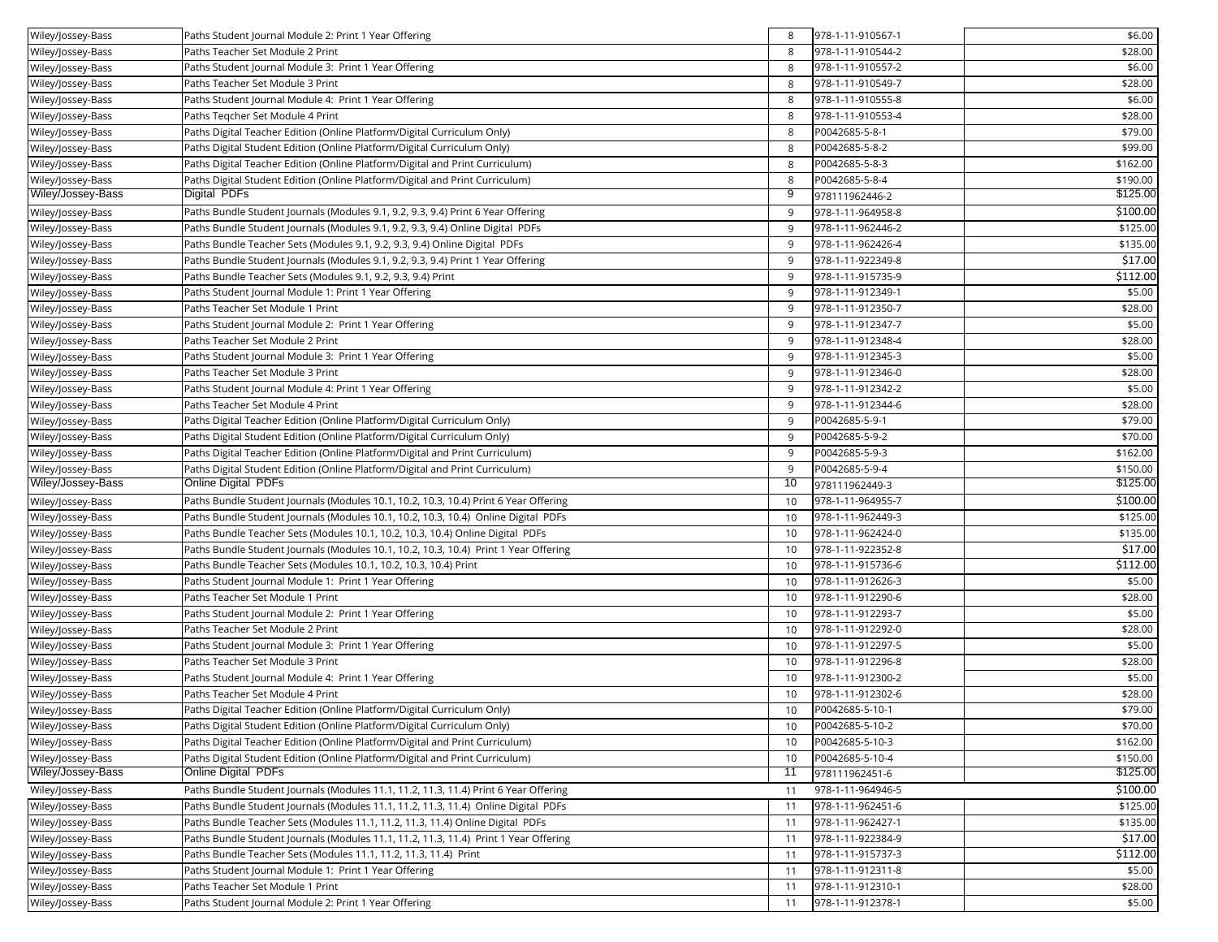| | | | | |
|---|---|---|---|---|
| Wiley/Jossey-Bass | Paths Student Journal Module 2: Print 1 Year Offering | 8 | 978-1-11-910567-1 | $6.00 |
| Wiley/Jossey-Bass | Paths Teacher Set Module 2 Print | 8 | 978-1-11-910544-2 | $28.00 |
| Wiley/Jossey-Bass | Paths Student Journal Module 3: Print 1 Year Offering | 8 | 978-1-11-910557-2 | $6.00 |
| Wiley/Jossey-Bass | Paths Teacher Set Module 3 Print | 8 | 978-1-11-910549-7 | $28.00 |
| Wiley/Jossey-Bass | Paths Student Journal Module 4: Print 1 Year Offering | 8 | 978-1-11-910555-8 | $6.00 |
| Wiley/Jossey-Bass | Paths Teqcher Set Module 4 Print | 8 | 978-1-11-910553-4 | $28.00 |
| Wiley/Jossey-Bass | Paths Digital Teacher Edition (Online Platform/Digital Curriculum Only) | 8 | P0042685-5-8-1 | $79.00 |
| Wiley/Jossey-Bass | Paths Digital Student Edition (Online Platform/Digital Curriculum Only) | 8 | P0042685-5-8-2 | $99.00 |
| Wiley/Jossey-Bass | Paths Digital Teacher Edition (Online Platform/Digital and Print Curriculum) | 8 | P0042685-5-8-3 | $162.00 |
| Wiley/Jossey-Bass | Paths Digital Student Edition (Online Platform/Digital and Print Curriculum) | 8 | P0042685-5-8-4 | $190.00 |
| Wiley/Jossey-Bass | Digital PDFs | 9 | 978111962446-2 | $125.00 |
| Wiley/Jossey-Bass | Paths Bundle Student Journals (Modules 9.1, 9.2, 9.3, 9.4) Print 6 Year Offering | 9 | 978-1-11-964958-8 | $100.00 |
| Wiley/Jossey-Bass | Paths Bundle Student Journals (Modules 9.1, 9.2, 9.3, 9.4) Online Digital PDFs | 9 | 978-1-11-962446-2 | $125.00 |
| Wiley/Jossey-Bass | Paths Bundle Teacher Sets (Modules 9.1, 9.2, 9.3, 9.4) Online Digital PDFs | 9 | 978-1-11-962426-4 | $135.00 |
| Wiley/Jossey-Bass | Paths Bundle Student Journals (Modules 9.1, 9.2, 9.3, 9.4) Print 1 Year Offering | 9 | 978-1-11-922349-8 | $17.00 |
| Wiley/Jossey-Bass | Paths Bundle Teacher Sets (Modules 9.1, 9.2, 9.3, 9.4) Print | 9 | 978-1-11-915735-9 | $112.00 |
| Wiley/Jossey-Bass | Paths Student Journal Module 1: Print 1 Year Offering | 9 | 978-1-11-912349-1 | $5.00 |
| Wiley/Jossey-Bass | Paths Teacher Set Module 1 Print | 9 | 978-1-11-912350-7 | $28.00 |
| Wiley/Jossey-Bass | Paths Student Journal Module 2: Print 1 Year Offering | 9 | 978-1-11-912347-7 | $5.00 |
| Wiley/Jossey-Bass | Paths Teacher Set Module 2 Print | 9 | 978-1-11-912348-4 | $28.00 |
| Wiley/Jossey-Bass | Paths Student Journal Module 3: Print 1 Year Offering | 9 | 978-1-11-912345-3 | $5.00 |
| Wiley/Jossey-Bass | Paths Teacher Set Module 3 Print | 9 | 978-1-11-912346-0 | $28.00 |
| Wiley/Jossey-Bass | Paths Student Journal Module 4: Print 1 Year Offering | 9 | 978-1-11-912342-2 | $5.00 |
| Wiley/Jossey-Bass | Paths Teacher Set Module 4 Print | 9 | 978-1-11-912344-6 | $28.00 |
| Wiley/Jossey-Bass | Paths Digital Teacher Edition (Online Platform/Digital Curriculum Only) | 9 | P0042685-5-9-1 | $79.00 |
| Wiley/Jossey-Bass | Paths Digital Student Edition (Online Platform/Digital Curriculum Only) | 9 | P0042685-5-9-2 | $70.00 |
| Wiley/Jossey-Bass | Paths Digital Teacher Edition (Online Platform/Digital and Print Curriculum) | 9 | P0042685-5-9-3 | $162.00 |
| Wiley/Jossey-Bass | Paths Digital Student Edition (Online Platform/Digital and Print Curriculum) | 9 | P0042685-5-9-4 | $150.00 |
| Wiley/Jossey-Bass | Online Digital PDFs | 10 | 978111962449-3 | $125.00 |
| Wiley/Jossey-Bass | Paths Bundle Student Journals (Modules 10.1, 10.2, 10.3, 10.4) Print 6 Year Offering | 10 | 978-1-11-964955-7 | $100.00 |
| Wiley/Jossey-Bass | Paths Bundle Student Journals (Modules 10.1, 10.2, 10.3, 10.4) Online Digital PDFs | 10 | 978-1-11-962449-3 | $125.00 |
| Wiley/Jossey-Bass | Paths Bundle Teacher Sets (Modules 10.1, 10.2, 10.3, 10.4) Online Digital PDFs | 10 | 978-1-11-962424-0 | $135.00 |
| Wiley/Jossey-Bass | Paths Bundle Student Journals (Modules 10.1, 10.2, 10.3, 10.4) Print 1 Year Offering | 10 | 978-1-11-922352-8 | $17.00 |
| Wiley/Jossey-Bass | Paths Bundle Teacher Sets (Modules 10.1, 10.2, 10.3, 10.4) Print | 10 | 978-1-11-915736-6 | $112.00 |
| Wiley/Jossey-Bass | Paths Student Journal Module 1: Print 1 Year Offering | 10 | 978-1-11-912626-3 | $5.00 |
| Wiley/Jossey-Bass | Paths Teacher Set Module 1 Print | 10 | 978-1-11-912290-6 | $28.00 |
| Wiley/Jossey-Bass | Paths Student Journal Module 2: Print 1 Year Offering | 10 | 978-1-11-912293-7 | $5.00 |
| Wiley/Jossey-Bass | Paths Teacher Set Module 2 Print | 10 | 978-1-11-912292-0 | $28.00 |
| Wiley/Jossey-Bass | Paths Student Journal Module 3: Print 1 Year Offering | 10 | 978-1-11-912297-5 | $5.00 |
| Wiley/Jossey-Bass | Paths Teacher Set Module 3 Print | 10 | 978-1-11-912296-8 | $28.00 |
| Wiley/Jossey-Bass | Paths Student Journal Module 4: Print 1 Year Offering | 10 | 978-1-11-912300-2 | $5.00 |
| Wiley/Jossey-Bass | Paths Teacher Set Module 4 Print | 10 | 978-1-11-912302-6 | $28.00 |
| Wiley/Jossey-Bass | Paths Digital Teacher Edition (Online Platform/Digital Curriculum Only) | 10 | P0042685-5-10-1 | $79.00 |
| Wiley/Jossey-Bass | Paths Digital Student Edition (Online Platform/Digital Curriculum Only) | 10 | P0042685-5-10-2 | $70.00 |
| Wiley/Jossey-Bass | Paths Digital Teacher Edition (Online Platform/Digital and Print Curriculum) | 10 | P0042685-5-10-3 | $162.00 |
| Wiley/Jossey-Bass | Paths Digital Student Edition (Online Platform/Digital and Print Curriculum) | 10 | P0042685-5-10-4 | $150.00 |
| Wiley/Jossey-Bass | Online Digital PDFs | 11 | 978111962451-6 | $125.00 |
| Wiley/Jossey-Bass | Paths Bundle Student Journals (Modules 11.1, 11.2, 11.3, 11.4) Print 6 Year Offering | 11 | 978-1-11-964946-5 | $100.00 |
| Wiley/Jossey-Bass | Paths Bundle Student Journals (Modules 11.1, 11.2, 11.3, 11.4) Online Digital PDFs | 11 | 978-1-11-962451-6 | $125.00 |
| Wiley/Jossey-Bass | Paths Bundle Teacher Sets (Modules 11.1, 11.2, 11.3, 11.4) Online Digital PDFs | 11 | 978-1-11-962427-1 | $135.00 |
| Wiley/Jossey-Bass | Paths Bundle Student Journals (Modules 11.1, 11.2, 11.3, 11.4) Print 1 Year Offering | 11 | 978-1-11-922384-9 | $17.00 |
| Wiley/Jossey-Bass | Paths Bundle Teacher Sets (Modules 11.1, 11.2, 11.3, 11.4) Print | 11 | 978-1-11-915737-3 | $112.00 |
| Wiley/Jossey-Bass | Paths Student Journal Module 1: Print 1 Year Offering | 11 | 978-1-11-912311-8 | $5.00 |
| Wiley/Jossey-Bass | Paths Teacher Set Module 1 Print | 11 | 978-1-11-912310-1 | $28.00 |
| Wiley/Jossey-Bass | Paths Student Journal Module 2: Print 1 Year Offering | 11 | 978-1-11-912378-1 | $5.00 |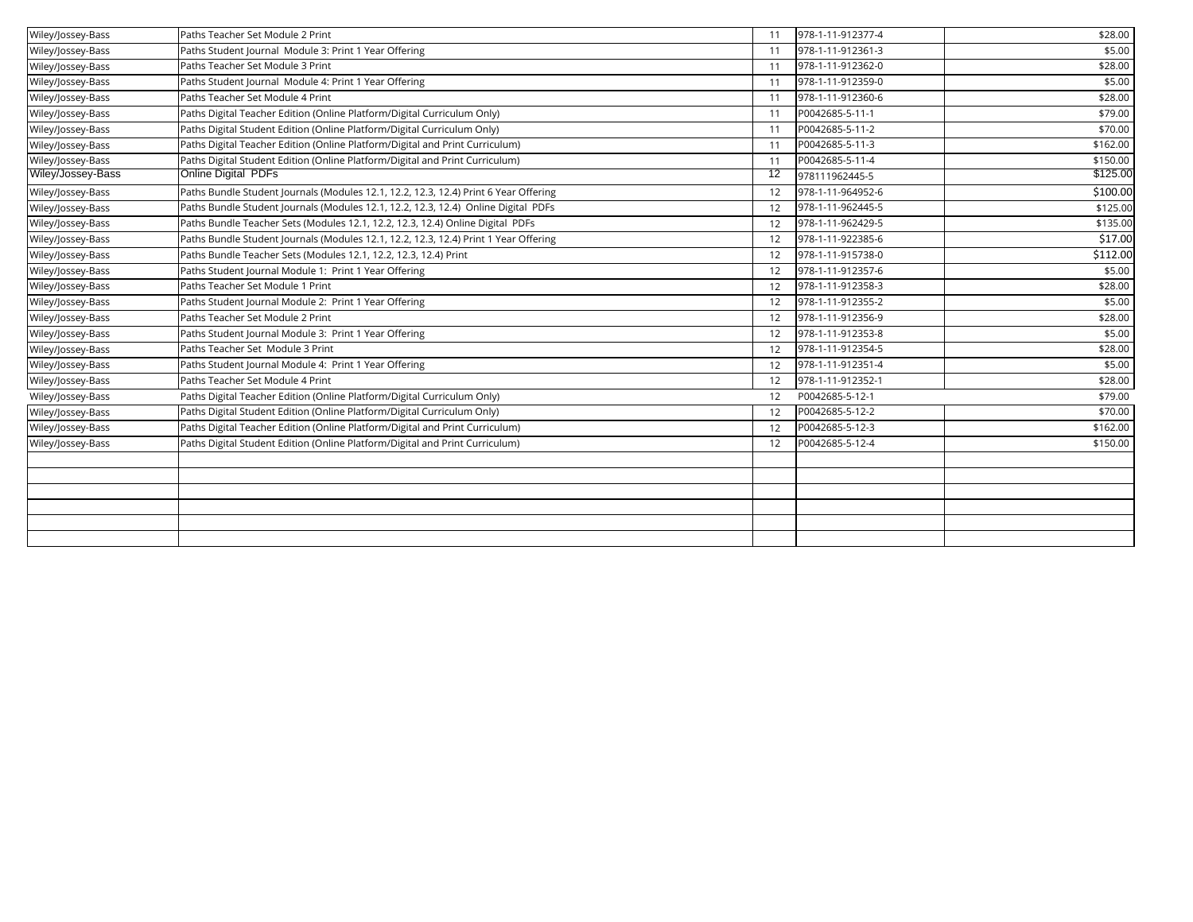| | | | | |
|---|---|---|---|---|
| Wiley/Jossey-Bass | Paths Teacher Set Module 2 Print | 11 | 978-1-11-912377-4 | $28.00 |
| Wiley/Jossey-Bass | Paths Student Journal Module 3: Print 1 Year Offering | 11 | 978-1-11-912361-3 | $5.00 |
| Wiley/Jossey-Bass | Paths Teacher Set Module 3 Print | 11 | 978-1-11-912362-0 | $28.00 |
| Wiley/Jossey-Bass | Paths Student Journal Module 4: Print 1 Year Offering | 11 | 978-1-11-912359-0 | $5.00 |
| Wiley/Jossey-Bass | Paths Teacher Set Module 4 Print | 11 | 978-1-11-912360-6 | $28.00 |
| Wiley/Jossey-Bass | Paths Digital Teacher Edition (Online Platform/Digital Curriculum Only) | 11 | P0042685-5-11-1 | $79.00 |
| Wiley/Jossey-Bass | Paths Digital Student Edition (Online Platform/Digital Curriculum Only) | 11 | P0042685-5-11-2 | $70.00 |
| Wiley/Jossey-Bass | Paths Digital Teacher Edition (Online Platform/Digital and Print Curriculum) | 11 | P0042685-5-11-3 | $162.00 |
| Wiley/Jossey-Bass | Paths Digital Student Edition (Online Platform/Digital and Print Curriculum) | 11 | P0042685-5-11-4 | $150.00 |
| Wiley/Jossey-Bass | Online Digital PDFs | 12 | 978111962445-5 | $125.00 |
| Wiley/Jossey-Bass | Paths Bundle Student Journals (Modules 12.1, 12.2, 12.3, 12.4) Print 6 Year Offering | 12 | 978-1-11-964952-6 | $100.00 |
| Wiley/Jossey-Bass | Paths Bundle Student Journals (Modules 12.1, 12.2, 12.3, 12.4) Online Digital PDFs | 12 | 978-1-11-962445-5 | $125.00 |
| Wiley/Jossey-Bass | Paths Bundle Teacher Sets (Modules 12.1, 12.2, 12.3, 12.4) Online Digital PDFs | 12 | 978-1-11-962429-5 | $135.00 |
| Wiley/Jossey-Bass | Paths Bundle Student Journals (Modules 12.1, 12.2, 12.3, 12.4) Print 1 Year Offering | 12 | 978-1-11-922385-6 | $17.00 |
| Wiley/Jossey-Bass | Paths Bundle Teacher Sets (Modules 12.1, 12.2, 12.3, 12.4) Print | 12 | 978-1-11-915738-0 | $112.00 |
| Wiley/Jossey-Bass | Paths Student Journal Module 1: Print 1 Year Offering | 12 | 978-1-11-912357-6 | $5.00 |
| Wiley/Jossey-Bass | Paths Teacher Set Module 1 Print | 12 | 978-1-11-912358-3 | $28.00 |
| Wiley/Jossey-Bass | Paths Student Journal Module 2: Print 1 Year Offering | 12 | 978-1-11-912355-2 | $5.00 |
| Wiley/Jossey-Bass | Paths Teacher Set Module 2 Print | 12 | 978-1-11-912356-9 | $28.00 |
| Wiley/Jossey-Bass | Paths Student Journal Module 3: Print 1 Year Offering | 12 | 978-1-11-912353-8 | $5.00 |
| Wiley/Jossey-Bass | Paths Teacher Set Module 3 Print | 12 | 978-1-11-912354-5 | $28.00 |
| Wiley/Jossey-Bass | Paths Student Journal Module 4: Print 1 Year Offering | 12 | 978-1-11-912351-4 | $5.00 |
| Wiley/Jossey-Bass | Paths Teacher Set Module 4 Print | 12 | 978-1-11-912352-1 | $28.00 |
| Wiley/Jossey-Bass | Paths Digital Teacher Edition (Online Platform/Digital Curriculum Only) | 12 | P0042685-5-12-1 | $79.00 |
| Wiley/Jossey-Bass | Paths Digital Student Edition (Online Platform/Digital Curriculum Only) | 12 | P0042685-5-12-2 | $70.00 |
| Wiley/Jossey-Bass | Paths Digital Teacher Edition (Online Platform/Digital and Print Curriculum) | 12 | P0042685-5-12-3 | $162.00 |
| Wiley/Jossey-Bass | Paths Digital Student Edition (Online Platform/Digital and Print Curriculum) | 12 | P0042685-5-12-4 | $150.00 |
| | | | | |
| | | | | |
| | | | | |
| | | | | |
| | | | | |
| | | | | |